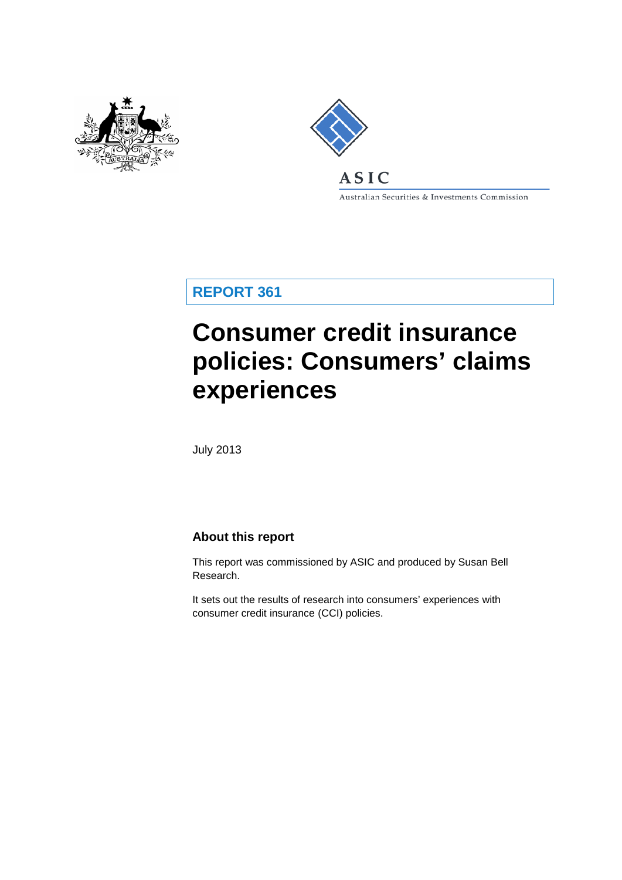ASIC

Australian Securities & Investments Commission

**REPORT 361**

# Consumer credit insurance policies: Consumers' claims experiences

July 2013

## About this report

This report was commissioned by ASIC and produced by Susan Bell Research.

It sets out the results of research into consumers' experiences with consumer credit insurance (CCI) policies.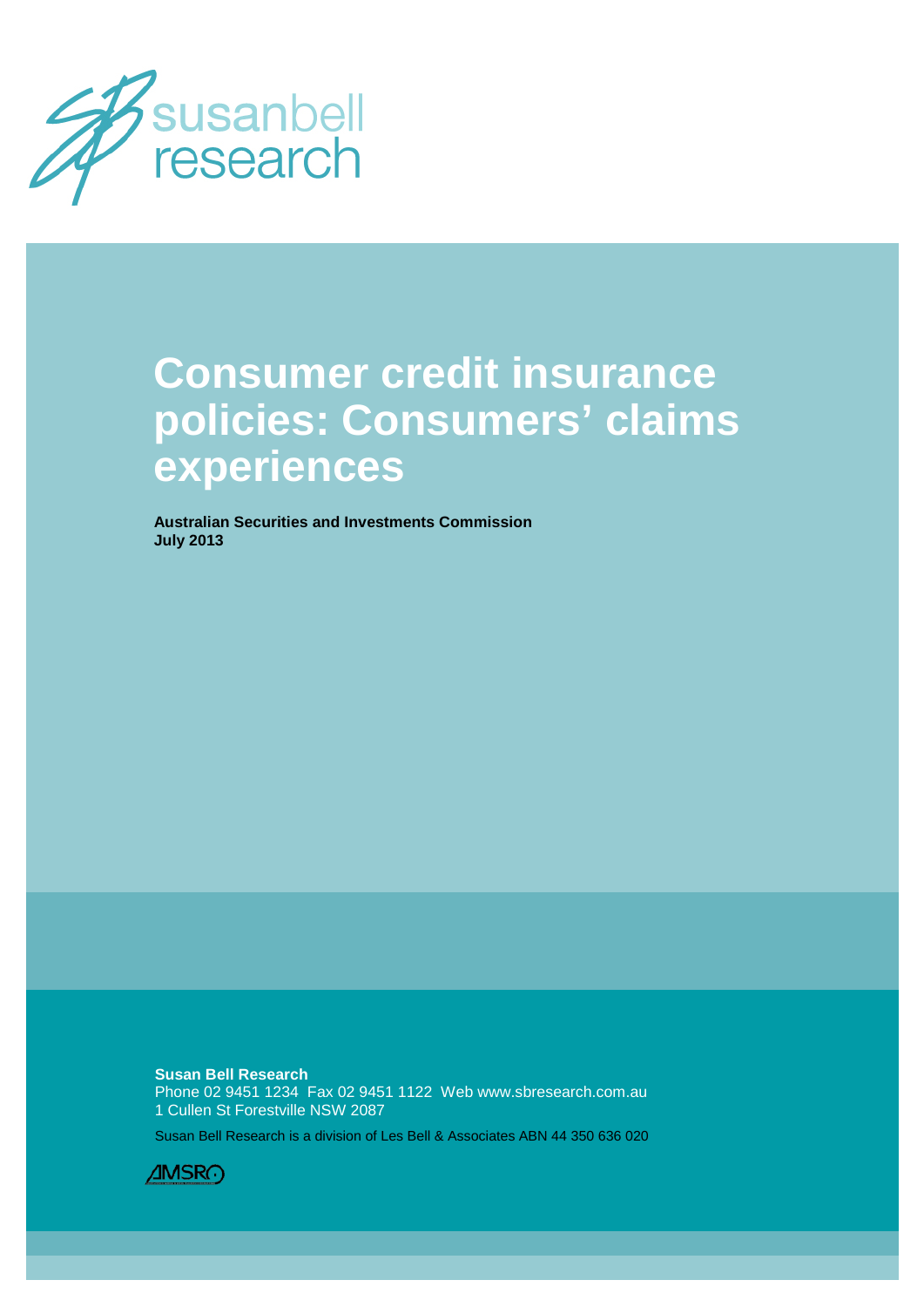susanbell research

# Consumer credit insurance policies: Consumers' claims experiences

**Australian Securities and Investments Commission**
**July 2013**

**Susan Bell Research**
Phone 02 9451 1234 Fax 02 9451 1122 Web www.sbresearch.com.au
1 Cullen St Forestville NSW 2087

Susan Bell Research is a division of Les Bell & Associates ABN 44 350 636 020

AMSRO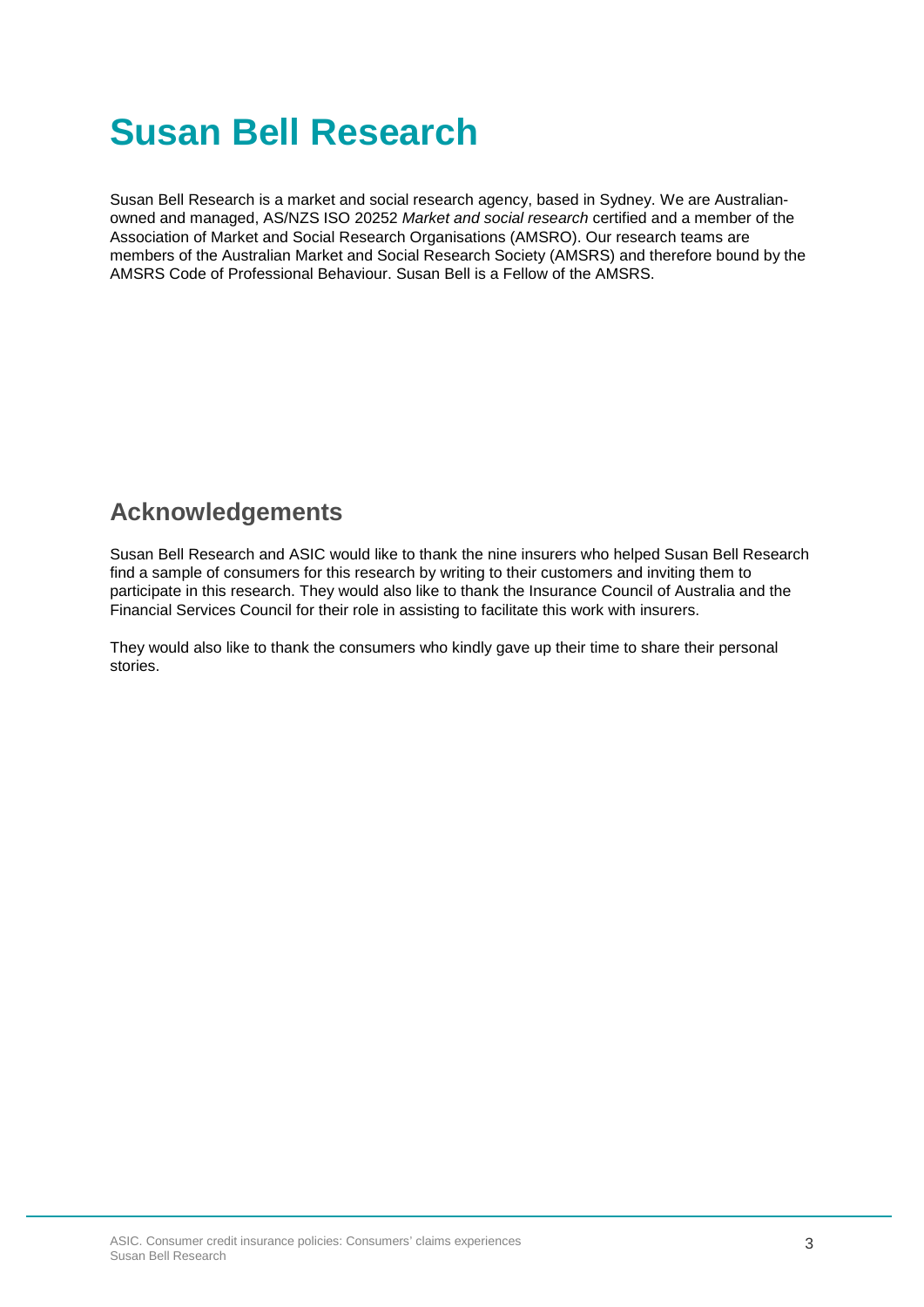# Susan Bell Research

Susan Bell Research is a market and social research agency, based in Sydney. We are Australian-owned and managed, AS/NZS ISO 20252 *Market and social research* certified and a member of the Association of Market and Social Research Organisations (AMSRO). Our research teams are members of the Australian Market and Social Research Society (AMSRS) and therefore bound by the AMSRS Code of Professional Behaviour. Susan Bell is a Fellow of the AMSRS.

## Acknowledgements

Susan Bell Research and ASIC would like to thank the nine insurers who helped Susan Bell Research find a sample of consumers for this research by writing to their customers and inviting them to participate in this research. They would also like to thank the Insurance Council of Australia and the Financial Services Council for their role in assisting to facilitate this work with insurers.

They would also like to thank the consumers who kindly gave up their time to share their personal stories.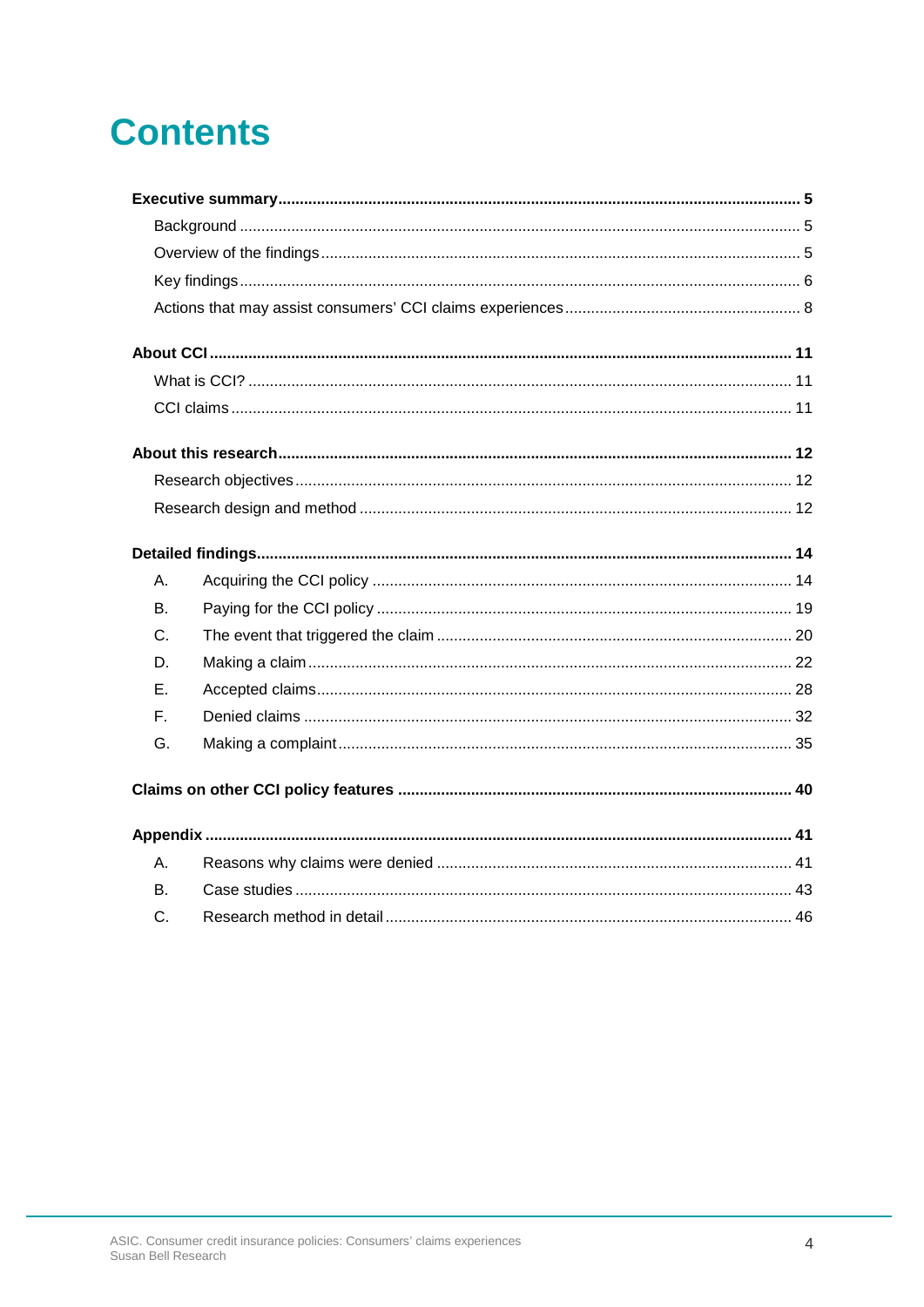# Contents

**Executive summary** ........ **5**
- Background ........ 5
- Overview of the findings ........ 5
- Key findings ........ 6
- Actions that may assist consumers' CCI claims experiences ........ 8

**About CCI** ........ **11**
- What is CCI? ........ 11
- CCI claims ........ 11

**About this research** ........ **12**
- Research objectives ........ 12
- Research design and method ........ 12

**Detailed findings** ........ **14**
- A. Acquiring the CCI policy ........ 14
- B. Paying for the CCI policy ........ 19
- C. The event that triggered the claim ........ 20
- D. Making a claim ........ 22
- E. Accepted claims ........ 28
- F. Denied claims ........ 32
- G. Making a complaint ........ 35

**Claims on other CCI policy features** ........ **40**

**Appendix** ........ **41**
- A. Reasons why claims were denied ........ 41
- B. Case studies ........ 43
- C. Research method in detail ........ 46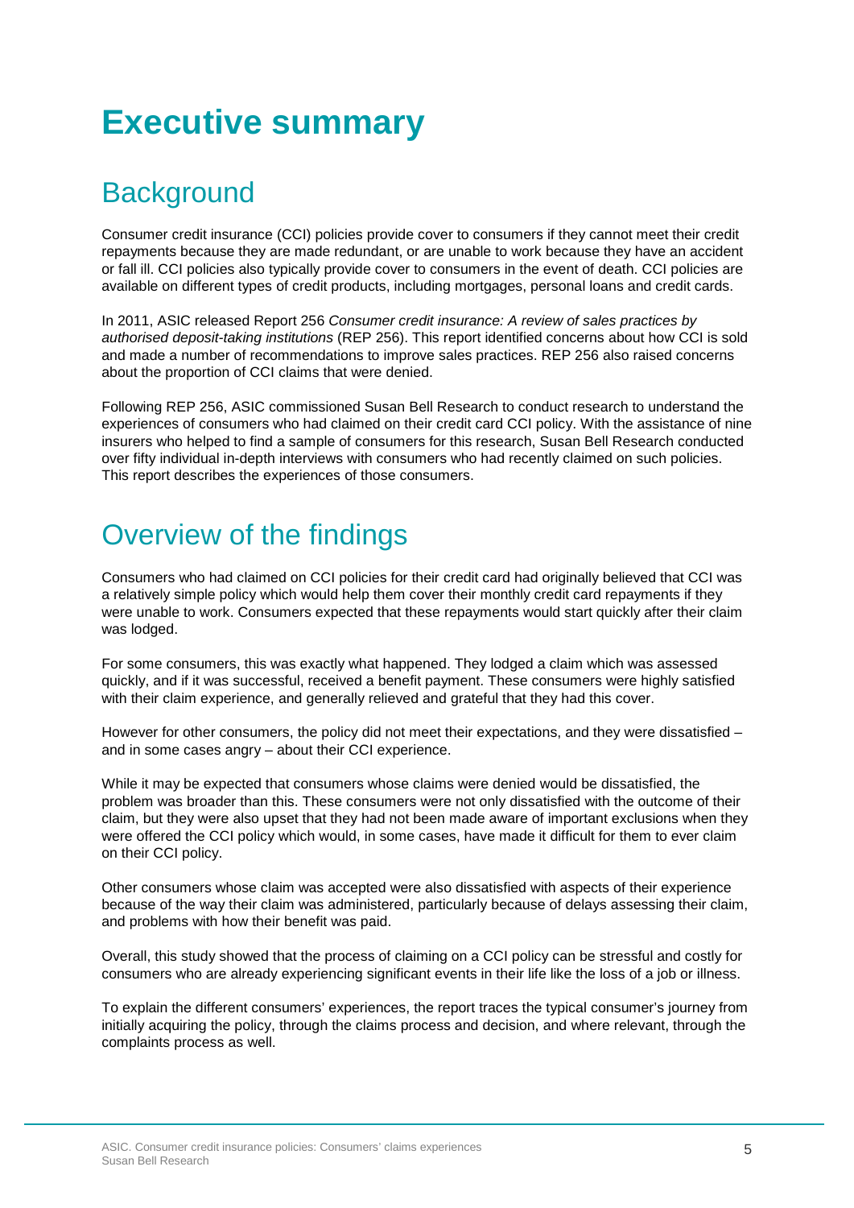# Executive summary

## Background

Consumer credit insurance (CCI) policies provide cover to consumers if they cannot meet their credit repayments because they are made redundant, or are unable to work because they have an accident or fall ill. CCI policies also typically provide cover to consumers in the event of death. CCI policies are available on different types of credit products, including mortgages, personal loans and credit cards.

In 2011, ASIC released Report 256 *Consumer credit insurance: A review of sales practices by authorised deposit-taking institutions* (REP 256). This report identified concerns about how CCI is sold and made a number of recommendations to improve sales practices. REP 256 also raised concerns about the proportion of CCI claims that were denied.

Following REP 256, ASIC commissioned Susan Bell Research to conduct research to understand the experiences of consumers who had claimed on their credit card CCI policy. With the assistance of nine insurers who helped to find a sample of consumers for this research, Susan Bell Research conducted over fifty individual in-depth interviews with consumers who had recently claimed on such policies. This report describes the experiences of those consumers.

## Overview of the findings

Consumers who had claimed on CCI policies for their credit card had originally believed that CCI was a relatively simple policy which would help them cover their monthly credit card repayments if they were unable to work. Consumers expected that these repayments would start quickly after their claim was lodged.

For some consumers, this was exactly what happened. They lodged a claim which was assessed quickly, and if it was successful, received a benefit payment. These consumers were highly satisfied with their claim experience, and generally relieved and grateful that they had this cover.

However for other consumers, the policy did not meet their expectations, and they were dissatisfied – and in some cases angry – about their CCI experience.

While it may be expected that consumers whose claims were denied would be dissatisfied, the problem was broader than this. These consumers were not only dissatisfied with the outcome of their claim, but they were also upset that they had not been made aware of important exclusions when they were offered the CCI policy which would, in some cases, have made it difficult for them to ever claim on their CCI policy.

Other consumers whose claim was accepted were also dissatisfied with aspects of their experience because of the way their claim was administered, particularly because of delays assessing their claim, and problems with how their benefit was paid.

Overall, this study showed that the process of claiming on a CCI policy can be stressful and costly for consumers who are already experiencing significant events in their life like the loss of a job or illness.

To explain the different consumers' experiences, the report traces the typical consumer's journey from initially acquiring the policy, through the claims process and decision, and where relevant, through the complaints process as well.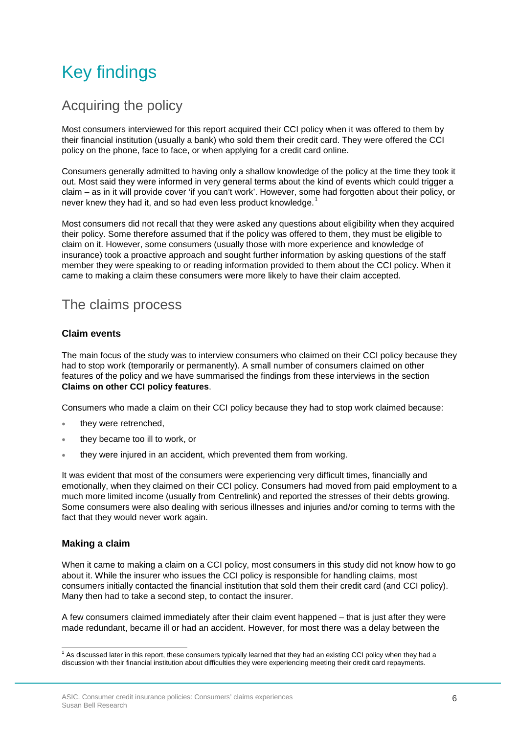# Key findings

## Acquiring the policy

Most consumers interviewed for this report acquired their CCI policy when it was offered to them by their financial institution (usually a bank) who sold them their credit card. They were offered the CCI policy on the phone, face to face, or when applying for a credit card online.

Consumers generally admitted to having only a shallow knowledge of the policy at the time they took it out. Most said they were informed in very general terms about the kind of events which could trigger a claim – as in it will provide cover 'if you can't work'. However, some had forgotten about their policy, or never knew they had it, and so had even less product knowledge.[1]

Most consumers did not recall that they were asked any questions about eligibility when they acquired their policy. Some therefore assumed that if the policy was offered to them, they must be eligible to claim on it. However, some consumers (usually those with more experience and knowledge of insurance) took a proactive approach and sought further information by asking questions of the staff member they were speaking to or reading information provided to them about the CCI policy. When it came to making a claim these consumers were more likely to have their claim accepted.

## The claims process

### Claim events

The main focus of the study was to interview consumers who claimed on their CCI policy because they had to stop work (temporarily or permanently). A small number of consumers claimed on other features of the policy and we have summarised the findings from these interviews in the section **Claims on other CCI policy features**.

Consumers who made a claim on their CCI policy because they had to stop work claimed because:

- they were retrenched,
- they became too ill to work, or
- they were injured in an accident, which prevented them from working.

It was evident that most of the consumers were experiencing very difficult times, financially and emotionally, when they claimed on their CCI policy. Consumers had moved from paid employment to a much more limited income (usually from Centrelink) and reported the stresses of their debts growing. Some consumers were also dealing with serious illnesses and injuries and/or coming to terms with the fact that they would never work again.

### Making a claim

When it came to making a claim on a CCI policy, most consumers in this study did not know how to go about it. While the insurer who issues the CCI policy is responsible for handling claims, most consumers initially contacted the financial institution that sold them their credit card (and CCI policy). Many then had to take a second step, to contact the insurer.

A few consumers claimed immediately after their claim event happened – that is just after they were made redundant, became ill or had an accident. However, for most there was a delay between the

[1] As discussed later in this report, these consumers typically learned that they had an existing CCI policy when they had a discussion with their financial institution about difficulties they were experiencing meeting their credit card repayments.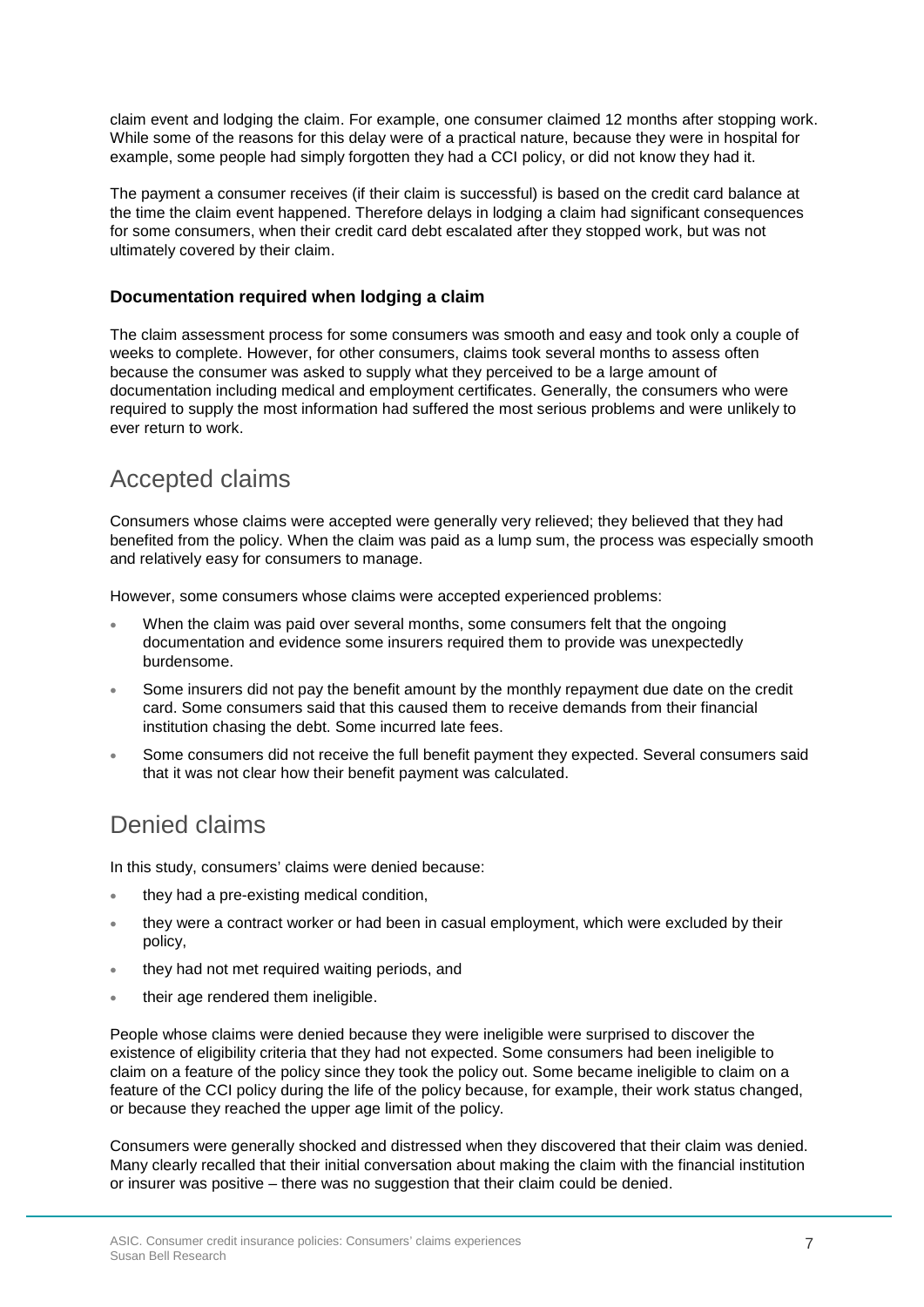claim event and lodging the claim. For example, one consumer claimed 12 months after stopping work. While some of the reasons for this delay were of a practical nature, because they were in hospital for example, some people had simply forgotten they had a CCI policy, or did not know they had it.

The payment a consumer receives (if their claim is successful) is based on the credit card balance at the time the claim event happened. Therefore delays in lodging a claim had significant consequences for some consumers, when their credit card debt escalated after they stopped work, but was not ultimately covered by their claim.

### Documentation required when lodging a claim

The claim assessment process for some consumers was smooth and easy and took only a couple of weeks to complete. However, for other consumers, claims took several months to assess often because the consumer was asked to supply what they perceived to be a large amount of documentation including medical and employment certificates. Generally, the consumers who were required to supply the most information had suffered the most serious problems and were unlikely to ever return to work.

## Accepted claims

Consumers whose claims were accepted were generally very relieved; they believed that they had benefited from the policy. When the claim was paid as a lump sum, the process was especially smooth and relatively easy for consumers to manage.

However, some consumers whose claims were accepted experienced problems:

- When the claim was paid over several months, some consumers felt that the ongoing documentation and evidence some insurers required them to provide was unexpectedly burdensome.
- Some insurers did not pay the benefit amount by the monthly repayment due date on the credit card. Some consumers said that this caused them to receive demands from their financial institution chasing the debt. Some incurred late fees.
- Some consumers did not receive the full benefit payment they expected. Several consumers said that it was not clear how their benefit payment was calculated.

## Denied claims

In this study, consumers' claims were denied because:

- they had a pre-existing medical condition,
- they were a contract worker or had been in casual employment, which were excluded by their policy,
- they had not met required waiting periods, and
- their age rendered them ineligible.

People whose claims were denied because they were ineligible were surprised to discover the existence of eligibility criteria that they had not expected. Some consumers had been ineligible to claim on a feature of the policy since they took the policy out. Some became ineligible to claim on a feature of the CCI policy during the life of the policy because, for example, their work status changed, or because they reached the upper age limit of the policy.

Consumers were generally shocked and distressed when they discovered that their claim was denied. Many clearly recalled that their initial conversation about making the claim with the financial institution or insurer was positive – there was no suggestion that their claim could be denied.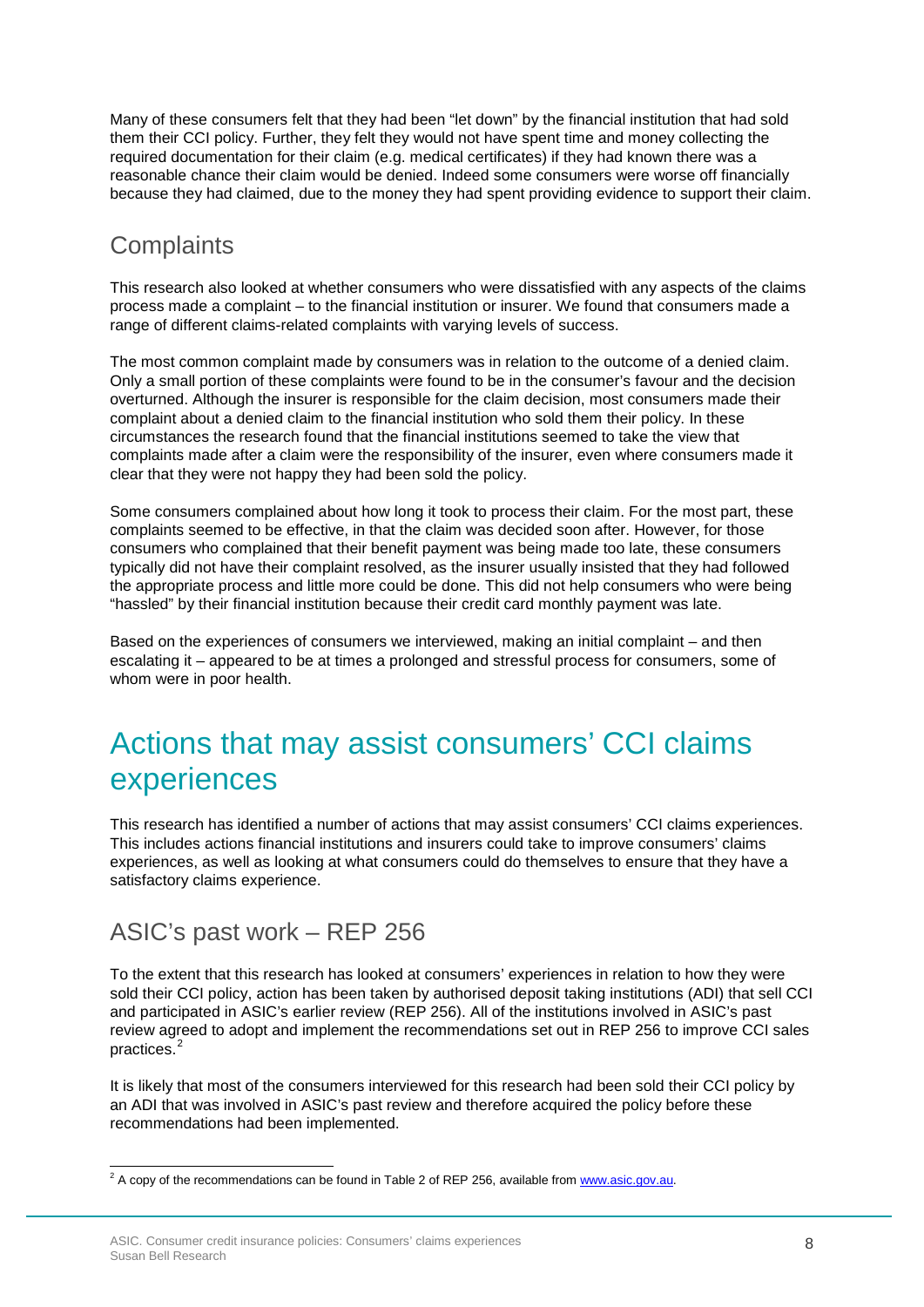Many of these consumers felt that they had been "let down" by the financial institution that had sold them their CCI policy. Further, they felt they would not have spent time and money collecting the required documentation for their claim (e.g. medical certificates) if they had known there was a reasonable chance their claim would be denied. Indeed some consumers were worse off financially because they had claimed, due to the money they had spent providing evidence to support their claim.

## Complaints

This research also looked at whether consumers who were dissatisfied with any aspects of the claims process made a complaint – to the financial institution or insurer. We found that consumers made a range of different claims-related complaints with varying levels of success.

The most common complaint made by consumers was in relation to the outcome of a denied claim. Only a small portion of these complaints were found to be in the consumer's favour and the decision overturned. Although the insurer is responsible for the claim decision, most consumers made their complaint about a denied claim to the financial institution who sold them their policy. In these circumstances the research found that the financial institutions seemed to take the view that complaints made after a claim were the responsibility of the insurer, even where consumers made it clear that they were not happy they had been sold the policy.

Some consumers complained about how long it took to process their claim. For the most part, these complaints seemed to be effective, in that the claim was decided soon after. However, for those consumers who complained that their benefit payment was being made too late, these consumers typically did not have their complaint resolved, as the insurer usually insisted that they had followed the appropriate process and little more could be done. This did not help consumers who were being "hassled" by their financial institution because their credit card monthly payment was late.

Based on the experiences of consumers we interviewed, making an initial complaint – and then escalating it – appeared to be at times a prolonged and stressful process for consumers, some of whom were in poor health.

# Actions that may assist consumers' CCI claims experiences

This research has identified a number of actions that may assist consumers' CCI claims experiences. This includes actions financial institutions and insurers could take to improve consumers' claims experiences, as well as looking at what consumers could do themselves to ensure that they have a satisfactory claims experience.

## ASIC's past work – REP 256

To the extent that this research has looked at consumers' experiences in relation to how they were sold their CCI policy, action has been taken by authorised deposit taking institutions (ADI) that sell CCI and participated in ASIC's earlier review (REP 256). All of the institutions involved in ASIC's past review agreed to adopt and implement the recommendations set out in REP 256 to improve CCI sales practices.[2]

It is likely that most of the consumers interviewed for this research had been sold their CCI policy by an ADI that was involved in ASIC's past review and therefore acquired the policy before these recommendations had been implemented.

[2] A copy of the recommendations can be found in Table 2 of REP 256, available from www.asic.gov.au.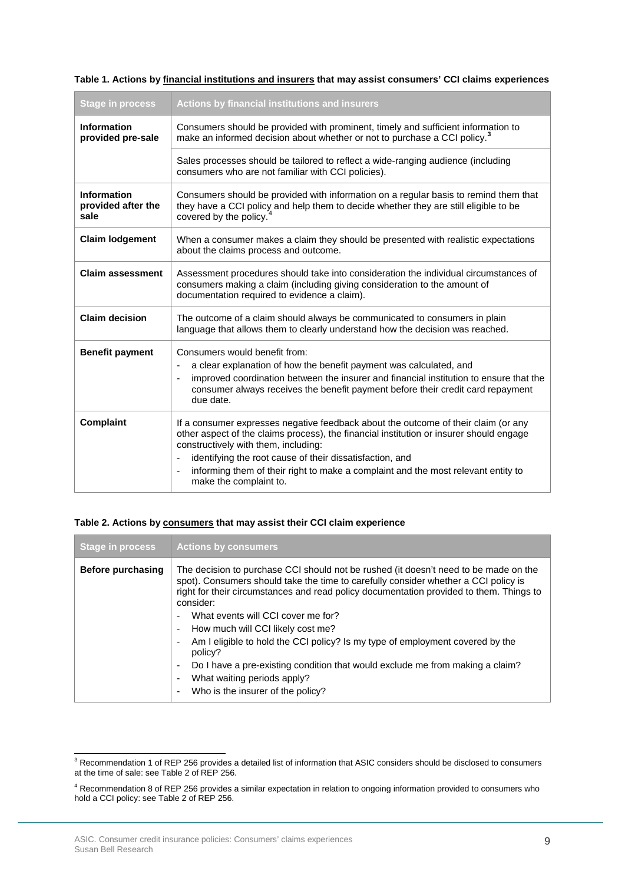**Table 1. Actions by <u>financial institutions and insurers</u> that may assist consumers' CCI claims experiences**

| Stage in process | Actions by financial institutions and insurers |
| --- | --- |
| **Information provided pre-sale** | Consumers should be provided with prominent, timely and sufficient information to make an informed decision about whether or not to purchase a CCI policy.[3] |
| | Sales processes should be tailored to reflect a wide-ranging audience (including consumers who are not familiar with CCI policies). |
| **Information provided after the sale** | Consumers should be provided with information on a regular basis to remind them that they have a CCI policy and help them to decide whether they are still eligible to be covered by the policy.[4] |
| **Claim lodgement** | When a consumer makes a claim they should be presented with realistic expectations about the claims process and outcome. |
| **Claim assessment** | Assessment procedures should take into consideration the individual circumstances of consumers making a claim (including giving consideration to the amount of documentation required to evidence a claim). |
| **Claim decision** | The outcome of a claim should always be communicated to consumers in plain language that allows them to clearly understand how the decision was reached. |
| **Benefit payment** | Consumers would benefit from: <br>- a clear explanation of how the benefit payment was calculated, and <br>- improved coordination between the insurer and financial institution to ensure that the consumer always receives the benefit payment before their credit card repayment due date. |
| **Complaint** | If a consumer expresses negative feedback about the outcome of their claim (or any other aspect of the claims process), the financial institution or insurer should engage constructively with them, including: <br>- identifying the root cause of their dissatisfaction, and <br>- informing them of their right to make a complaint and the most relevant entity to make the complaint to. |

**Table 2. Actions by <u>consumers</u> that may assist their CCI claim experience**

| Stage in process | Actions by consumers |
| --- | --- |
| **Before purchasing** | The decision to purchase CCI should not be rushed (it doesn't need to be made on the spot). Consumers should take the time to carefully consider whether a CCI policy is right for their circumstances and read policy documentation provided to them. Things to consider: <br>- What events will CCI cover me for? <br>- How much will CCI likely cost me? <br>- Am I eligible to hold the CCI policy? Is my type of employment covered by the policy? <br>- Do I have a pre-existing condition that would exclude me from making a claim? <br>- What waiting periods apply? <br>- Who is the insurer of the policy? |

---

[3] Recommendation 1 of REP 256 provides a detailed list of information that ASIC considers should be disclosed to consumers at the time of sale: see Table 2 of REP 256.

[4] Recommendation 8 of REP 256 provides a similar expectation in relation to ongoing information provided to consumers who hold a CCI policy: see Table 2 of REP 256.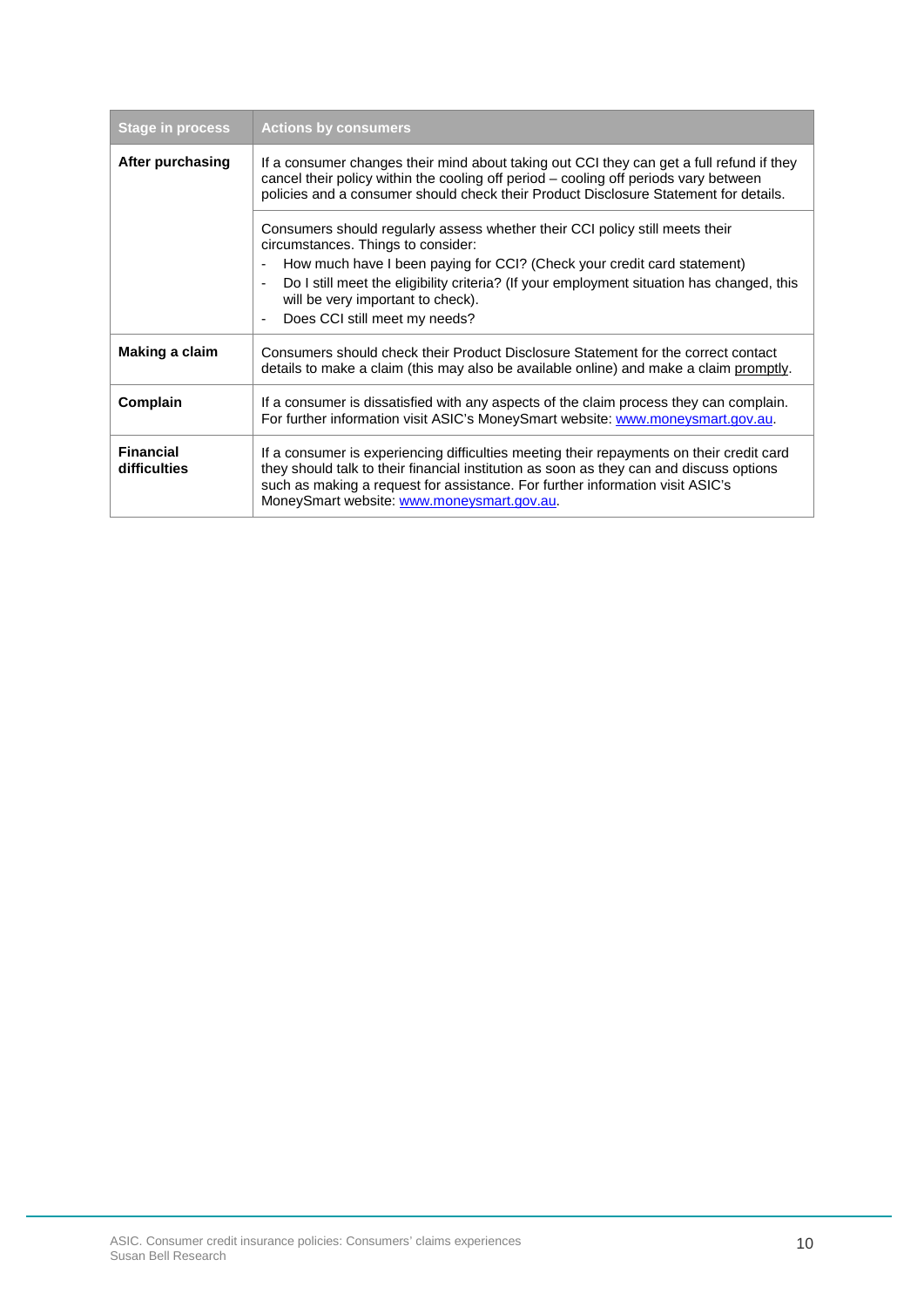| Stage in process | Actions by consumers |
|---|---|
| **After purchasing** | If a consumer changes their mind about taking out CCI they can get a full refund if they cancel their policy within the cooling off period – cooling off periods vary between policies and a consumer should check their Product Disclosure Statement for details. |
| | Consumers should regularly assess whether their CCI policy still meets their circumstances. Things to consider:<br>- How much have I been paying for CCI? (Check your credit card statement)<br>- Do I still meet the eligibility criteria? (If your employment situation has changed, this will be very important to check).<br>- Does CCI still meet my needs? |
| **Making a claim** | Consumers should check their Product Disclosure Statement for the correct contact details to make a claim (this may also be available online) and make a claim promptly. |
| **Complain** | If a consumer is dissatisfied with any aspects of the claim process they can complain. For further information visit ASIC's MoneySmart website: www.moneysmart.gov.au. |
| **Financial difficulties** | If a consumer is experiencing difficulties meeting their repayments on their credit card they should talk to their financial institution as soon as they can and discuss options such as making a request for assistance. For further information visit ASIC's MoneySmart website: www.moneysmart.gov.au. |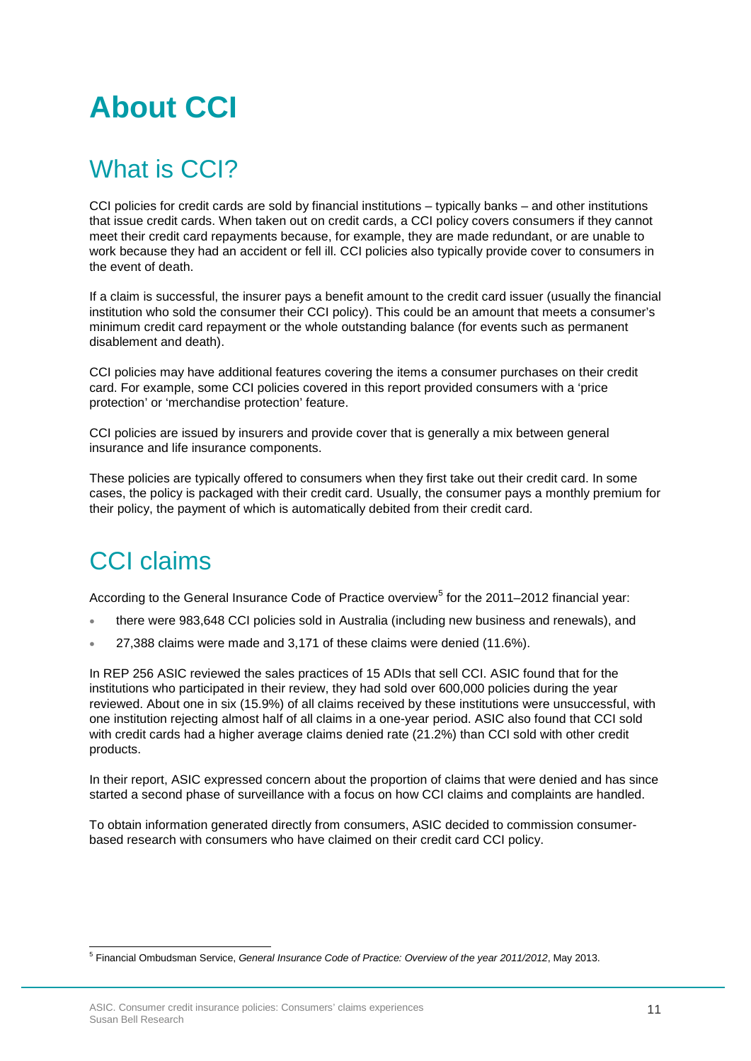# About CCI

## What is CCI?

CCI policies for credit cards are sold by financial institutions – typically banks – and other institutions that issue credit cards. When taken out on credit cards, a CCI policy covers consumers if they cannot meet their credit card repayments because, for example, they are made redundant, or are unable to work because they had an accident or fell ill. CCI policies also typically provide cover to consumers in the event of death.

If a claim is successful, the insurer pays a benefit amount to the credit card issuer (usually the financial institution who sold the consumer their CCI policy). This could be an amount that meets a consumer's minimum credit card repayment or the whole outstanding balance (for events such as permanent disablement and death).

CCI policies may have additional features covering the items a consumer purchases on their credit card. For example, some CCI policies covered in this report provided consumers with a 'price protection' or 'merchandise protection' feature.

CCI policies are issued by insurers and provide cover that is generally a mix between general insurance and life insurance components.

These policies are typically offered to consumers when they first take out their credit card. In some cases, the policy is packaged with their credit card. Usually, the consumer pays a monthly premium for their policy, the payment of which is automatically debited from their credit card.

## CCI claims

According to the General Insurance Code of Practice overview[5] for the 2011–2012 financial year:

- there were 983,648 CCI policies sold in Australia (including new business and renewals), and
- 27,388 claims were made and 3,171 of these claims were denied (11.6%).

In REP 256 ASIC reviewed the sales practices of 15 ADIs that sell CCI. ASIC found that for the institutions who participated in their review, they had sold over 600,000 policies during the year reviewed. About one in six (15.9%) of all claims received by these institutions were unsuccessful, with one institution rejecting almost half of all claims in a one-year period. ASIC also found that CCI sold with credit cards had a higher average claims denied rate (21.2%) than CCI sold with other credit products.

In their report, ASIC expressed concern about the proportion of claims that were denied and has since started a second phase of surveillance with a focus on how CCI claims and complaints are handled.

To obtain information generated directly from consumers, ASIC decided to commission consumer-based research with consumers who have claimed on their credit card CCI policy.

[5] Financial Ombudsman Service, *General Insurance Code of Practice: Overview of the year 2011/2012*, May 2013.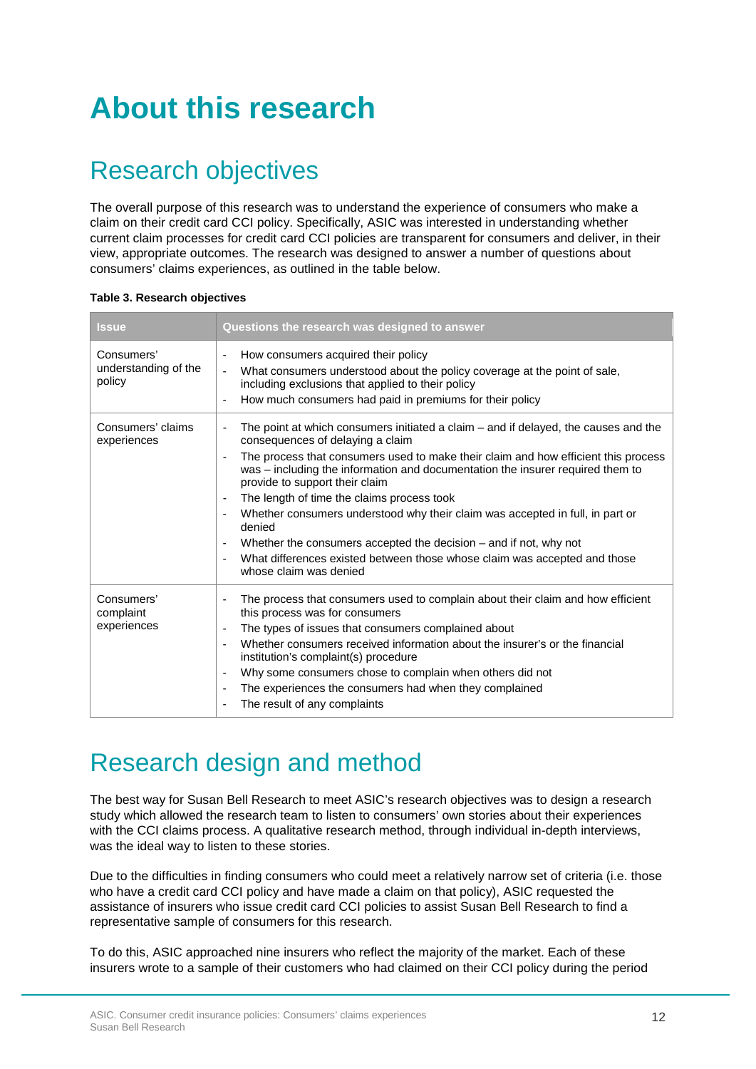# About this research

## Research objectives

The overall purpose of this research was to understand the experience of consumers who make a claim on their credit card CCI policy. Specifically, ASIC was interested in understanding whether current claim processes for credit card CCI policies are transparent for consumers and deliver, in their view, appropriate outcomes. The research was designed to answer a number of questions about consumers' claims experiences, as outlined in the table below.

**Table 3. Research objectives**

| Issue | Questions the research was designed to answer |
|---|---|
| Consumers' understanding of the policy | - How consumers acquired their policy<br>- What consumers understood about the policy coverage at the point of sale, including exclusions that applied to their policy<br>- How much consumers had paid in premiums for their policy |
| Consumers' claims experiences | - The point at which consumers initiated a claim – and if delayed, the causes and the consequences of delaying a claim<br>- The process that consumers used to make their claim and how efficient this process was – including the information and documentation the insurer required them to provide to support their claim<br>- The length of time the claims process took<br>- Whether consumers understood why their claim was accepted in full, in part or denied<br>- Whether the consumers accepted the decision – and if not, why not<br>- What differences existed between those whose claim was accepted and those whose claim was denied |
| Consumers' complaint experiences | - The process that consumers used to complain about their claim and how efficient this process was for consumers<br>- The types of issues that consumers complained about<br>- Whether consumers received information about the insurer's or the financial institution's complaint(s) procedure<br>- Why some consumers chose to complain when others did not<br>- The experiences the consumers had when they complained<br>- The result of any complaints |

## Research design and method

The best way for Susan Bell Research to meet ASIC's research objectives was to design a research study which allowed the research team to listen to consumers' own stories about their experiences with the CCI claims process. A qualitative research method, through individual in-depth interviews, was the ideal way to listen to these stories.

Due to the difficulties in finding consumers who could meet a relatively narrow set of criteria (i.e. those who have a credit card CCI policy and have made a claim on that policy), ASIC requested the assistance of insurers who issue credit card CCI policies to assist Susan Bell Research to find a representative sample of consumers for this research.

To do this, ASIC approached nine insurers who reflect the majority of the market. Each of these insurers wrote to a sample of their customers who had claimed on their CCI policy during the period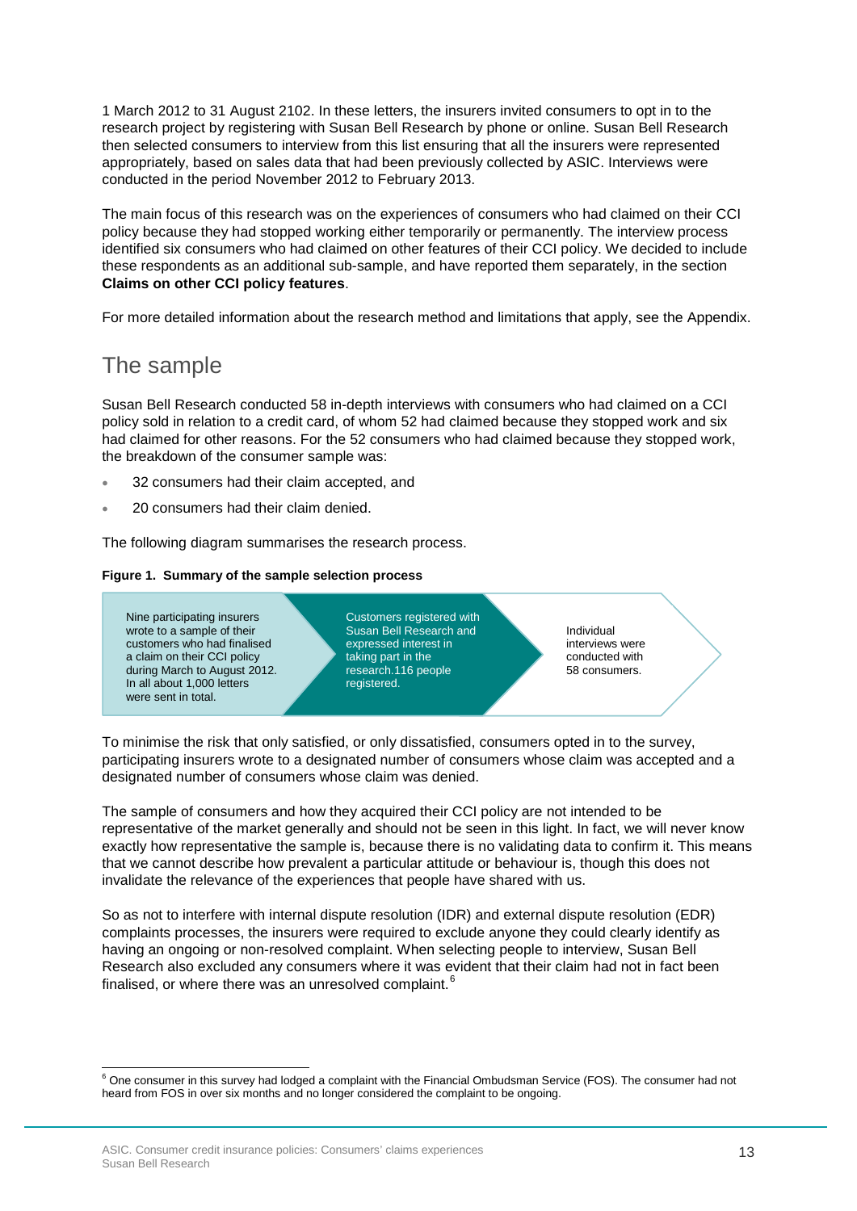1 March 2012 to 31 August 2102. In these letters, the insurers invited consumers to opt in to the research project by registering with Susan Bell Research by phone or online. Susan Bell Research then selected consumers to interview from this list ensuring that all the insurers were represented appropriately, based on sales data that had been previously collected by ASIC. Interviews were conducted in the period November 2012 to February 2013.

The main focus of this research was on the experiences of consumers who had claimed on their CCI policy because they had stopped working either temporarily or permanently. The interview process identified six consumers who had claimed on other features of their CCI policy. We decided to include these respondents as an additional sub-sample, and have reported them separately, in the section **Claims on other CCI policy features**.

For more detailed information about the research method and limitations that apply, see the Appendix.

## The sample

Susan Bell Research conducted 58 in-depth interviews with consumers who had claimed on a CCI policy sold in relation to a credit card, of whom 52 had claimed because they stopped work and six had claimed for other reasons. For the 52 consumers who had claimed because they stopped work, the breakdown of the consumer sample was:

- 32 consumers had their claim accepted, and
- 20 consumers had their claim denied.

The following diagram summarises the research process.

**Figure 1. Summary of the sample selection process**

Nine participating insurers wrote to a sample of their customers who had finalised a claim on their CCI policy during March to August 2012. In all about 1,000 letters were sent in total.

Customers registered with Susan Bell Research and expressed interest in taking part in the research.116 people registered.

Individual interviews were conducted with 58 consumers.

To minimise the risk that only satisfied, or only dissatisfied, consumers opted in to the survey, participating insurers wrote to a designated number of consumers whose claim was accepted and a designated number of consumers whose claim was denied.

The sample of consumers and how they acquired their CCI policy are not intended to be representative of the market generally and should not be seen in this light. In fact, we will never know exactly how representative the sample is, because there is no validating data to confirm it. This means that we cannot describe how prevalent a particular attitude or behaviour is, though this does not invalidate the relevance of the experiences that people have shared with us.

So as not to interfere with internal dispute resolution (IDR) and external dispute resolution (EDR) complaints processes, the insurers were required to exclude anyone they could clearly identify as having an ongoing or non-resolved complaint. When selecting people to interview, Susan Bell Research also excluded any consumers where it was evident that their claim had not in fact been finalised, or where there was an unresolved complaint.[6]

[6] One consumer in this survey had lodged a complaint with the Financial Ombudsman Service (FOS). The consumer had not heard from FOS in over six months and no longer considered the complaint to be ongoing.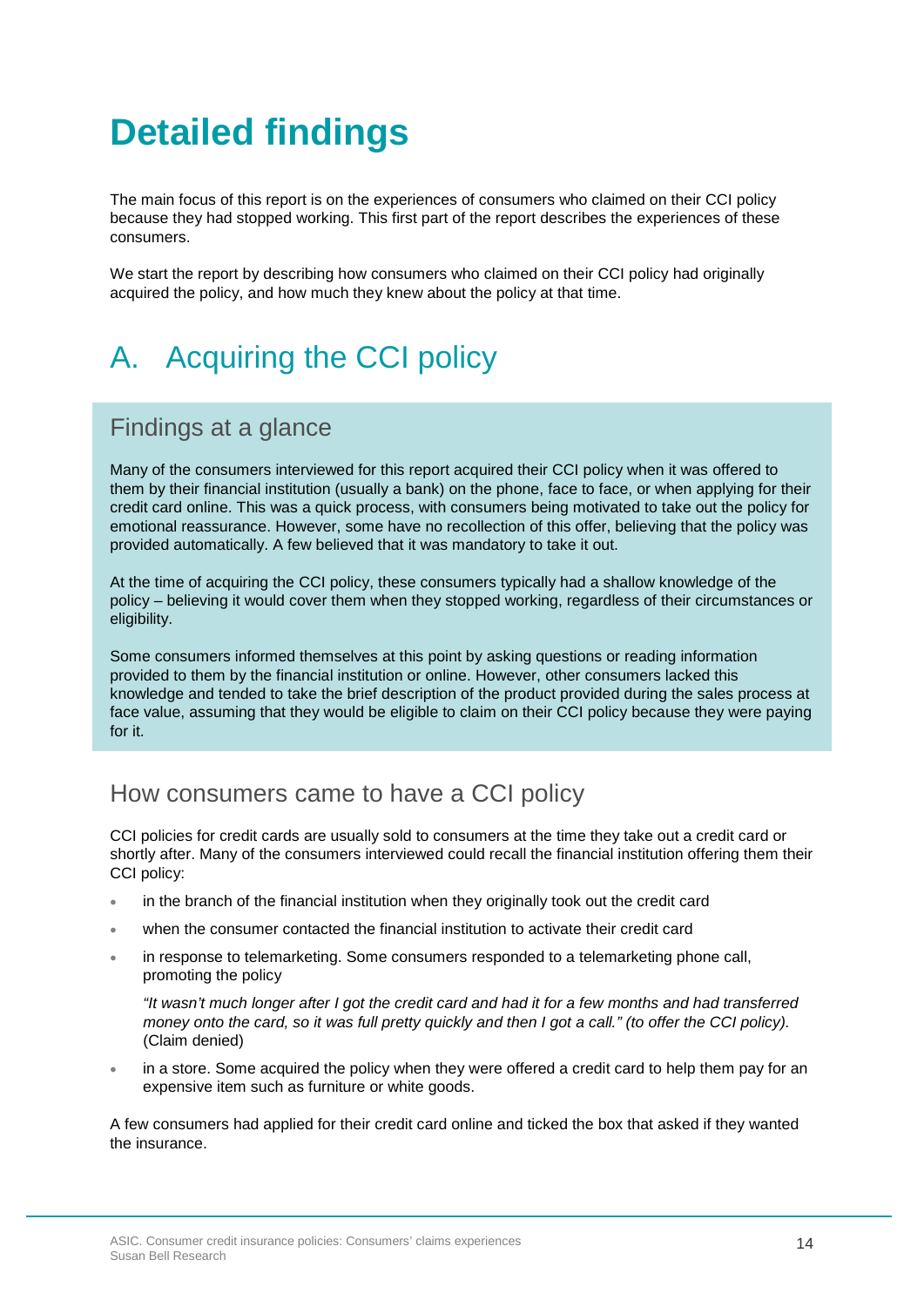# Detailed findings

The main focus of this report is on the experiences of consumers who claimed on their CCI policy because they had stopped working. This first part of the report describes the experiences of these consumers.

We start the report by describing how consumers who claimed on their CCI policy had originally acquired the policy, and how much they knew about the policy at that time.

## A. Acquiring the CCI policy

### Findings at a glance

Many of the consumers interviewed for this report acquired their CCI policy when it was offered to them by their financial institution (usually a bank) on the phone, face to face, or when applying for their credit card online. This was a quick process, with consumers being motivated to take out the policy for emotional reassurance. However, some have no recollection of this offer, believing that the policy was provided automatically. A few believed that it was mandatory to take it out.

At the time of acquiring the CCI policy, these consumers typically had a shallow knowledge of the policy – believing it would cover them when they stopped working, regardless of their circumstances or eligibility.

Some consumers informed themselves at this point by asking questions or reading information provided to them by the financial institution or online. However, other consumers lacked this knowledge and tended to take the brief description of the product provided during the sales process at face value, assuming that they would be eligible to claim on their CCI policy because they were paying for it.

### How consumers came to have a CCI policy

CCI policies for credit cards are usually sold to consumers at the time they take out a credit card or shortly after. Many of the consumers interviewed could recall the financial institution offering them their CCI policy:

- in the branch of the financial institution when they originally took out the credit card
- when the consumer contacted the financial institution to activate their credit card
- in response to telemarketing. Some consumers responded to a telemarketing phone call, promoting the policy

  *"It wasn't much longer after I got the credit card and had it for a few months and had transferred money onto the card, so it was full pretty quickly and then I got a call." (to offer the CCI policy).* (Claim denied)

- in a store. Some acquired the policy when they were offered a credit card to help them pay for an expensive item such as furniture or white goods.

A few consumers had applied for their credit card online and ticked the box that asked if they wanted the insurance.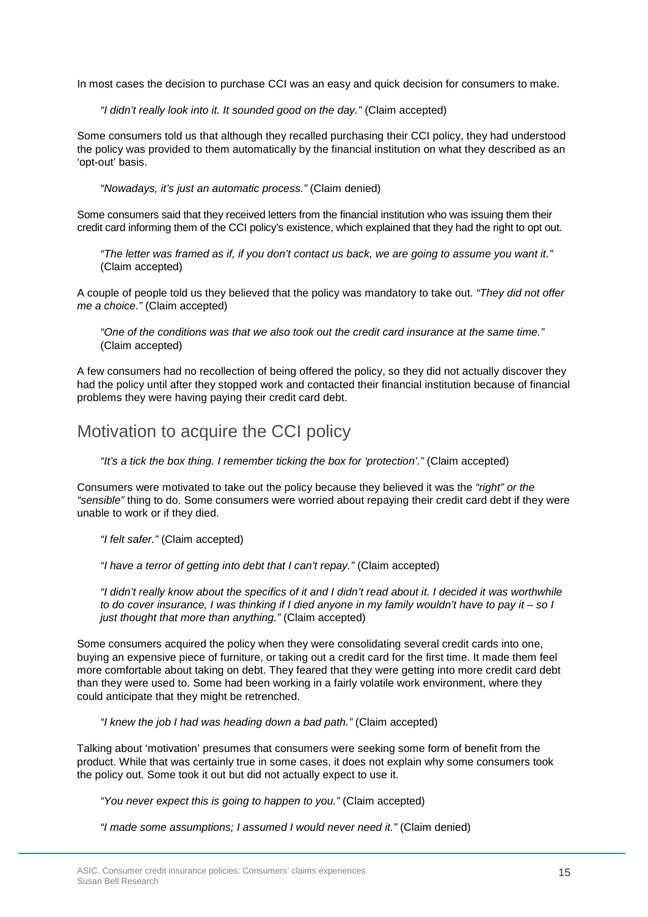In most cases the decision to purchase CCI was an easy and quick decision for consumers to make.

> *"I didn't really look into it. It sounded good on the day."* (Claim accepted)

Some consumers told us that although they recalled purchasing their CCI policy, they had understood the policy was provided to them automatically by the financial institution on what they described as an 'opt-out' basis.

> *"Nowadays, it's just an automatic process."* (Claim denied)

Some consumers said that they received letters from the financial institution who was issuing them their credit card informing them of the CCI policy's existence, which explained that they had the right to opt out.

> *"The letter was framed as if, if you don't contact us back, we are going to assume you want it."* (Claim accepted)

A couple of people told us they believed that the policy was mandatory to take out. *"They did not offer me a choice."* (Claim accepted)

> *"One of the conditions was that we also took out the credit card insurance at the same time."* (Claim accepted)

A few consumers had no recollection of being offered the policy, so they did not actually discover they had the policy until after they stopped work and contacted their financial institution because of financial problems they were having paying their credit card debt.

## Motivation to acquire the CCI policy

> *"It's a tick the box thing. I remember ticking the box for 'protection'."* (Claim accepted)

Consumers were motivated to take out the policy because they believed it was the *"right" or the "sensible"* thing to do. Some consumers were worried about repaying their credit card debt if they were unable to work or if they died.

> *"I felt safer."* (Claim accepted)

> *"I have a terror of getting into debt that I can't repay."* (Claim accepted)

> *"I didn't really know about the specifics of it and I didn't read about it. I decided it was worthwhile to do cover insurance, I was thinking if I died anyone in my family wouldn't have to pay it – so I just thought that more than anything."* (Claim accepted)

Some consumers acquired the policy when they were consolidating several credit cards into one, buying an expensive piece of furniture, or taking out a credit card for the first time. It made them feel more comfortable about taking on debt. They feared that they were getting into more credit card debt than they were used to. Some had been working in a fairly volatile work environment, where they could anticipate that they might be retrenched.

> *"I knew the job I had was heading down a bad path."* (Claim accepted)

Talking about 'motivation' presumes that consumers were seeking some form of benefit from the product. While that was certainly true in some cases, it does not explain why some consumers took the policy out. Some took it out but did not actually expect to use it.

> *"You never expect this is going to happen to you."* (Claim accepted)

> *"I made some assumptions; I assumed I would never need it."* (Claim denied)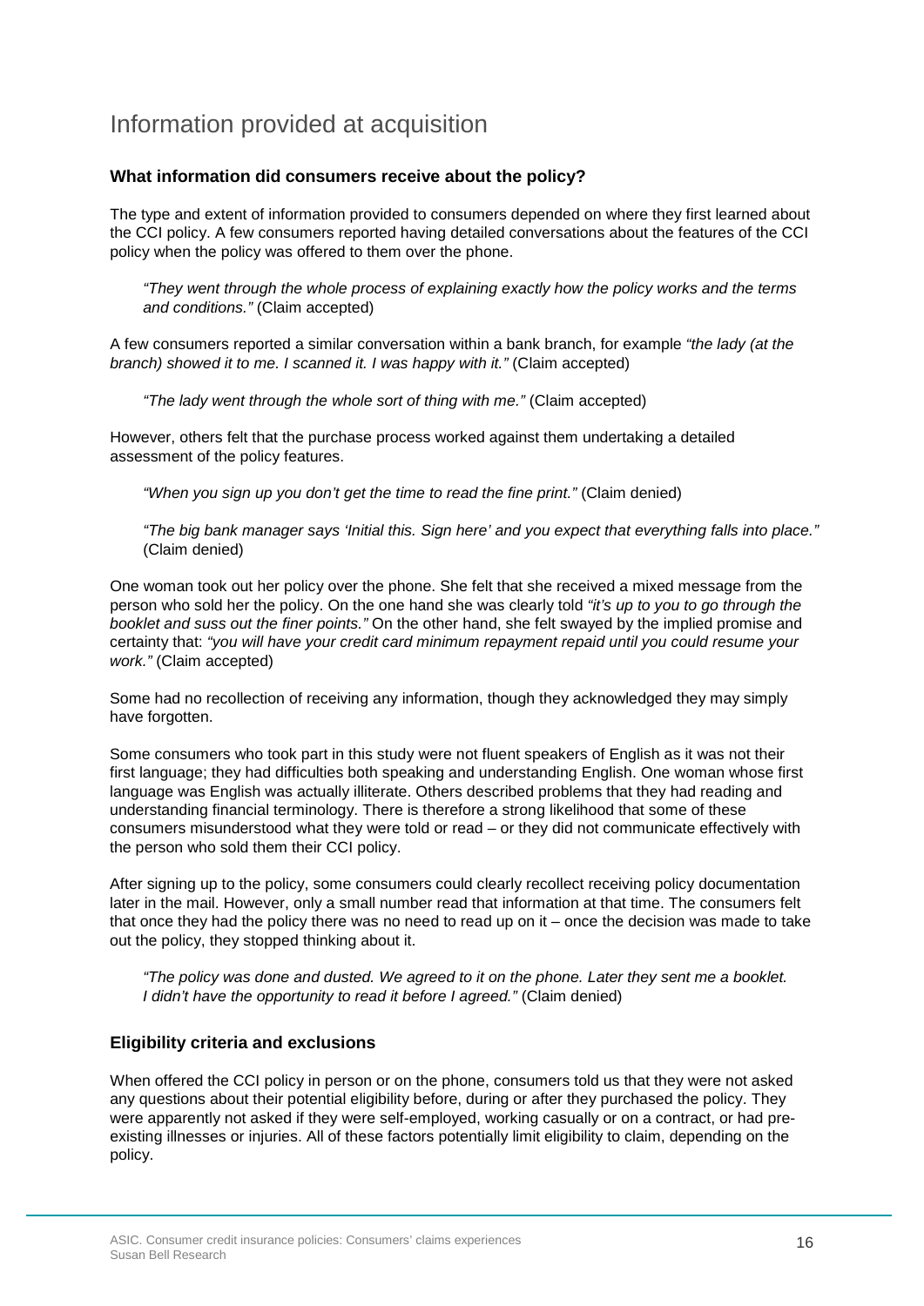## Information provided at acquisition

### What information did consumers receive about the policy?

The type and extent of information provided to consumers depended on where they first learned about the CCI policy. A few consumers reported having detailed conversations about the features of the CCI policy when the policy was offered to them over the phone.

> *"They went through the whole process of explaining exactly how the policy works and the terms and conditions."* (Claim accepted)

A few consumers reported a similar conversation within a bank branch, for example *"the lady (at the branch) showed it to me. I scanned it. I was happy with it."* (Claim accepted)

> *"The lady went through the whole sort of thing with me."* (Claim accepted)

However, others felt that the purchase process worked against them undertaking a detailed assessment of the policy features.

> *"When you sign up you don't get the time to read the fine print."* (Claim denied)
>
> *"The big bank manager says 'Initial this. Sign here' and you expect that everything falls into place."* (Claim denied)

One woman took out her policy over the phone. She felt that she received a mixed message from the person who sold her the policy. On the one hand she was clearly told *"it's up to you to go through the booklet and suss out the finer points."* On the other hand, she felt swayed by the implied promise and certainty that: *"you will have your credit card minimum repayment repaid until you could resume your work."* (Claim accepted)

Some had no recollection of receiving any information, though they acknowledged they may simply have forgotten.

Some consumers who took part in this study were not fluent speakers of English as it was not their first language; they had difficulties both speaking and understanding English. One woman whose first language was English was actually illiterate. Others described problems that they had reading and understanding financial terminology. There is therefore a strong likelihood that some of these consumers misunderstood what they were told or read – or they did not communicate effectively with the person who sold them their CCI policy.

After signing up to the policy, some consumers could clearly recollect receiving policy documentation later in the mail. However, only a small number read that information at that time. The consumers felt that once they had the policy there was no need to read up on it – once the decision was made to take out the policy, they stopped thinking about it.

> *"The policy was done and dusted. We agreed to it on the phone. Later they sent me a booklet. I didn't have the opportunity to read it before I agreed."* (Claim denied)

### Eligibility criteria and exclusions

When offered the CCI policy in person or on the phone, consumers told us that they were not asked any questions about their potential eligibility before, during or after they purchased the policy. They were apparently not asked if they were self-employed, working casually or on a contract, or had pre-existing illnesses or injuries. All of these factors potentially limit eligibility to claim, depending on the policy.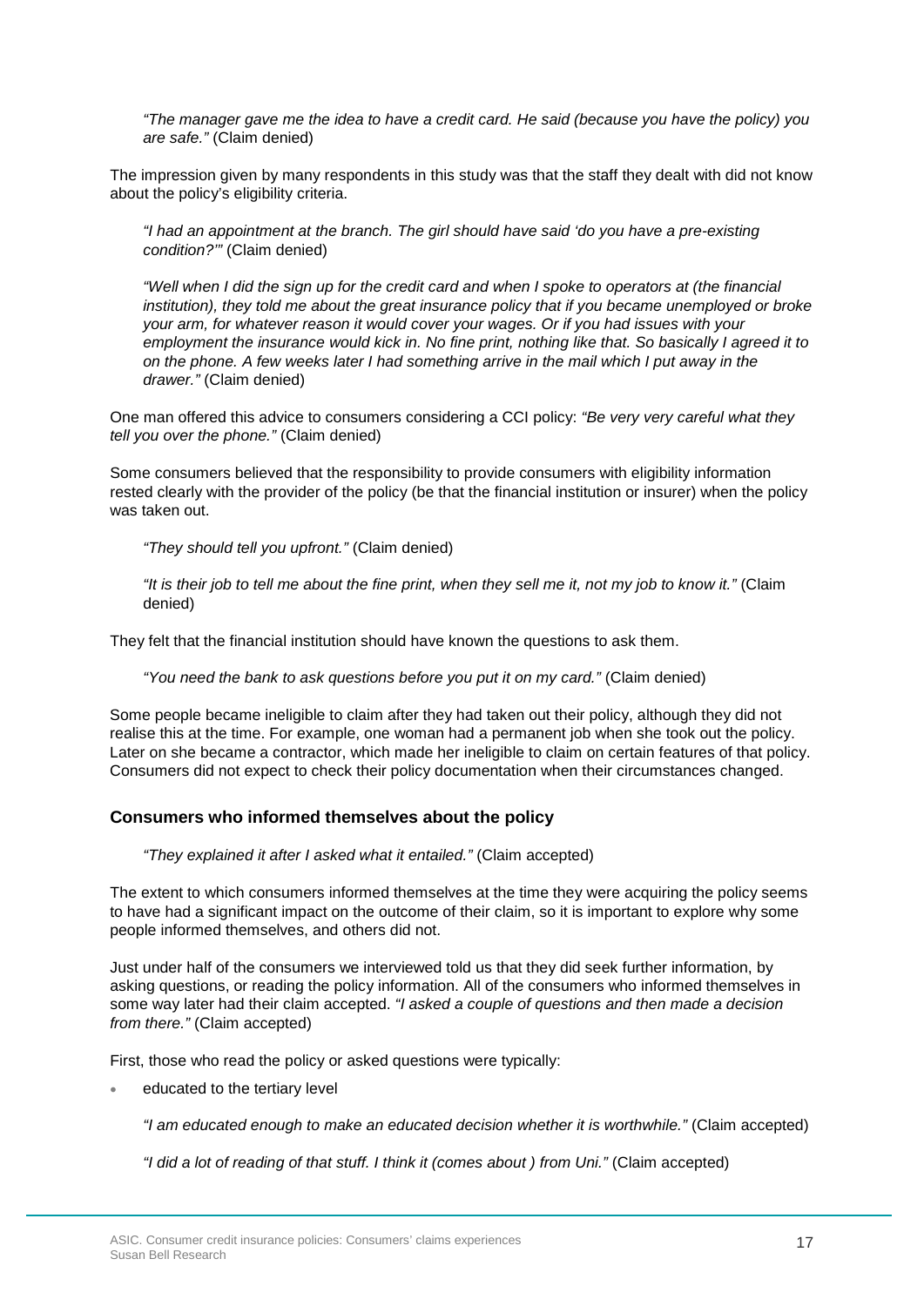*"The manager gave me the idea to have a credit card. He said (because you have the policy) you are safe."* (Claim denied)

The impression given by many respondents in this study was that the staff they dealt with did not know about the policy's eligibility criteria.

*"I had an appointment at the branch. The girl should have said 'do you have a pre-existing condition?'"* (Claim denied)

*"Well when I did the sign up for the credit card and when I spoke to operators at (the financial institution), they told me about the great insurance policy that if you became unemployed or broke your arm, for whatever reason it would cover your wages. Or if you had issues with your employment the insurance would kick in. No fine print, nothing like that. So basically I agreed it to on the phone. A few weeks later I had something arrive in the mail which I put away in the drawer."* (Claim denied)

One man offered this advice to consumers considering a CCI policy: *"Be very very careful what they tell you over the phone."* (Claim denied)

Some consumers believed that the responsibility to provide consumers with eligibility information rested clearly with the provider of the policy (be that the financial institution or insurer) when the policy was taken out.

*"They should tell you upfront."* (Claim denied)

*"It is their job to tell me about the fine print, when they sell me it, not my job to know it."* (Claim denied)

They felt that the financial institution should have known the questions to ask them.

*"You need the bank to ask questions before you put it on my card."* (Claim denied)

Some people became ineligible to claim after they had taken out their policy, although they did not realise this at the time. For example, one woman had a permanent job when she took out the policy. Later on she became a contractor, which made her ineligible to claim on certain features of that policy. Consumers did not expect to check their policy documentation when their circumstances changed.

### Consumers who informed themselves about the policy

*"They explained it after I asked what it entailed."* (Claim accepted)

The extent to which consumers informed themselves at the time they were acquiring the policy seems to have had a significant impact on the outcome of their claim, so it is important to explore why some people informed themselves, and others did not.

Just under half of the consumers we interviewed told us that they did seek further information, by asking questions, or reading the policy information. All of the consumers who informed themselves in some way later had their claim accepted. *"I asked a couple of questions and then made a decision from there."* (Claim accepted)

First, those who read the policy or asked questions were typically:

- educated to the tertiary level

  *"I am educated enough to make an educated decision whether it is worthwhile."* (Claim accepted)

  *"I did a lot of reading of that stuff. I think it (comes about ) from Uni."* (Claim accepted)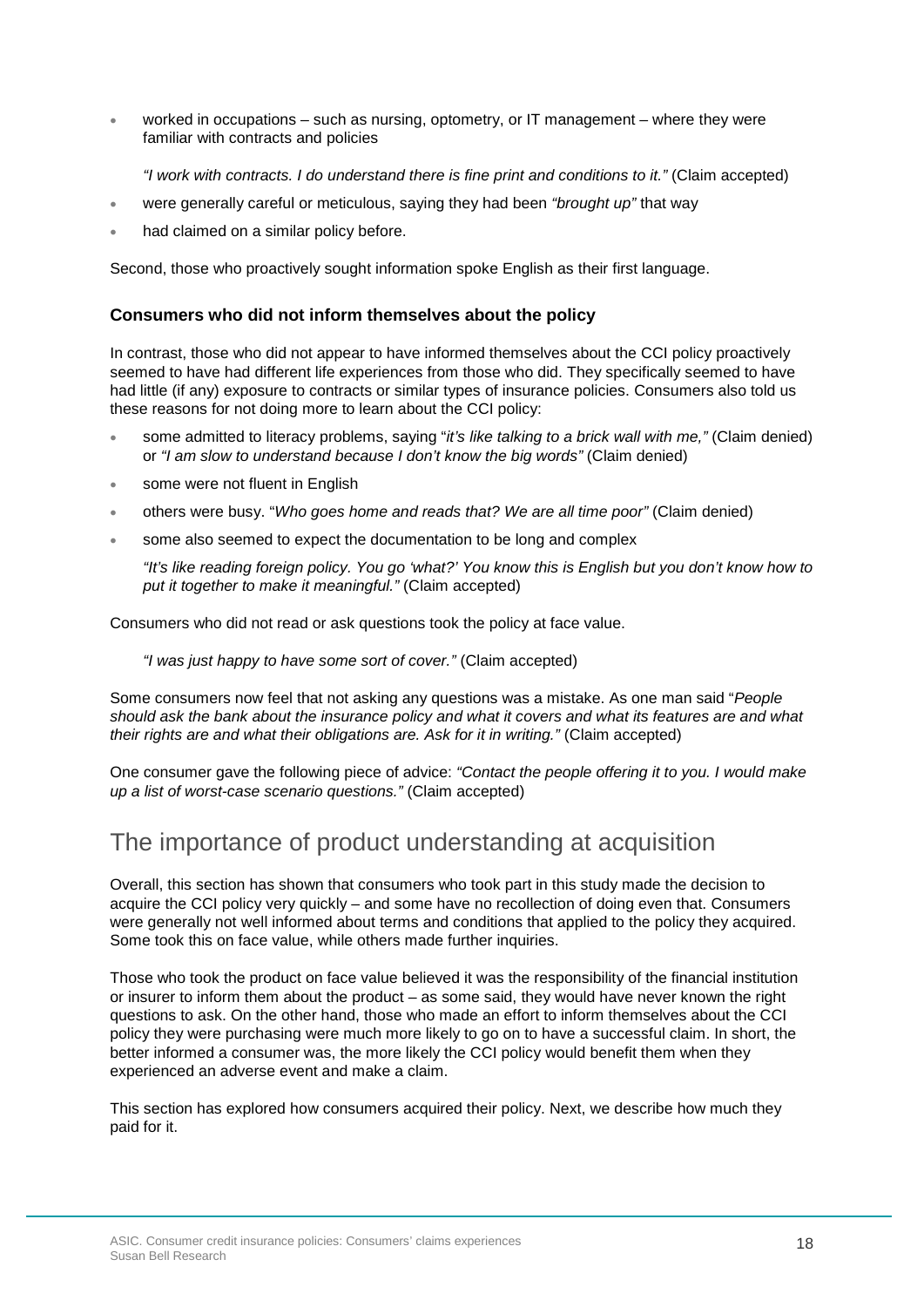- worked in occupations – such as nursing, optometry, or IT management – where they were familiar with contracts and policies

  *"I work with contracts. I do understand there is fine print and conditions to it."* (Claim accepted)

- were generally careful or meticulous, saying they had been *"brought up"* that way
- had claimed on a similar policy before.

Second, those who proactively sought information spoke English as their first language.

### Consumers who did not inform themselves about the policy

In contrast, those who did not appear to have informed themselves about the CCI policy proactively seemed to have had different life experiences from those who did. They specifically seemed to have had little (if any) exposure to contracts or similar types of insurance policies. Consumers also told us these reasons for not doing more to learn about the CCI policy:

- some admitted to literacy problems, saying "*it's like talking to a brick wall with me,"* (Claim denied) or *"I am slow to understand because I don't know the big words"* (Claim denied)
- some were not fluent in English
- others were busy. "*Who goes home and reads that? We are all time poor"* (Claim denied)
- some also seemed to expect the documentation to be long and complex

  *"It's like reading foreign policy. You go 'what?' You know this is English but you don't know how to put it together to make it meaningful."* (Claim accepted)

Consumers who did not read or ask questions took the policy at face value.

> *"I was just happy to have some sort of cover."* (Claim accepted)

Some consumers now feel that not asking any questions was a mistake. As one man said "*People should ask the bank about the insurance policy and what it covers and what its features are and what their rights are and what their obligations are. Ask for it in writing."* (Claim accepted)

One consumer gave the following piece of advice: *"Contact the people offering it to you. I would make up a list of worst-case scenario questions."* (Claim accepted)

## The importance of product understanding at acquisition

Overall, this section has shown that consumers who took part in this study made the decision to acquire the CCI policy very quickly – and some have no recollection of doing even that. Consumers were generally not well informed about terms and conditions that applied to the policy they acquired. Some took this on face value, while others made further inquiries.

Those who took the product on face value believed it was the responsibility of the financial institution or insurer to inform them about the product – as some said, they would have never known the right questions to ask. On the other hand, those who made an effort to inform themselves about the CCI policy they were purchasing were much more likely to go on to have a successful claim. In short, the better informed a consumer was, the more likely the CCI policy would benefit them when they experienced an adverse event and make a claim.

This section has explored how consumers acquired their policy. Next, we describe how much they paid for it.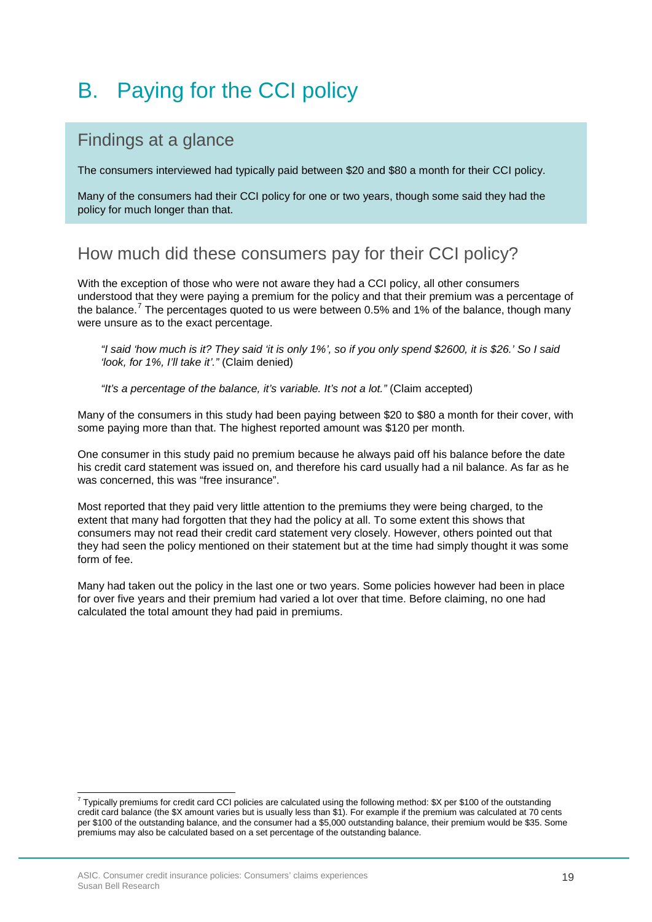# B. Paying for the CCI policy

## Findings at a glance

The consumers interviewed had typically paid between $20 and $80 a month for their CCI policy.

Many of the consumers had their CCI policy for one or two years, though some said they had the policy for much longer than that.

## How much did these consumers pay for their CCI policy?

With the exception of those who were not aware they had a CCI policy, all other consumers understood that they were paying a premium for the policy and that their premium was a percentage of the balance.[7] The percentages quoted to us were between 0.5% and 1% of the balance, though many were unsure as to the exact percentage.

> *"I said 'how much is it? They said 'it is only 1%', so if you only spend $2600, it is $26.' So I said 'look, for 1%, I'll take it'."* (Claim denied)

> *"It's a percentage of the balance, it's variable. It's not a lot."* (Claim accepted)

Many of the consumers in this study had been paying between $20 to $80 a month for their cover, with some paying more than that. The highest reported amount was $120 per month.

One consumer in this study paid no premium because he always paid off his balance before the date his credit card statement was issued on, and therefore his card usually had a nil balance. As far as he was concerned, this was "free insurance".

Most reported that they paid very little attention to the premiums they were being charged, to the extent that many had forgotten that they had the policy at all. To some extent this shows that consumers may not read their credit card statement very closely. However, others pointed out that they had seen the policy mentioned on their statement but at the time had simply thought it was some form of fee.

Many had taken out the policy in the last one or two years. Some policies however had been in place for over five years and their premium had varied a lot over that time. Before claiming, no one had calculated the total amount they had paid in premiums.

---

[7] Typically premiums for credit card CCI policies are calculated using the following method: $X per $100 of the outstanding credit card balance (the $X amount varies but is usually less than $1). For example if the premium was calculated at 70 cents per $100 of the outstanding balance, and the consumer had a $5,000 outstanding balance, their premium would be $35. Some premiums may also be calculated based on a set percentage of the outstanding balance.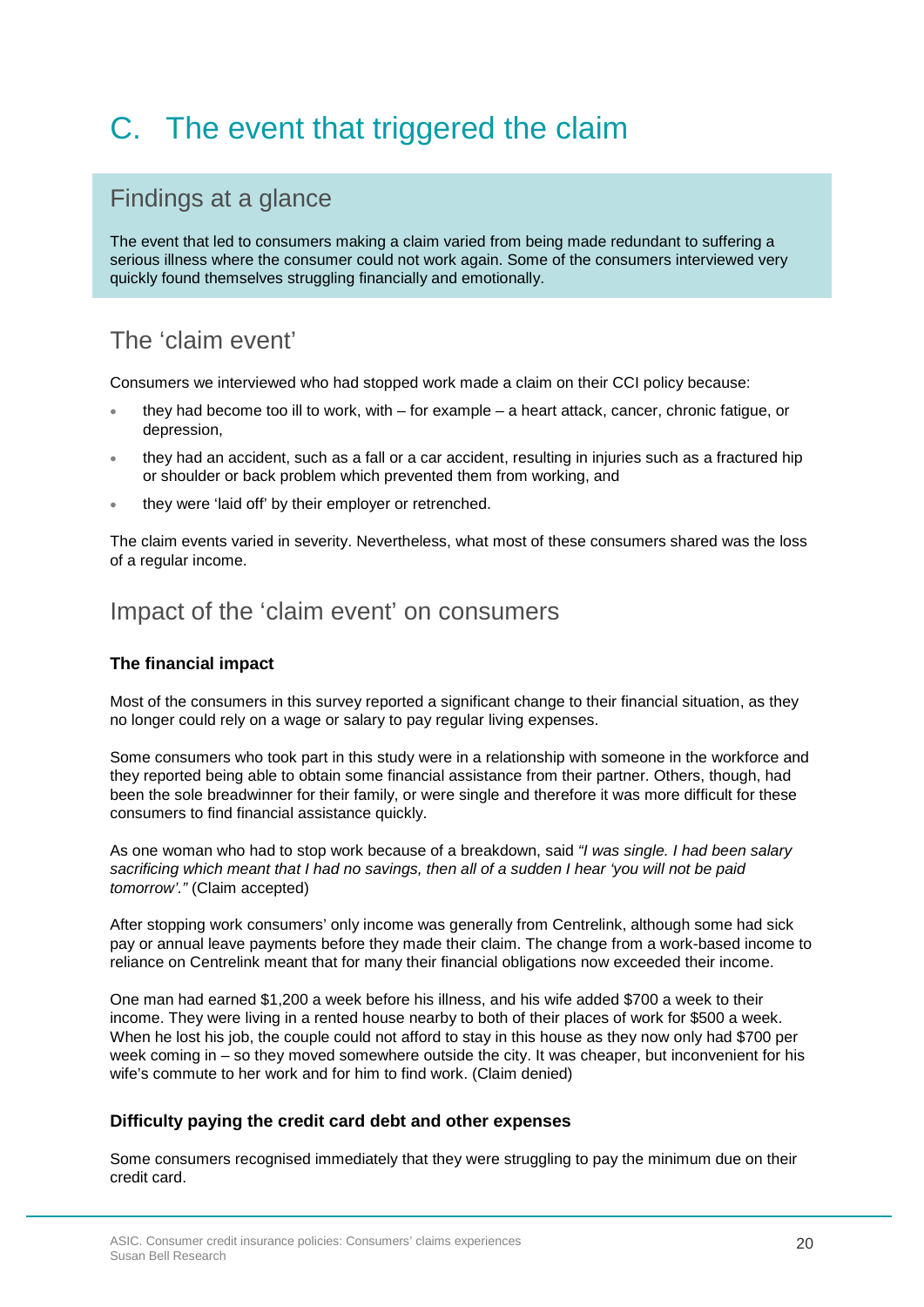# C. The event that triggered the claim

## Findings at a glance

The event that led to consumers making a claim varied from being made redundant to suffering a serious illness where the consumer could not work again. Some of the consumers interviewed very quickly found themselves struggling financially and emotionally.

## The 'claim event'

Consumers we interviewed who had stopped work made a claim on their CCI policy because:

- they had become too ill to work, with – for example – a heart attack, cancer, chronic fatigue, or depression,
- they had an accident, such as a fall or a car accident, resulting in injuries such as a fractured hip or shoulder or back problem which prevented them from working, and
- they were 'laid off' by their employer or retrenched.

The claim events varied in severity. Nevertheless, what most of these consumers shared was the loss of a regular income.

## Impact of the 'claim event' on consumers

### The financial impact

Most of the consumers in this survey reported a significant change to their financial situation, as they no longer could rely on a wage or salary to pay regular living expenses.

Some consumers who took part in this study were in a relationship with someone in the workforce and they reported being able to obtain some financial assistance from their partner. Others, though, had been the sole breadwinner for their family, or were single and therefore it was more difficult for these consumers to find financial assistance quickly.

As one woman who had to stop work because of a breakdown, said *"I was single. I had been salary sacrificing which meant that I had no savings, then all of a sudden I hear 'you will not be paid tomorrow'."* (Claim accepted)

After stopping work consumers' only income was generally from Centrelink, although some had sick pay or annual leave payments before they made their claim. The change from a work-based income to reliance on Centrelink meant that for many their financial obligations now exceeded their income.

One man had earned $1,200 a week before his illness, and his wife added $700 a week to their income. They were living in a rented house nearby to both of their places of work for $500 a week. When he lost his job, the couple could not afford to stay in this house as they now only had $700 per week coming in – so they moved somewhere outside the city. It was cheaper, but inconvenient for his wife's commute to her work and for him to find work. (Claim denied)

### Difficulty paying the credit card debt and other expenses

Some consumers recognised immediately that they were struggling to pay the minimum due on their credit card.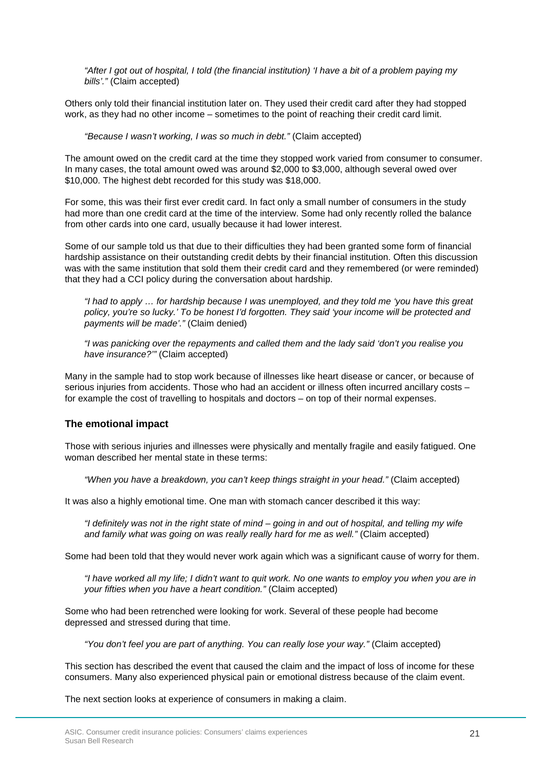*"After I got out of hospital, I told (the financial institution) 'I have a bit of a problem paying my bills'."* (Claim accepted)

Others only told their financial institution later on. They used their credit card after they had stopped work, as they had no other income – sometimes to the point of reaching their credit card limit.

*"Because I wasn't working, I was so much in debt."* (Claim accepted)

The amount owed on the credit card at the time they stopped work varied from consumer to consumer. In many cases, the total amount owed was around $2,000 to $3,000, although several owed over $10,000. The highest debt recorded for this study was $18,000.

For some, this was their first ever credit card. In fact only a small number of consumers in the study had more than one credit card at the time of the interview. Some had only recently rolled the balance from other cards into one card, usually because it had lower interest.

Some of our sample told us that due to their difficulties they had been granted some form of financial hardship assistance on their outstanding credit debts by their financial institution. Often this discussion was with the same institution that sold them their credit card and they remembered (or were reminded) that they had a CCI policy during the conversation about hardship.

*"I had to apply … for hardship because I was unemployed, and they told me 'you have this great policy, you're so lucky.' To be honest I'd forgotten. They said 'your income will be protected and payments will be made'."* (Claim denied)

*"I was panicking over the repayments and called them and the lady said 'don't you realise you have insurance?'"* (Claim accepted)

Many in the sample had to stop work because of illnesses like heart disease or cancer, or because of serious injuries from accidents. Those who had an accident or illness often incurred ancillary costs – for example the cost of travelling to hospitals and doctors – on top of their normal expenses.

### The emotional impact

Those with serious injuries and illnesses were physically and mentally fragile and easily fatigued. One woman described her mental state in these terms:

*"When you have a breakdown, you can't keep things straight in your head."* (Claim accepted)

It was also a highly emotional time. One man with stomach cancer described it this way:

*"I definitely was not in the right state of mind – going in and out of hospital, and telling my wife and family what was going on was really really hard for me as well."* (Claim accepted)

Some had been told that they would never work again which was a significant cause of worry for them.

*"I have worked all my life; I didn't want to quit work. No one wants to employ you when you are in your fifties when you have a heart condition."* (Claim accepted)

Some who had been retrenched were looking for work. Several of these people had become depressed and stressed during that time.

*"You don't feel you are part of anything. You can really lose your way."* (Claim accepted)

This section has described the event that caused the claim and the impact of loss of income for these consumers. Many also experienced physical pain or emotional distress because of the claim event.

The next section looks at experience of consumers in making a claim.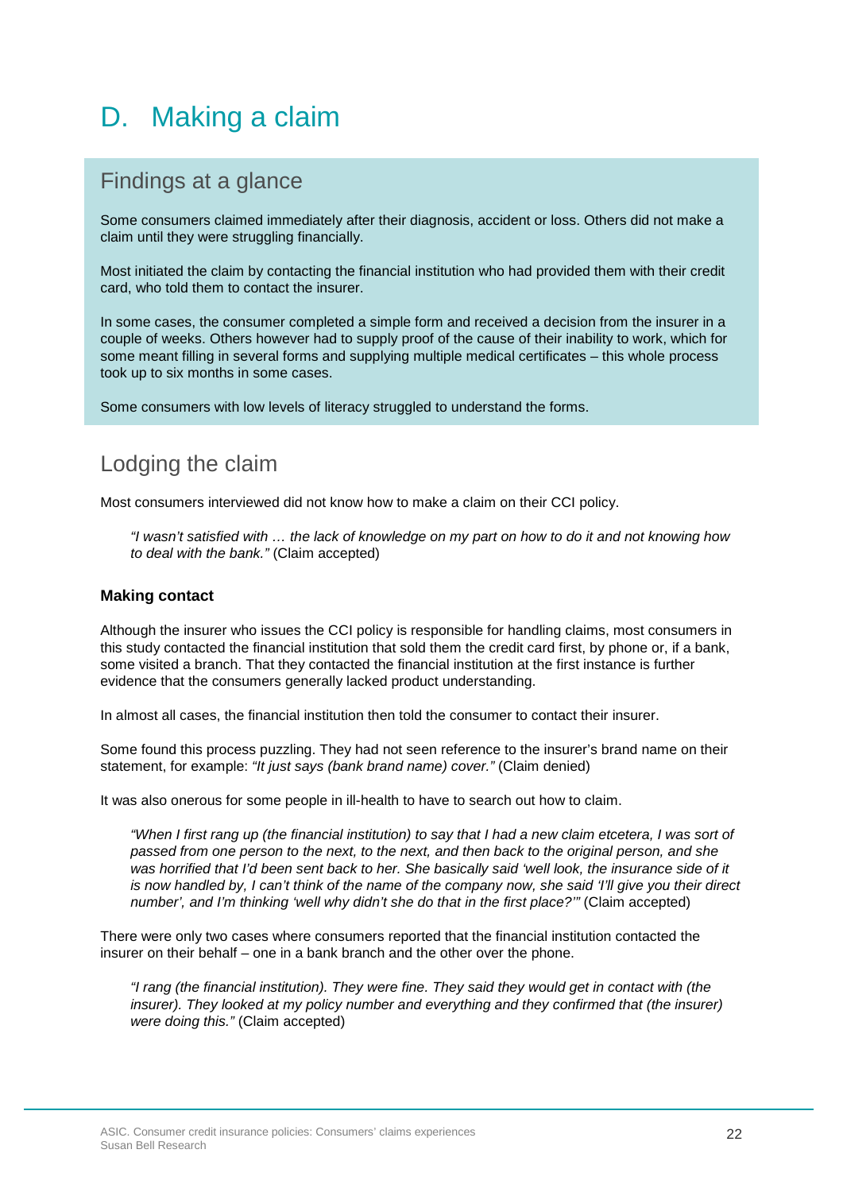# D. Making a claim

## Findings at a glance

Some consumers claimed immediately after their diagnosis, accident or loss. Others did not make a claim until they were struggling financially.

Most initiated the claim by contacting the financial institution who had provided them with their credit card, who told them to contact the insurer.

In some cases, the consumer completed a simple form and received a decision from the insurer in a couple of weeks. Others however had to supply proof of the cause of their inability to work, which for some meant filling in several forms and supplying multiple medical certificates – this whole process took up to six months in some cases.

Some consumers with low levels of literacy struggled to understand the forms.

## Lodging the claim

Most consumers interviewed did not know how to make a claim on their CCI policy.

> *"I wasn't satisfied with … the lack of knowledge on my part on how to do it and not knowing how to deal with the bank."* (Claim accepted)

### Making contact

Although the insurer who issues the CCI policy is responsible for handling claims, most consumers in this study contacted the financial institution that sold them the credit card first, by phone or, if a bank, some visited a branch. That they contacted the financial institution at the first instance is further evidence that the consumers generally lacked product understanding.

In almost all cases, the financial institution then told the consumer to contact their insurer.

Some found this process puzzling. They had not seen reference to the insurer's brand name on their statement, for example: *"It just says (bank brand name) cover."* (Claim denied)

It was also onerous for some people in ill-health to have to search out how to claim.

> *"When I first rang up (the financial institution) to say that I had a new claim etcetera, I was sort of passed from one person to the next, to the next, and then back to the original person, and she was horrified that I'd been sent back to her. She basically said 'well look, the insurance side of it is now handled by, I can't think of the name of the company now, she said 'I'll give you their direct number', and I'm thinking 'well why didn't she do that in the first place?'"* (Claim accepted)

There were only two cases where consumers reported that the financial institution contacted the insurer on their behalf – one in a bank branch and the other over the phone.

> *"I rang (the financial institution). They were fine. They said they would get in contact with (the insurer). They looked at my policy number and everything and they confirmed that (the insurer) were doing this."* (Claim accepted)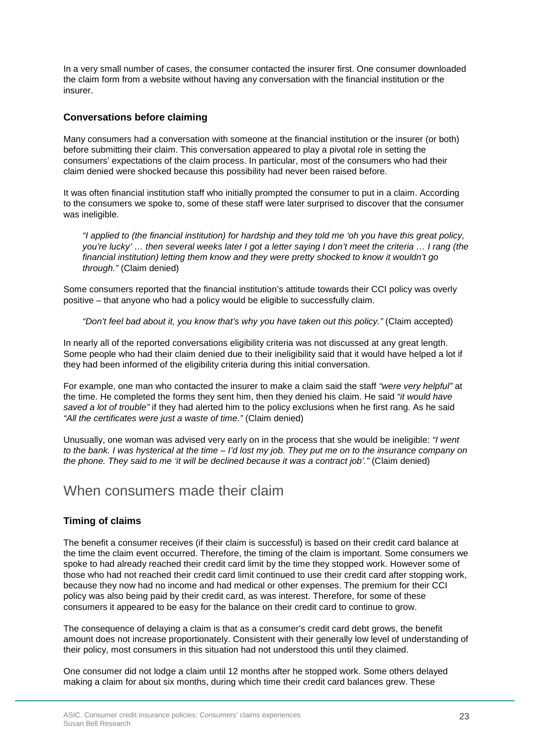In a very small number of cases, the consumer contacted the insurer first. One consumer downloaded the claim form from a website without having any conversation with the financial institution or the insurer.

### Conversations before claiming

Many consumers had a conversation with someone at the financial institution or the insurer (or both) before submitting their claim. This conversation appeared to play a pivotal role in setting the consumers' expectations of the claim process. In particular, most of the consumers who had their claim denied were shocked because this possibility had never been raised before.

It was often financial institution staff who initially prompted the consumer to put in a claim. According to the consumers we spoke to, some of these staff were later surprised to discover that the consumer was ineligible.

> *"I applied to (the financial institution) for hardship and they told me 'oh you have this great policy, you're lucky' … then several weeks later I got a letter saying I don't meet the criteria … I rang (the financial institution) letting them know and they were pretty shocked to know it wouldn't go through."* (Claim denied)

Some consumers reported that the financial institution's attitude towards their CCI policy was overly positive – that anyone who had a policy would be eligible to successfully claim.

> *"Don't feel bad about it, you know that's why you have taken out this policy."* (Claim accepted)

In nearly all of the reported conversations eligibility criteria was not discussed at any great length. Some people who had their claim denied due to their ineligibility said that it would have helped a lot if they had been informed of the eligibility criteria during this initial conversation.

For example, one man who contacted the insurer to make a claim said the staff *"were very helpful"* at the time. He completed the forms they sent him, then they denied his claim. He said *"it would have saved a lot of trouble"* if they had alerted him to the policy exclusions when he first rang. As he said *"All the certificates were just a waste of time."* (Claim denied)

Unusually, one woman was advised very early on in the process that she would be ineligible: *"I went to the bank. I was hysterical at the time – I'd lost my job. They put me on to the insurance company on the phone. They said to me 'it will be declined because it was a contract job'."* (Claim denied)

## When consumers made their claim

### Timing of claims

The benefit a consumer receives (if their claim is successful) is based on their credit card balance at the time the claim event occurred. Therefore, the timing of the claim is important. Some consumers we spoke to had already reached their credit card limit by the time they stopped work. However some of those who had not reached their credit card limit continued to use their credit card after stopping work, because they now had no income and had medical or other expenses. The premium for their CCI policy was also being paid by their credit card, as was interest. Therefore, for some of these consumers it appeared to be easy for the balance on their credit card to continue to grow.

The consequence of delaying a claim is that as a consumer's credit card debt grows, the benefit amount does not increase proportionately. Consistent with their generally low level of understanding of their policy, most consumers in this situation had not understood this until they claimed.

One consumer did not lodge a claim until 12 months after he stopped work. Some others delayed making a claim for about six months, during which time their credit card balances grew. These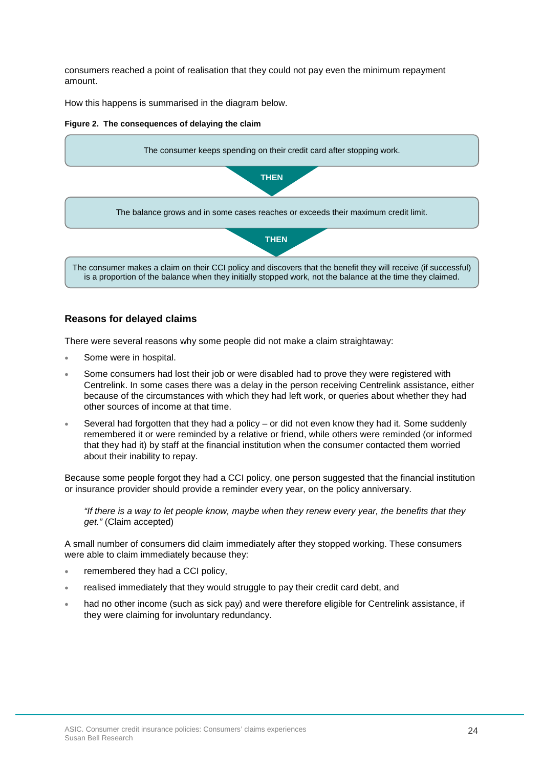consumers reached a point of realisation that they could not pay even the minimum repayment amount.

How this happens is summarised in the diagram below.

**Figure 2. The consequences of delaying the claim**

The consumer keeps spending on their credit card after stopping work.

**THEN**

The balance grows and in some cases reaches or exceeds their maximum credit limit.

**THEN**

The consumer makes a claim on their CCI policy and discovers that the benefit they will receive (if successful) is a proportion of the balance when they initially stopped work, not the balance at the time they claimed.

### Reasons for delayed claims

There were several reasons why some people did not make a claim straightaway:

- Some were in hospital.
- Some consumers had lost their job or were disabled had to prove they were registered with Centrelink. In some cases there was a delay in the person receiving Centrelink assistance, either because of the circumstances with which they had left work, or queries about whether they had other sources of income at that time.
- Several had forgotten that they had a policy – or did not even know they had it. Some suddenly remembered it or were reminded by a relative or friend, while others were reminded (or informed that they had it) by staff at the financial institution when the consumer contacted them worried about their inability to repay.

Because some people forgot they had a CCI policy, one person suggested that the financial institution or insurance provider should provide a reminder every year, on the policy anniversary.

> *"If there is a way to let people know, maybe when they renew every year, the benefits that they get."* (Claim accepted)

A small number of consumers did claim immediately after they stopped working. These consumers were able to claim immediately because they:

- remembered they had a CCI policy,
- realised immediately that they would struggle to pay their credit card debt, and
- had no other income (such as sick pay) and were therefore eligible for Centrelink assistance, if they were claiming for involuntary redundancy.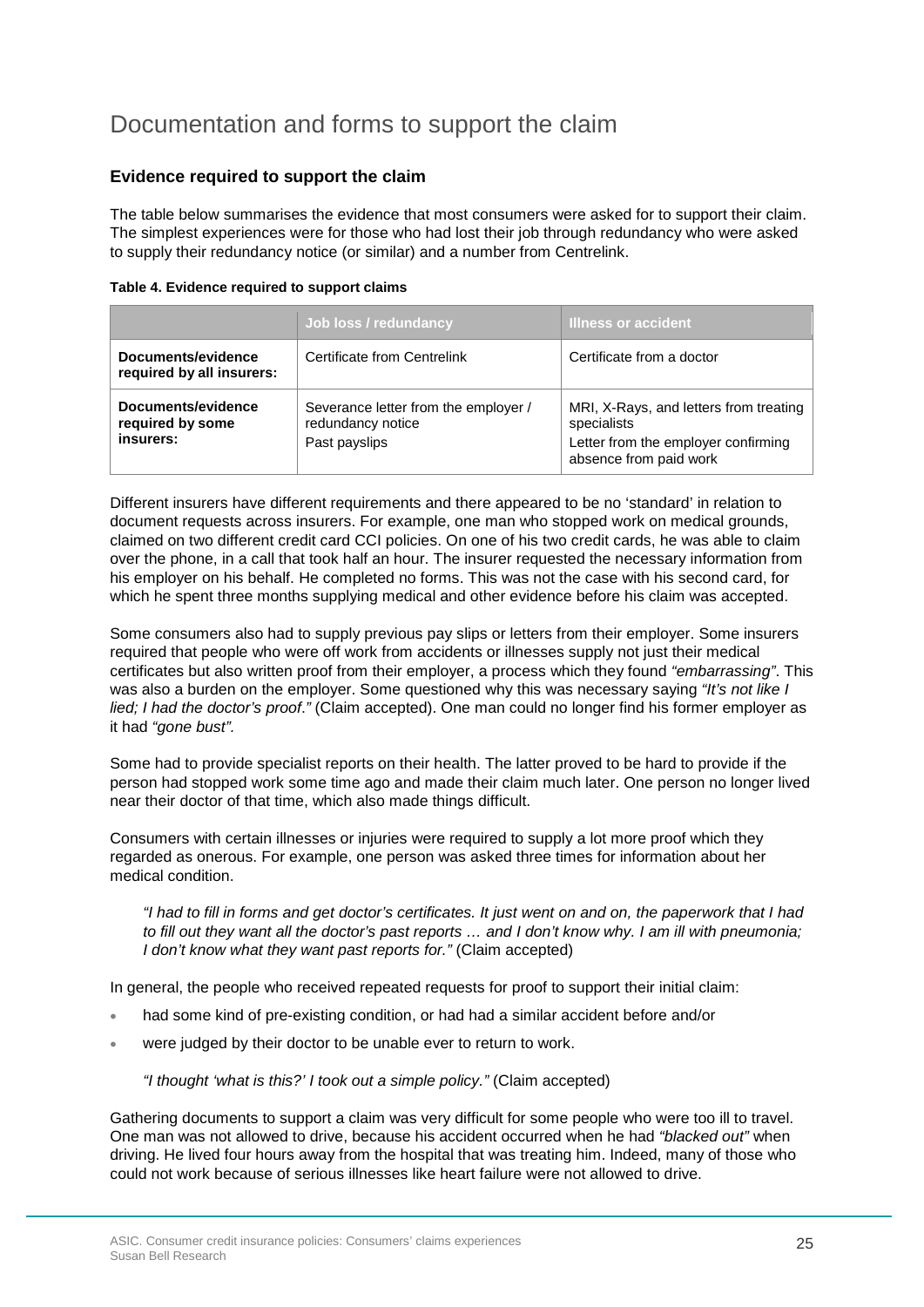# Documentation and forms to support the claim

## Evidence required to support the claim

The table below summarises the evidence that most consumers were asked for to support their claim. The simplest experiences were for those who had lost their job through redundancy who were asked to supply their redundancy notice (or similar) and a number from Centrelink.

**Table 4. Evidence required to support claims**

| | Job loss / redundancy | Illness or accident |
|---|---|---|
| **Documents/evidence required by all insurers:** | Certificate from Centrelink | Certificate from a doctor |
| **Documents/evidence required by some insurers:** | Severance letter from the employer / redundancy notice<br>Past payslips | MRI, X-Rays, and letters from treating specialists<br>Letter from the employer confirming absence from paid work |

Different insurers have different requirements and there appeared to be no 'standard' in relation to document requests across insurers. For example, one man who stopped work on medical grounds, claimed on two different credit card CCI policies. On one of his two credit cards, he was able to claim over the phone, in a call that took half an hour. The insurer requested the necessary information from his employer on his behalf. He completed no forms. This was not the case with his second card, for which he spent three months supplying medical and other evidence before his claim was accepted.

Some consumers also had to supply previous pay slips or letters from their employer. Some insurers required that people who were off work from accidents or illnesses supply not just their medical certificates but also written proof from their employer, a process which they found *"embarrassing"*. This was also a burden on the employer. Some questioned why this was necessary saying *"It's not like I lied; I had the doctor's proof."* (Claim accepted). One man could no longer find his former employer as it had *"gone bust".*

Some had to provide specialist reports on their health. The latter proved to be hard to provide if the person had stopped work some time ago and made their claim much later. One person no longer lived near their doctor of that time, which also made things difficult.

Consumers with certain illnesses or injuries were required to supply a lot more proof which they regarded as onerous. For example, one person was asked three times for information about her medical condition.

> *"I had to fill in forms and get doctor's certificates. It just went on and on, the paperwork that I had to fill out they want all the doctor's past reports … and I don't know why. I am ill with pneumonia; I don't know what they want past reports for."* (Claim accepted)

In general, the people who received repeated requests for proof to support their initial claim:

- had some kind of pre-existing condition, or had had a similar accident before and/or
- were judged by their doctor to be unable ever to return to work.

> *"I thought 'what is this?' I took out a simple policy."* (Claim accepted)

Gathering documents to support a claim was very difficult for some people who were too ill to travel. One man was not allowed to drive, because his accident occurred when he had *"blacked out"* when driving. He lived four hours away from the hospital that was treating him. Indeed, many of those who could not work because of serious illnesses like heart failure were not allowed to drive.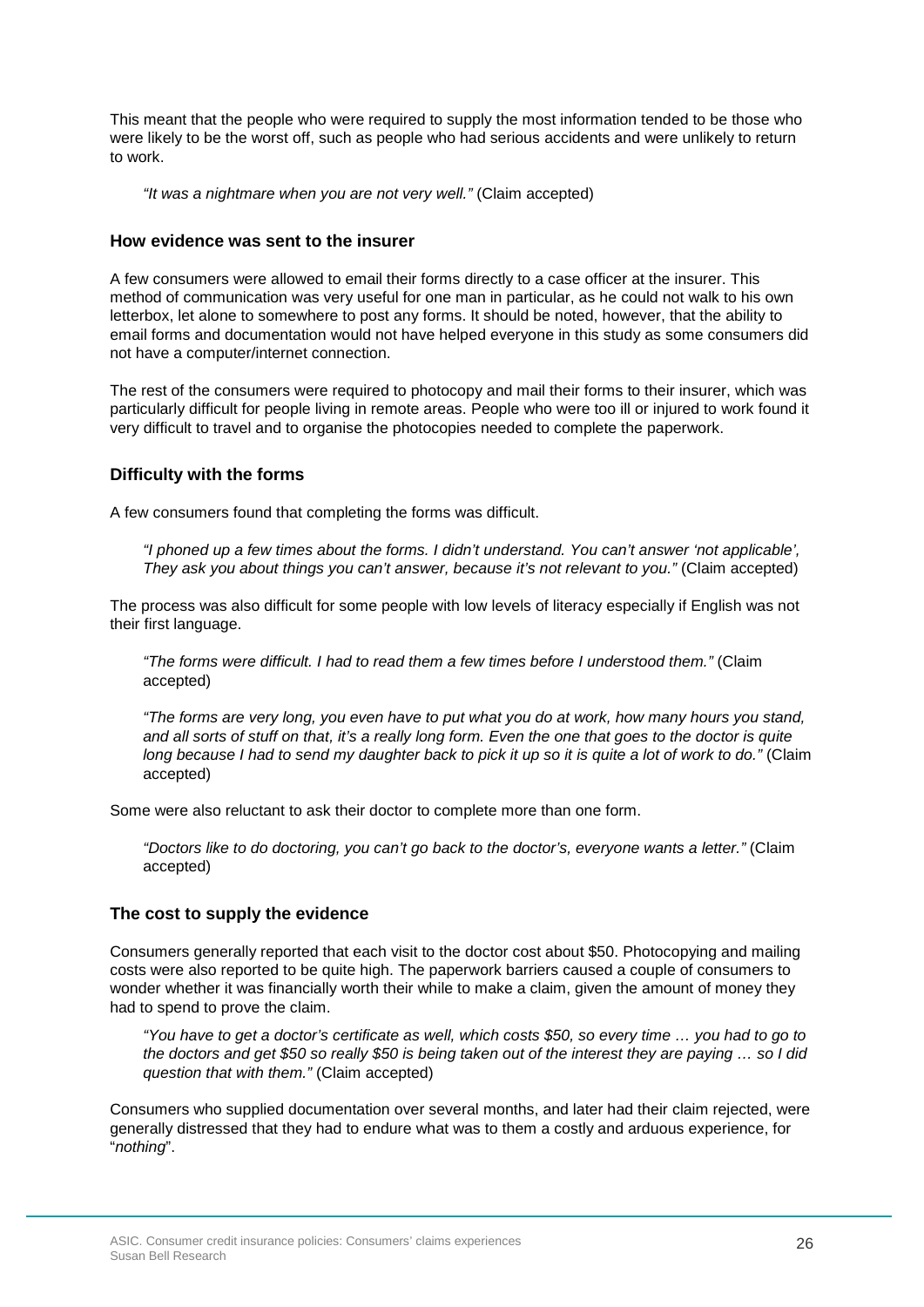This meant that the people who were required to supply the most information tended to be those who were likely to be the worst off, such as people who had serious accidents and were unlikely to return to work.

> *"It was a nightmare when you are not very well."* (Claim accepted)

### How evidence was sent to the insurer

A few consumers were allowed to email their forms directly to a case officer at the insurer. This method of communication was very useful for one man in particular, as he could not walk to his own letterbox, let alone to somewhere to post any forms. It should be noted, however, that the ability to email forms and documentation would not have helped everyone in this study as some consumers did not have a computer/internet connection.

The rest of the consumers were required to photocopy and mail their forms to their insurer, which was particularly difficult for people living in remote areas. People who were too ill or injured to work found it very difficult to travel and to organise the photocopies needed to complete the paperwork.

### Difficulty with the forms

A few consumers found that completing the forms was difficult.

> *"I phoned up a few times about the forms. I didn't understand. You can't answer 'not applicable', They ask you about things you can't answer, because it's not relevant to you."* (Claim accepted)

The process was also difficult for some people with low levels of literacy especially if English was not their first language.

> *"The forms were difficult. I had to read them a few times before I understood them."* (Claim accepted)

> *"The forms are very long, you even have to put what you do at work, how many hours you stand, and all sorts of stuff on that, it's a really long form. Even the one that goes to the doctor is quite long because I had to send my daughter back to pick it up so it is quite a lot of work to do."* (Claim accepted)

Some were also reluctant to ask their doctor to complete more than one form.

> *"Doctors like to do doctoring, you can't go back to the doctor's, everyone wants a letter."* (Claim accepted)

### The cost to supply the evidence

Consumers generally reported that each visit to the doctor cost about $50. Photocopying and mailing costs were also reported to be quite high. The paperwork barriers caused a couple of consumers to wonder whether it was financially worth their while to make a claim, given the amount of money they had to spend to prove the claim.

> *"You have to get a doctor's certificate as well, which costs $50, so every time … you had to go to the doctors and get $50 so really $50 is being taken out of the interest they are paying … so I did question that with them."* (Claim accepted)

Consumers who supplied documentation over several months, and later had their claim rejected, were generally distressed that they had to endure what was to them a costly and arduous experience, for "*nothing*".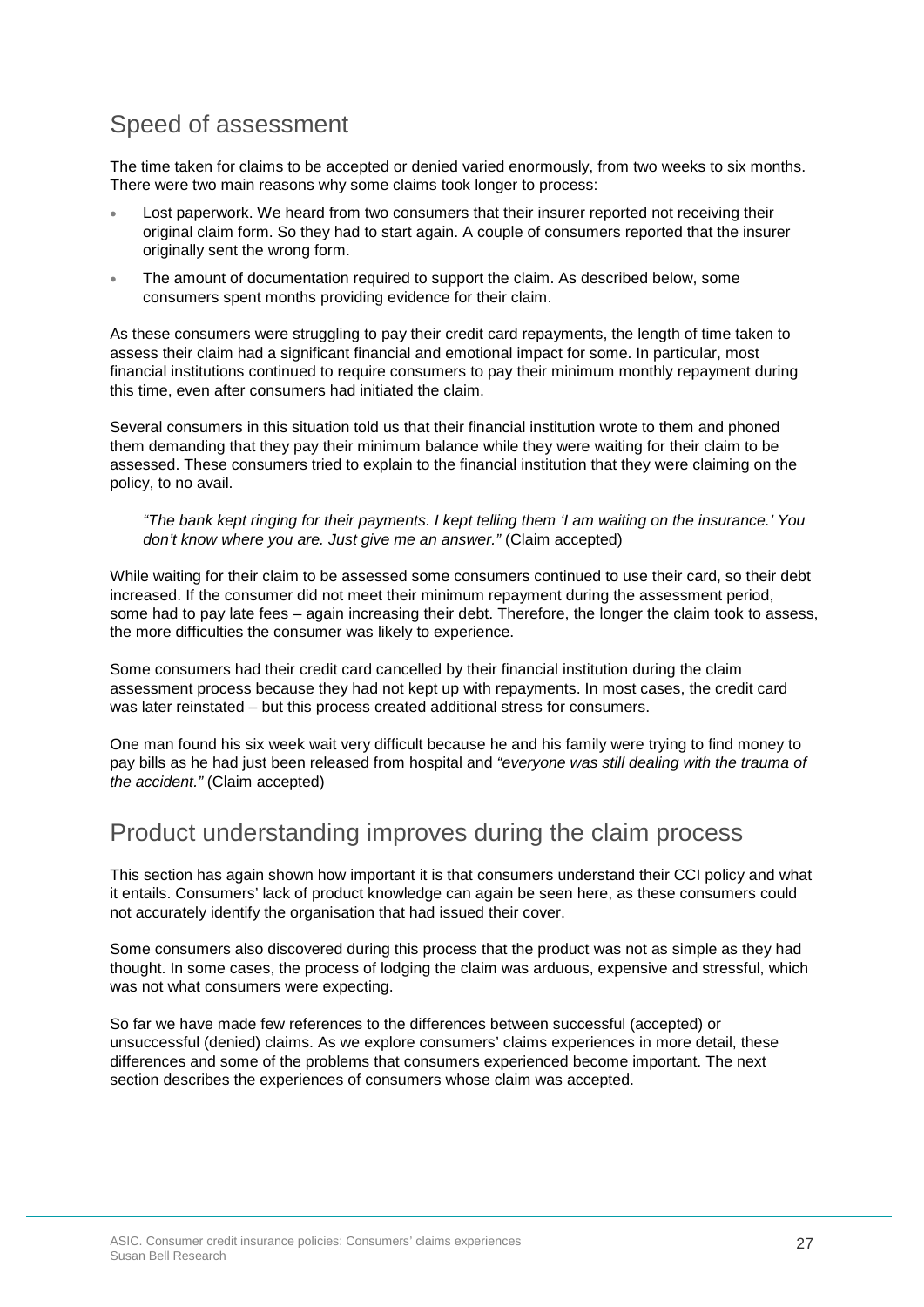## Speed of assessment

The time taken for claims to be accepted or denied varied enormously, from two weeks to six months. There were two main reasons why some claims took longer to process:

- Lost paperwork. We heard from two consumers that their insurer reported not receiving their original claim form. So they had to start again. A couple of consumers reported that the insurer originally sent the wrong form.
- The amount of documentation required to support the claim. As described below, some consumers spent months providing evidence for their claim.

As these consumers were struggling to pay their credit card repayments, the length of time taken to assess their claim had a significant financial and emotional impact for some. In particular, most financial institutions continued to require consumers to pay their minimum monthly repayment during this time, even after consumers had initiated the claim.

Several consumers in this situation told us that their financial institution wrote to them and phoned them demanding that they pay their minimum balance while they were waiting for their claim to be assessed. These consumers tried to explain to the financial institution that they were claiming on the policy, to no avail.

> *"The bank kept ringing for their payments. I kept telling them 'I am waiting on the insurance.' You don't know where you are. Just give me an answer."* (Claim accepted)

While waiting for their claim to be assessed some consumers continued to use their card, so their debt increased. If the consumer did not meet their minimum repayment during the assessment period, some had to pay late fees – again increasing their debt. Therefore, the longer the claim took to assess, the more difficulties the consumer was likely to experience.

Some consumers had their credit card cancelled by their financial institution during the claim assessment process because they had not kept up with repayments. In most cases, the credit card was later reinstated – but this process created additional stress for consumers.

One man found his six week wait very difficult because he and his family were trying to find money to pay bills as he had just been released from hospital and *"everyone was still dealing with the trauma of the accident."* (Claim accepted)

## Product understanding improves during the claim process

This section has again shown how important it is that consumers understand their CCI policy and what it entails. Consumers' lack of product knowledge can again be seen here, as these consumers could not accurately identify the organisation that had issued their cover.

Some consumers also discovered during this process that the product was not as simple as they had thought. In some cases, the process of lodging the claim was arduous, expensive and stressful, which was not what consumers were expecting.

So far we have made few references to the differences between successful (accepted) or unsuccessful (denied) claims. As we explore consumers' claims experiences in more detail, these differences and some of the problems that consumers experienced become important. The next section describes the experiences of consumers whose claim was accepted.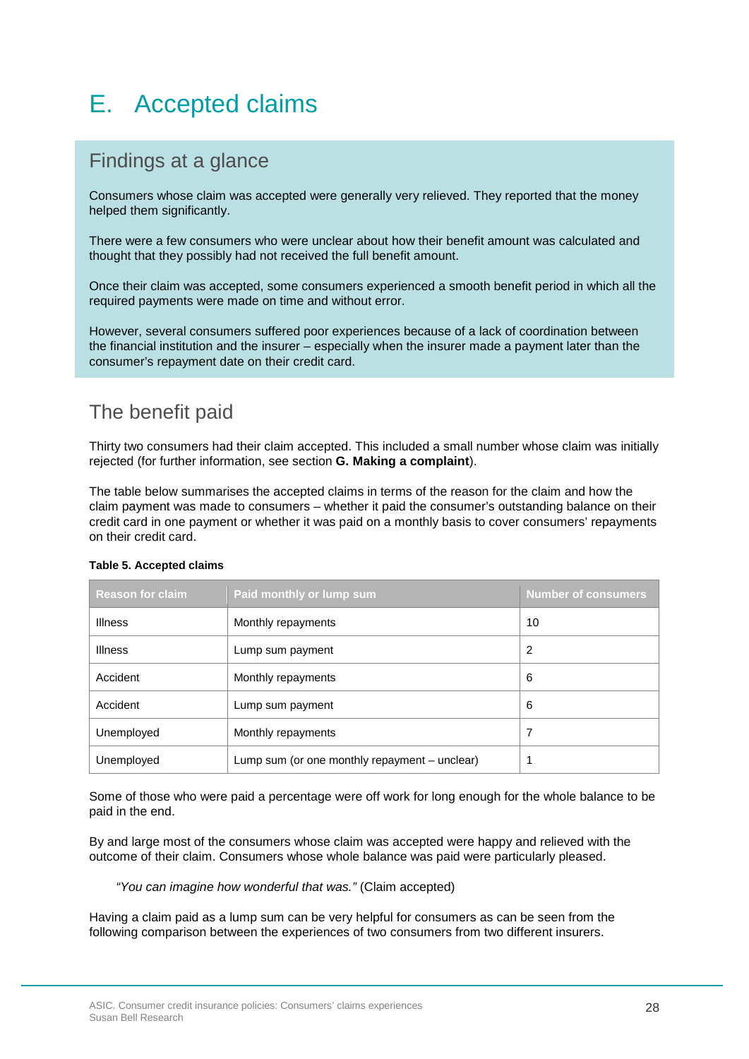# E. Accepted claims

## Findings at a glance

Consumers whose claim was accepted were generally very relieved. They reported that the money helped them significantly.

There were a few consumers who were unclear about how their benefit amount was calculated and thought that they possibly had not received the full benefit amount.

Once their claim was accepted, some consumers experienced a smooth benefit period in which all the required payments were made on time and without error.

However, several consumers suffered poor experiences because of a lack of coordination between the financial institution and the insurer – especially when the insurer made a payment later than the consumer's repayment date on their credit card.

## The benefit paid

Thirty two consumers had their claim accepted. This included a small number whose claim was initially rejected (for further information, see section **G. Making a complaint**).

The table below summarises the accepted claims in terms of the reason for the claim and how the claim payment was made to consumers – whether it paid the consumer's outstanding balance on their credit card in one payment or whether it was paid on a monthly basis to cover consumers' repayments on their credit card.

**Table 5. Accepted claims**

| Reason for claim | Paid monthly or lump sum | Number of consumers |
|---|---|---|
| Illness | Monthly repayments | 10 |
| Illness | Lump sum payment | 2 |
| Accident | Monthly repayments | 6 |
| Accident | Lump sum payment | 6 |
| Unemployed | Monthly repayments | 7 |
| Unemployed | Lump sum (or one monthly repayment – unclear) | 1 |

Some of those who were paid a percentage were off work for long enough for the whole balance to be paid in the end.

By and large most of the consumers whose claim was accepted were happy and relieved with the outcome of their claim. Consumers whose whole balance was paid were particularly pleased.

> *"You can imagine how wonderful that was."* (Claim accepted)

Having a claim paid as a lump sum can be very helpful for consumers as can be seen from the following comparison between the experiences of two consumers from two different insurers.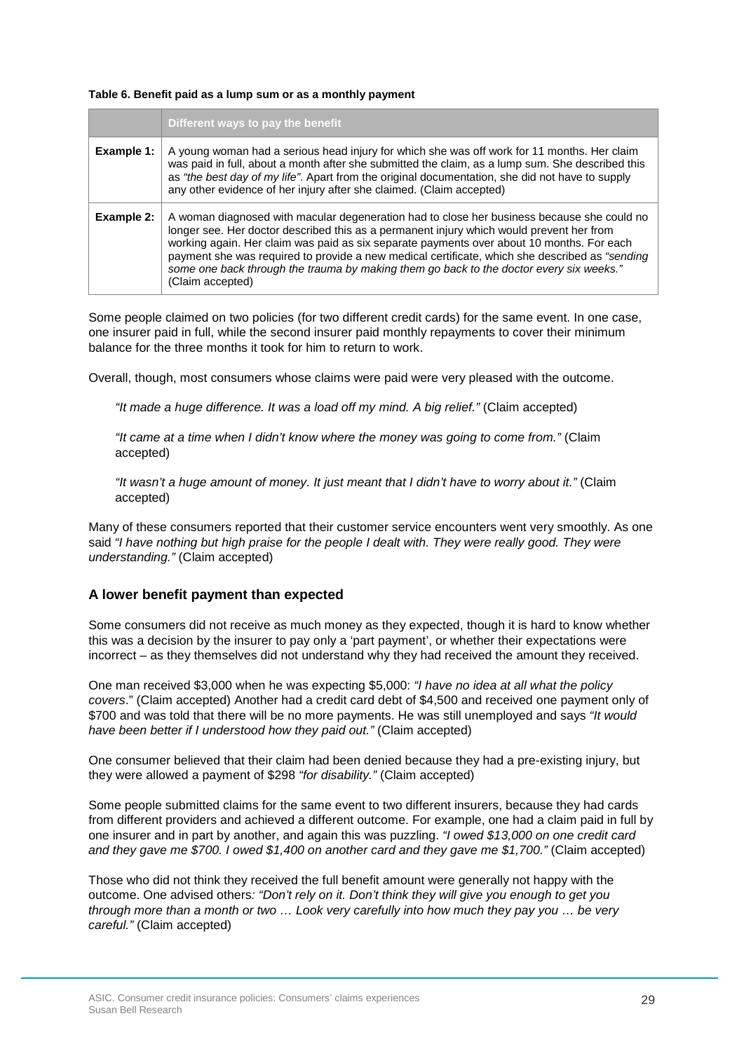**Table 6. Benefit paid as a lump sum or as a monthly payment**

| | Different ways to pay the benefit |
|---|---|
| **Example 1:** | A young woman had a serious head injury for which she was off work for 11 months. Her claim was paid in full, about a month after she submitted the claim, as a lump sum. She described this as *"the best day of my life"*. Apart from the original documentation, she did not have to supply any other evidence of her injury after she claimed. (Claim accepted) |
| **Example 2:** | A woman diagnosed with macular degeneration had to close her business because she could no longer see. Her doctor described this as a permanent injury which would prevent her from working again. Her claim was paid as six separate payments over about 10 months. For each payment she was required to provide a new medical certificate, which she described as *"sending some one back through the trauma by making them go back to the doctor every six weeks."* (Claim accepted) |

Some people claimed on two policies (for two different credit cards) for the same event. In one case, one insurer paid in full, while the second insurer paid monthly repayments to cover their minimum balance for the three months it took for him to return to work.

Overall, though, most consumers whose claims were paid were very pleased with the outcome.

> *"It made a huge difference. It was a load off my mind. A big relief."* (Claim accepted)
>
> *"It came at a time when I didn't know where the money was going to come from."* (Claim accepted)
>
> *"It wasn't a huge amount of money. It just meant that I didn't have to worry about it."* (Claim accepted)

Many of these consumers reported that their customer service encounters went very smoothly. As one said *"I have nothing but high praise for the people I dealt with. They were really good. They were understanding."* (Claim accepted)

### A lower benefit payment than expected

Some consumers did not receive as much money as they expected, though it is hard to know whether this was a decision by the insurer to pay only a 'part payment', or whether their expectations were incorrect – as they themselves did not understand why they had received the amount they received.

One man received $3,000 when he was expecting $5,000: *"I have no idea at all what the policy covers*." (Claim accepted) Another had a credit card debt of $4,500 and received one payment only of $700 and was told that there will be no more payments. He was still unemployed and says *"It would have been better if I understood how they paid out."* (Claim accepted)

One consumer believed that their claim had been denied because they had a pre-existing injury, but they were allowed a payment of $298 *"for disability."* (Claim accepted)

Some people submitted claims for the same event to two different insurers, because they had cards from different providers and achieved a different outcome. For example, one had a claim paid in full by one insurer and in part by another, and again this was puzzling. *"I owed $13,000 on one credit card and they gave me $700. I owed $1,400 on another card and they gave me $1,700."* (Claim accepted)

Those who did not think they received the full benefit amount were generally not happy with the outcome. One advised others*: "Don't rely on it. Don't think they will give you enough to get you through more than a month or two … Look very carefully into how much they pay you … be very careful."* (Claim accepted)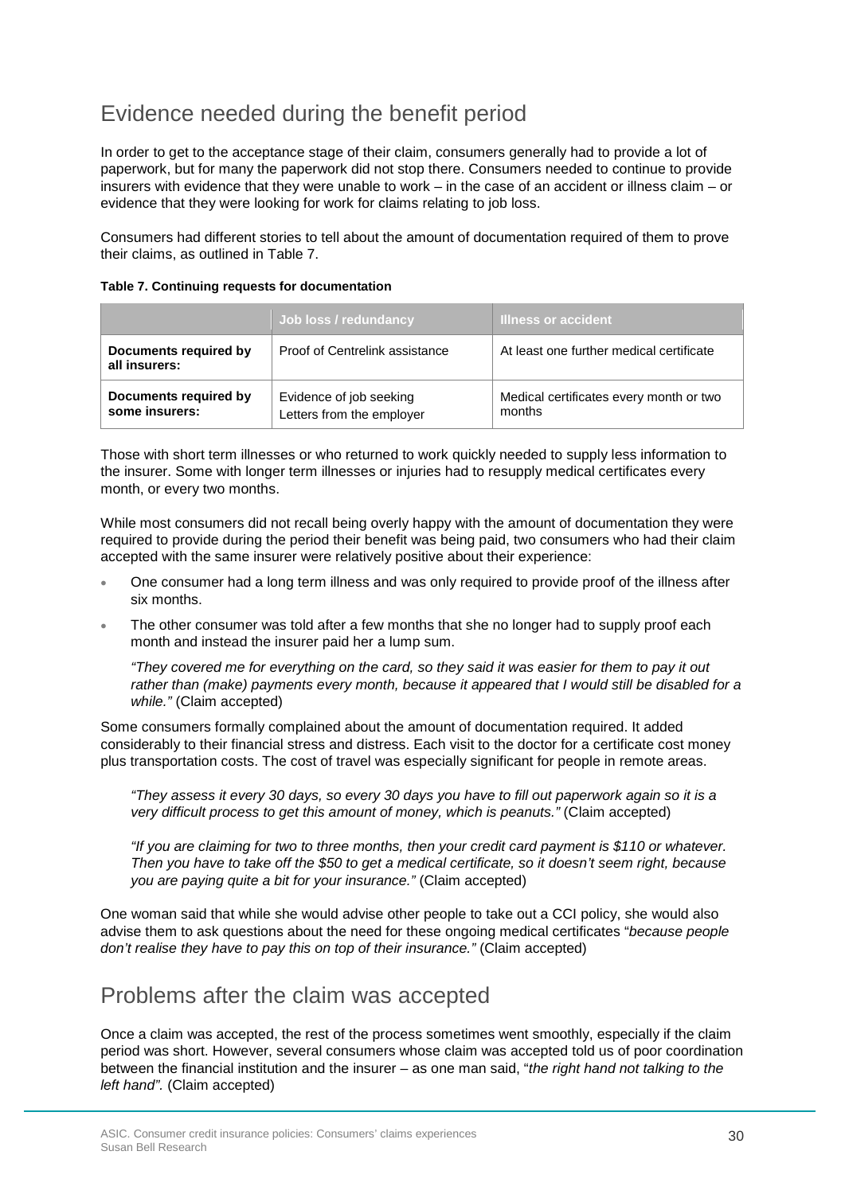## Evidence needed during the benefit period

In order to get to the acceptance stage of their claim, consumers generally had to provide a lot of paperwork, but for many the paperwork did not stop there. Consumers needed to continue to provide insurers with evidence that they were unable to work – in the case of an accident or illness claim – or evidence that they were looking for work for claims relating to job loss.

Consumers had different stories to tell about the amount of documentation required of them to prove their claims, as outlined in Table 7.

**Table 7. Continuing requests for documentation**

| | Job loss / redundancy | Illness or accident |
|---|---|---|
| **Documents required by all insurers:** | Proof of Centrelink assistance | At least one further medical certificate |
| **Documents required by some insurers:** | Evidence of job seeking<br>Letters from the employer | Medical certificates every month or two months |

Those with short term illnesses or who returned to work quickly needed to supply less information to the insurer. Some with longer term illnesses or injuries had to resupply medical certificates every month, or every two months.

While most consumers did not recall being overly happy with the amount of documentation they were required to provide during the period their benefit was being paid, two consumers who had their claim accepted with the same insurer were relatively positive about their experience:

- One consumer had a long term illness and was only required to provide proof of the illness after six months.
- The other consumer was told after a few months that she no longer had to supply proof each month and instead the insurer paid her a lump sum.

  *"They covered me for everything on the card, so they said it was easier for them to pay it out rather than (make) payments every month, because it appeared that I would still be disabled for a while."* (Claim accepted)

Some consumers formally complained about the amount of documentation required. It added considerably to their financial stress and distress. Each visit to the doctor for a certificate cost money plus transportation costs. The cost of travel was especially significant for people in remote areas.

> *"They assess it every 30 days, so every 30 days you have to fill out paperwork again so it is a very difficult process to get this amount of money, which is peanuts."* (Claim accepted)

> *"If you are claiming for two to three months, then your credit card payment is $110 or whatever. Then you have to take off the $50 to get a medical certificate, so it doesn't seem right, because you are paying quite a bit for your insurance."* (Claim accepted)

One woman said that while she would advise other people to take out a CCI policy, she would also advise them to ask questions about the need for these ongoing medical certificates "*because people don't realise they have to pay this on top of their insurance."* (Claim accepted)

## Problems after the claim was accepted

Once a claim was accepted, the rest of the process sometimes went smoothly, especially if the claim period was short. However, several consumers whose claim was accepted told us of poor coordination between the financial institution and the insurer – as one man said, "*the right hand not talking to the left hand".* (Claim accepted)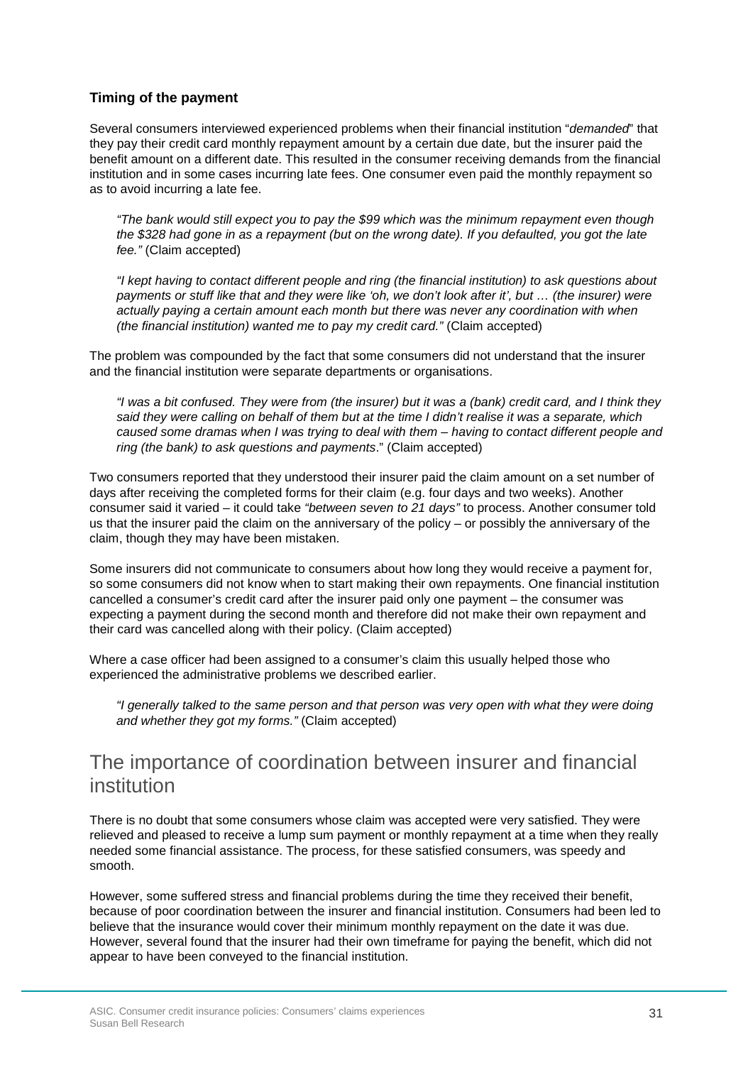### Timing of the payment

Several consumers interviewed experienced problems when their financial institution "*demanded*" that they pay their credit card monthly repayment amount by a certain due date, but the insurer paid the benefit amount on a different date. This resulted in the consumer receiving demands from the financial institution and in some cases incurring late fees. One consumer even paid the monthly repayment so as to avoid incurring a late fee.

> *"The bank would still expect you to pay the $99 which was the minimum repayment even though the $328 had gone in as a repayment (but on the wrong date). If you defaulted, you got the late fee."* (Claim accepted)

> *"I kept having to contact different people and ring (the financial institution) to ask questions about payments or stuff like that and they were like 'oh, we don't look after it', but … (the insurer) were actually paying a certain amount each month but there was never any coordination with when (the financial institution) wanted me to pay my credit card."* (Claim accepted)

The problem was compounded by the fact that some consumers did not understand that the insurer and the financial institution were separate departments or organisations.

> *"I was a bit confused. They were from (the insurer) but it was a (bank) credit card, and I think they said they were calling on behalf of them but at the time I didn't realise it was a separate, which caused some dramas when I was trying to deal with them – having to contact different people and ring (the bank) to ask questions and payments*." (Claim accepted)

Two consumers reported that they understood their insurer paid the claim amount on a set number of days after receiving the completed forms for their claim (e.g. four days and two weeks). Another consumer said it varied – it could take *"between seven to 21 days"* to process. Another consumer told us that the insurer paid the claim on the anniversary of the policy – or possibly the anniversary of the claim, though they may have been mistaken.

Some insurers did not communicate to consumers about how long they would receive a payment for, so some consumers did not know when to start making their own repayments. One financial institution cancelled a consumer's credit card after the insurer paid only one payment – the consumer was expecting a payment during the second month and therefore did not make their own repayment and their card was cancelled along with their policy. (Claim accepted)

Where a case officer had been assigned to a consumer's claim this usually helped those who experienced the administrative problems we described earlier.

> *"I generally talked to the same person and that person was very open with what they were doing and whether they got my forms."* (Claim accepted)

## The importance of coordination between insurer and financial institution

There is no doubt that some consumers whose claim was accepted were very satisfied. They were relieved and pleased to receive a lump sum payment or monthly repayment at a time when they really needed some financial assistance. The process, for these satisfied consumers, was speedy and smooth.

However, some suffered stress and financial problems during the time they received their benefit, because of poor coordination between the insurer and financial institution. Consumers had been led to believe that the insurance would cover their minimum monthly repayment on the date it was due. However, several found that the insurer had their own timeframe for paying the benefit, which did not appear to have been conveyed to the financial institution.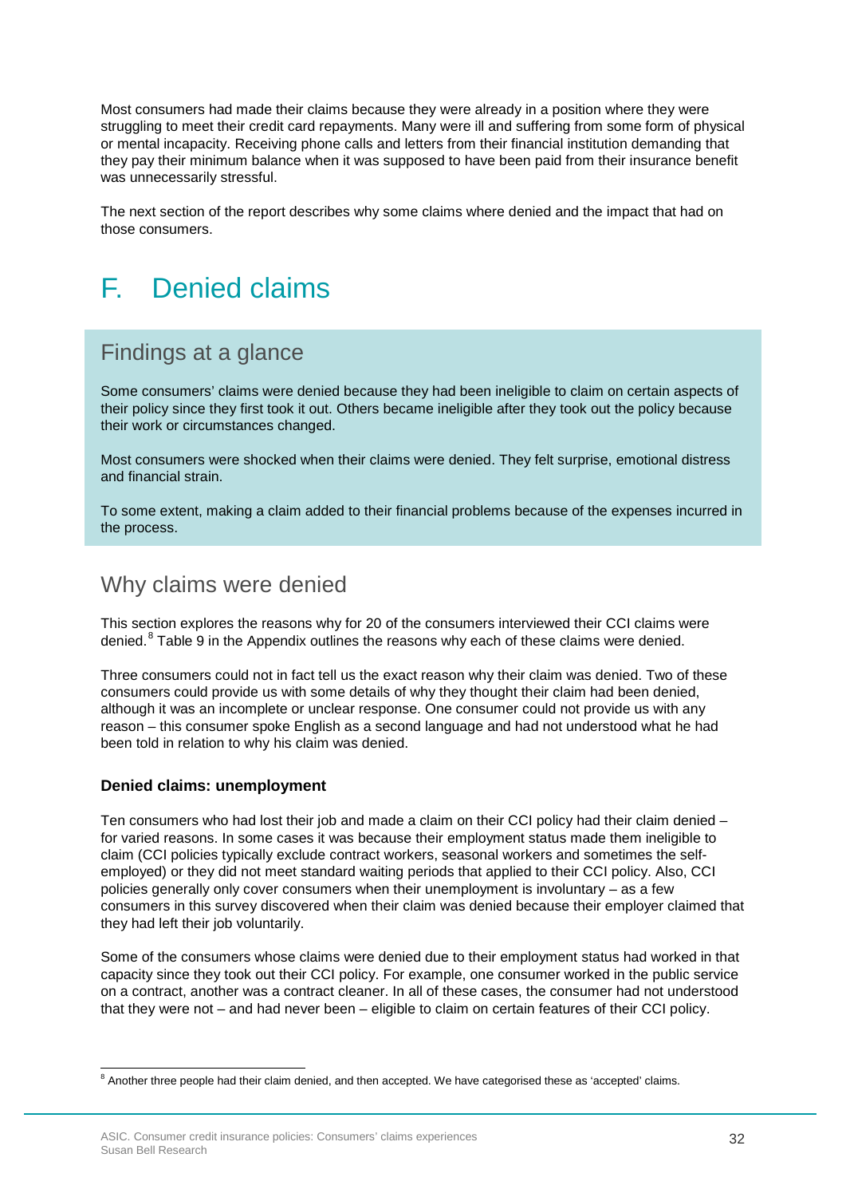Most consumers had made their claims because they were already in a position where they were struggling to meet their credit card repayments. Many were ill and suffering from some form of physical or mental incapacity. Receiving phone calls and letters from their financial institution demanding that they pay their minimum balance when it was supposed to have been paid from their insurance benefit was unnecessarily stressful.

The next section of the report describes why some claims where denied and the impact that had on those consumers.

# F. Denied claims

## Findings at a glance

Some consumers' claims were denied because they had been ineligible to claim on certain aspects of their policy since they first took it out. Others became ineligible after they took out the policy because their work or circumstances changed.

Most consumers were shocked when their claims were denied. They felt surprise, emotional distress and financial strain.

To some extent, making a claim added to their financial problems because of the expenses incurred in the process.

## Why claims were denied

This section explores the reasons why for 20 of the consumers interviewed their CCI claims were denied.[8] Table 9 in the Appendix outlines the reasons why each of these claims were denied.

Three consumers could not in fact tell us the exact reason why their claim was denied. Two of these consumers could provide us with some details of why they thought their claim had been denied, although it was an incomplete or unclear response. One consumer could not provide us with any reason – this consumer spoke English as a second language and had not understood what he had been told in relation to why his claim was denied.

**Denied claims: unemployment**

Ten consumers who had lost their job and made a claim on their CCI policy had their claim denied – for varied reasons. In some cases it was because their employment status made them ineligible to claim (CCI policies typically exclude contract workers, seasonal workers and sometimes the self-employed) or they did not meet standard waiting periods that applied to their CCI policy. Also, CCI policies generally only cover consumers when their unemployment is involuntary – as a few consumers in this survey discovered when their claim was denied because their employer claimed that they had left their job voluntarily.

Some of the consumers whose claims were denied due to their employment status had worked in that capacity since they took out their CCI policy. For example, one consumer worked in the public service on a contract, another was a contract cleaner. In all of these cases, the consumer had not understood that they were not – and had never been – eligible to claim on certain features of their CCI policy.

[8] Another three people had their claim denied, and then accepted. We have categorised these as 'accepted' claims.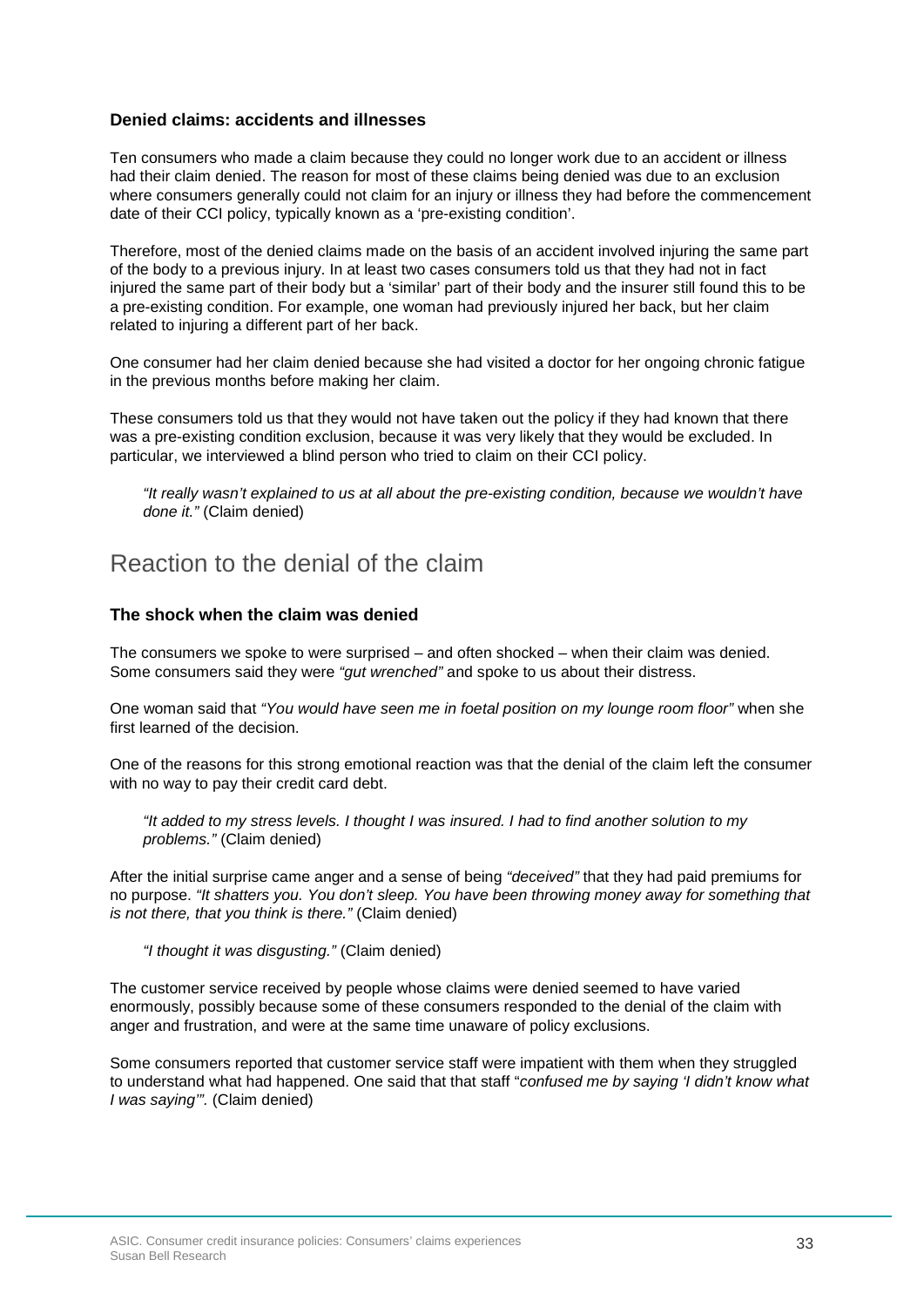### Denied claims: accidents and illnesses

Ten consumers who made a claim because they could no longer work due to an accident or illness had their claim denied. The reason for most of these claims being denied was due to an exclusion where consumers generally could not claim for an injury or illness they had before the commencement date of their CCI policy, typically known as a 'pre-existing condition'.

Therefore, most of the denied claims made on the basis of an accident involved injuring the same part of the body to a previous injury. In at least two cases consumers told us that they had not in fact injured the same part of their body but a 'similar' part of their body and the insurer still found this to be a pre-existing condition. For example, one woman had previously injured her back, but her claim related to injuring a different part of her back.

One consumer had her claim denied because she had visited a doctor for her ongoing chronic fatigue in the previous months before making her claim.

These consumers told us that they would not have taken out the policy if they had known that there was a pre-existing condition exclusion, because it was very likely that they would be excluded. In particular, we interviewed a blind person who tried to claim on their CCI policy.

> *"It really wasn't explained to us at all about the pre-existing condition, because we wouldn't have done it."* (Claim denied)

## Reaction to the denial of the claim

### The shock when the claim was denied

The consumers we spoke to were surprised – and often shocked – when their claim was denied. Some consumers said they were *"gut wrenched"* and spoke to us about their distress.

One woman said that *"You would have seen me in foetal position on my lounge room floor"* when she first learned of the decision.

One of the reasons for this strong emotional reaction was that the denial of the claim left the consumer with no way to pay their credit card debt.

> *"It added to my stress levels. I thought I was insured. I had to find another solution to my problems."* (Claim denied)

After the initial surprise came anger and a sense of being *"deceived"* that they had paid premiums for no purpose. *"It shatters you. You don't sleep. You have been throwing money away for something that is not there, that you think is there."* (Claim denied)

> *"I thought it was disgusting."* (Claim denied)

The customer service received by people whose claims were denied seemed to have varied enormously, possibly because some of these consumers responded to the denial of the claim with anger and frustration, and were at the same time unaware of policy exclusions.

Some consumers reported that customer service staff were impatient with them when they struggled to understand what had happened. One said that that staff "*confused me by saying 'I didn't know what I was saying'".* (Claim denied)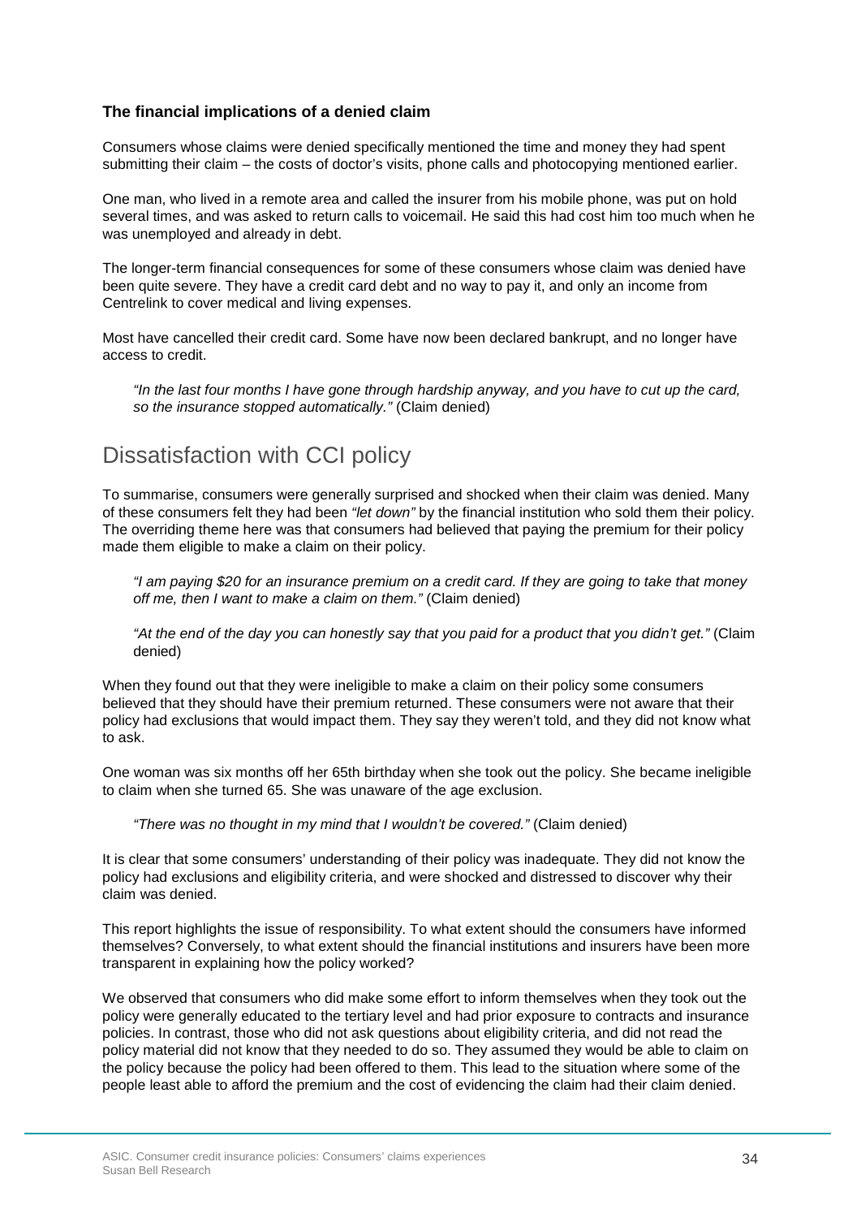### The financial implications of a denied claim

Consumers whose claims were denied specifically mentioned the time and money they had spent submitting their claim – the costs of doctor's visits, phone calls and photocopying mentioned earlier.

One man, who lived in a remote area and called the insurer from his mobile phone, was put on hold several times, and was asked to return calls to voicemail. He said this had cost him too much when he was unemployed and already in debt.

The longer-term financial consequences for some of these consumers whose claim was denied have been quite severe. They have a credit card debt and no way to pay it, and only an income from Centrelink to cover medical and living expenses.

Most have cancelled their credit card. Some have now been declared bankrupt, and no longer have access to credit.

> *"In the last four months I have gone through hardship anyway, and you have to cut up the card, so the insurance stopped automatically."* (Claim denied)

## Dissatisfaction with CCI policy

To summarise, consumers were generally surprised and shocked when their claim was denied. Many of these consumers felt they had been *"let down"* by the financial institution who sold them their policy. The overriding theme here was that consumers had believed that paying the premium for their policy made them eligible to make a claim on their policy.

> *"I am paying $20 for an insurance premium on a credit card. If they are going to take that money off me, then I want to make a claim on them."* (Claim denied)

> *"At the end of the day you can honestly say that you paid for a product that you didn't get."* (Claim denied)

When they found out that they were ineligible to make a claim on their policy some consumers believed that they should have their premium returned. These consumers were not aware that their policy had exclusions that would impact them. They say they weren't told, and they did not know what to ask.

One woman was six months off her 65th birthday when she took out the policy. She became ineligible to claim when she turned 65. She was unaware of the age exclusion.

> *"There was no thought in my mind that I wouldn't be covered."* (Claim denied)

It is clear that some consumers' understanding of their policy was inadequate. They did not know the policy had exclusions and eligibility criteria, and were shocked and distressed to discover why their claim was denied.

This report highlights the issue of responsibility. To what extent should the consumers have informed themselves? Conversely, to what extent should the financial institutions and insurers have been more transparent in explaining how the policy worked?

We observed that consumers who did make some effort to inform themselves when they took out the policy were generally educated to the tertiary level and had prior exposure to contracts and insurance policies. In contrast, those who did not ask questions about eligibility criteria, and did not read the policy material did not know that they needed to do so. They assumed they would be able to claim on the policy because the policy had been offered to them. This lead to the situation where some of the people least able to afford the premium and the cost of evidencing the claim had their claim denied.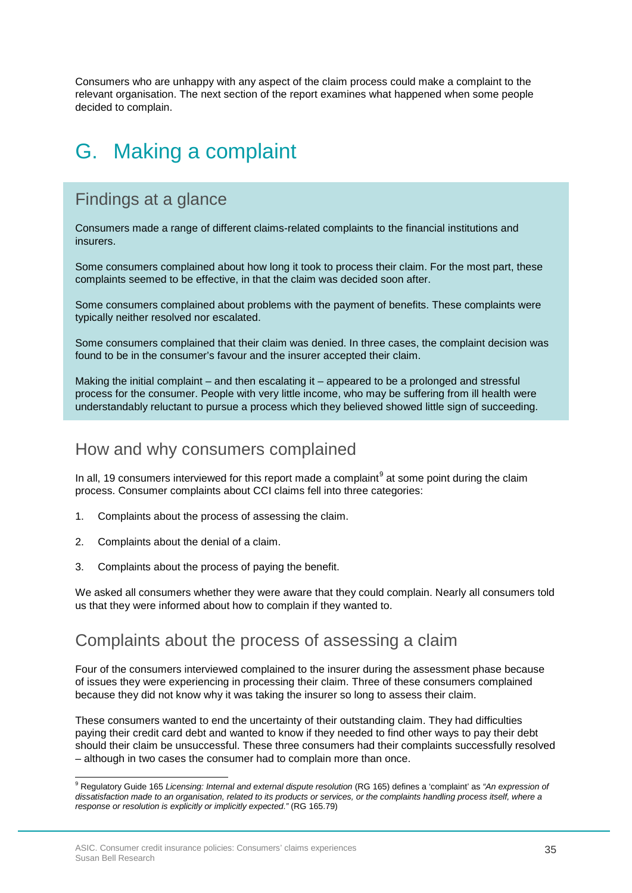Consumers who are unhappy with any aspect of the claim process could make a complaint to the relevant organisation. The next section of the report examines what happened when some people decided to complain.

# G. Making a complaint

## Findings at a glance

Consumers made a range of different claims-related complaints to the financial institutions and insurers.

Some consumers complained about how long it took to process their claim. For the most part, these complaints seemed to be effective, in that the claim was decided soon after.

Some consumers complained about problems with the payment of benefits. These complaints were typically neither resolved nor escalated.

Some consumers complained that their claim was denied. In three cases, the complaint decision was found to be in the consumer's favour and the insurer accepted their claim.

Making the initial complaint – and then escalating it – appeared to be a prolonged and stressful process for the consumer. People with very little income, who may be suffering from ill health were understandably reluctant to pursue a process which they believed showed little sign of succeeding.

## How and why consumers complained

In all, 19 consumers interviewed for this report made a complaint[9] at some point during the claim process. Consumer complaints about CCI claims fell into three categories:

1. Complaints about the process of assessing the claim.

2. Complaints about the denial of a claim.

3. Complaints about the process of paying the benefit.

We asked all consumers whether they were aware that they could complain. Nearly all consumers told us that they were informed about how to complain if they wanted to.

## Complaints about the process of assessing a claim

Four of the consumers interviewed complained to the insurer during the assessment phase because of issues they were experiencing in processing their claim. Three of these consumers complained because they did not know why it was taking the insurer so long to assess their claim.

These consumers wanted to end the uncertainty of their outstanding claim. They had difficulties paying their credit card debt and wanted to know if they needed to find other ways to pay their debt should their claim be unsuccessful. These three consumers had their complaints successfully resolved – although in two cases the consumer had to complain more than once.

[9] Regulatory Guide 165 *Licensing: Internal and external dispute resolution* (RG 165) defines a 'complaint' as *"An expression of dissatisfaction made to an organisation, related to its products or services, or the complaints handling process itself, where a response or resolution is explicitly or implicitly expected."* (RG 165.79)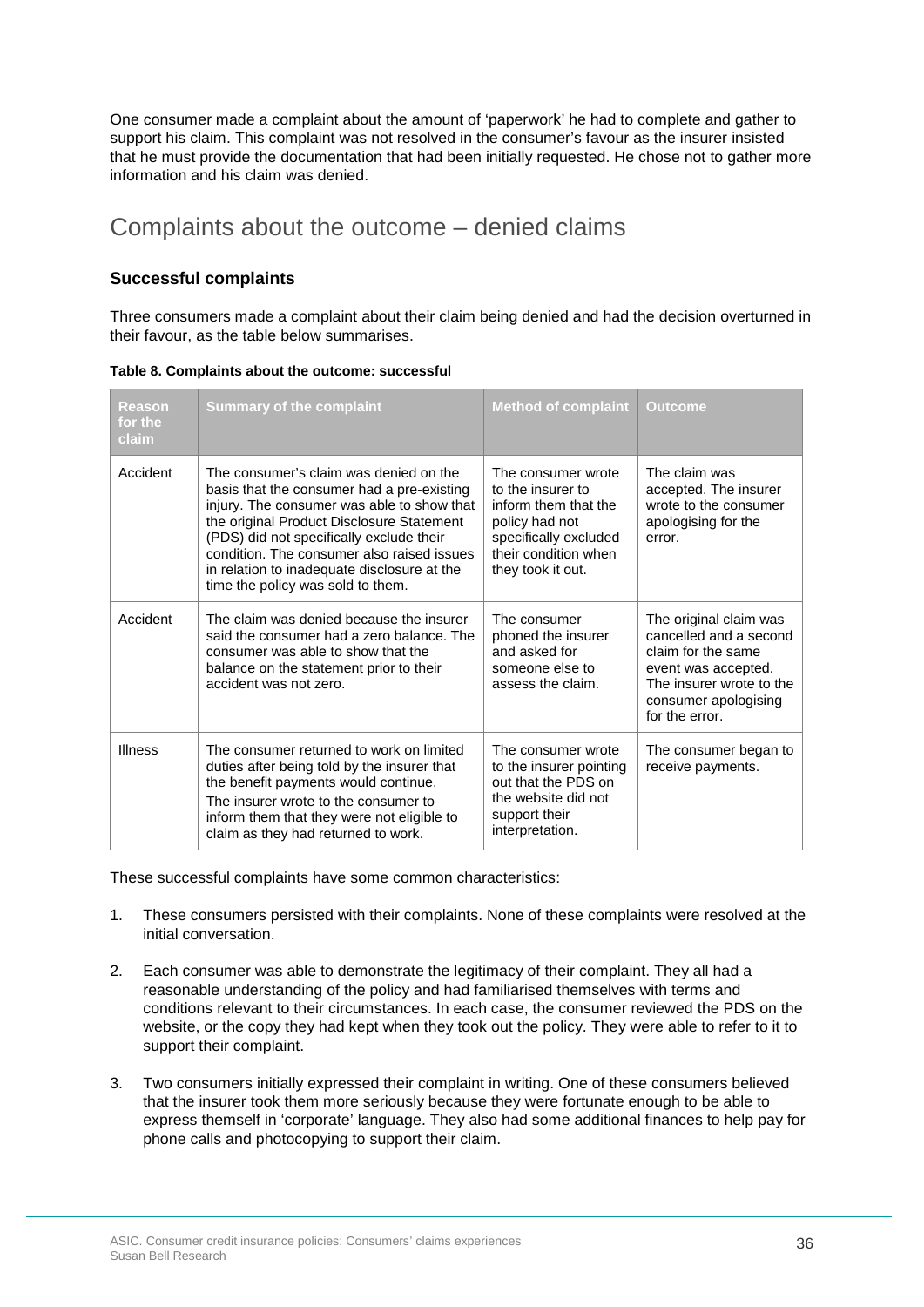One consumer made a complaint about the amount of 'paperwork' he had to complete and gather to support his claim. This complaint was not resolved in the consumer's favour as the insurer insisted that he must provide the documentation that had been initially requested. He chose not to gather more information and his claim was denied.

## Complaints about the outcome – denied claims

### Successful complaints

Three consumers made a complaint about their claim being denied and had the decision overturned in their favour, as the table below summarises.

**Table 8. Complaints about the outcome: successful**

| Reason for the claim | Summary of the complaint | Method of complaint | Outcome |
|---|---|---|---|
| Accident | The consumer's claim was denied on the basis that the consumer had a pre-existing injury. The consumer was able to show that the original Product Disclosure Statement (PDS) did not specifically exclude their condition. The consumer also raised issues in relation to inadequate disclosure at the time the policy was sold to them. | The consumer wrote to the insurer to inform them that the policy had not specifically excluded their condition when they took it out. | The claim was accepted. The insurer wrote to the consumer apologising for the error. |
| Accident | The claim was denied because the insurer said the consumer had a zero balance. The consumer was able to show that the balance on the statement prior to their accident was not zero. | The consumer phoned the insurer and asked for someone else to assess the claim. | The original claim was cancelled and a second claim for the same event was accepted. The insurer wrote to the consumer apologising for the error. |
| Illness | The consumer returned to work on limited duties after being told by the insurer that the benefit payments would continue. The insurer wrote to the consumer to inform them that they were not eligible to claim as they had returned to work. | The consumer wrote to the insurer pointing out that the PDS on the website did not support their interpretation. | The consumer began to receive payments. |

These successful complaints have some common characteristics:

1. These consumers persisted with their complaints. None of these complaints were resolved at the initial conversation.
2. Each consumer was able to demonstrate the legitimacy of their complaint. They all had a reasonable understanding of the policy and had familiarised themselves with terms and conditions relevant to their circumstances. In each case, the consumer reviewed the PDS on the website, or the copy they had kept when they took out the policy. They were able to refer to it to support their complaint.
3. Two consumers initially expressed their complaint in writing. One of these consumers believed that the insurer took them more seriously because they were fortunate enough to be able to express themself in 'corporate' language. They also had some additional finances to help pay for phone calls and photocopying to support their claim.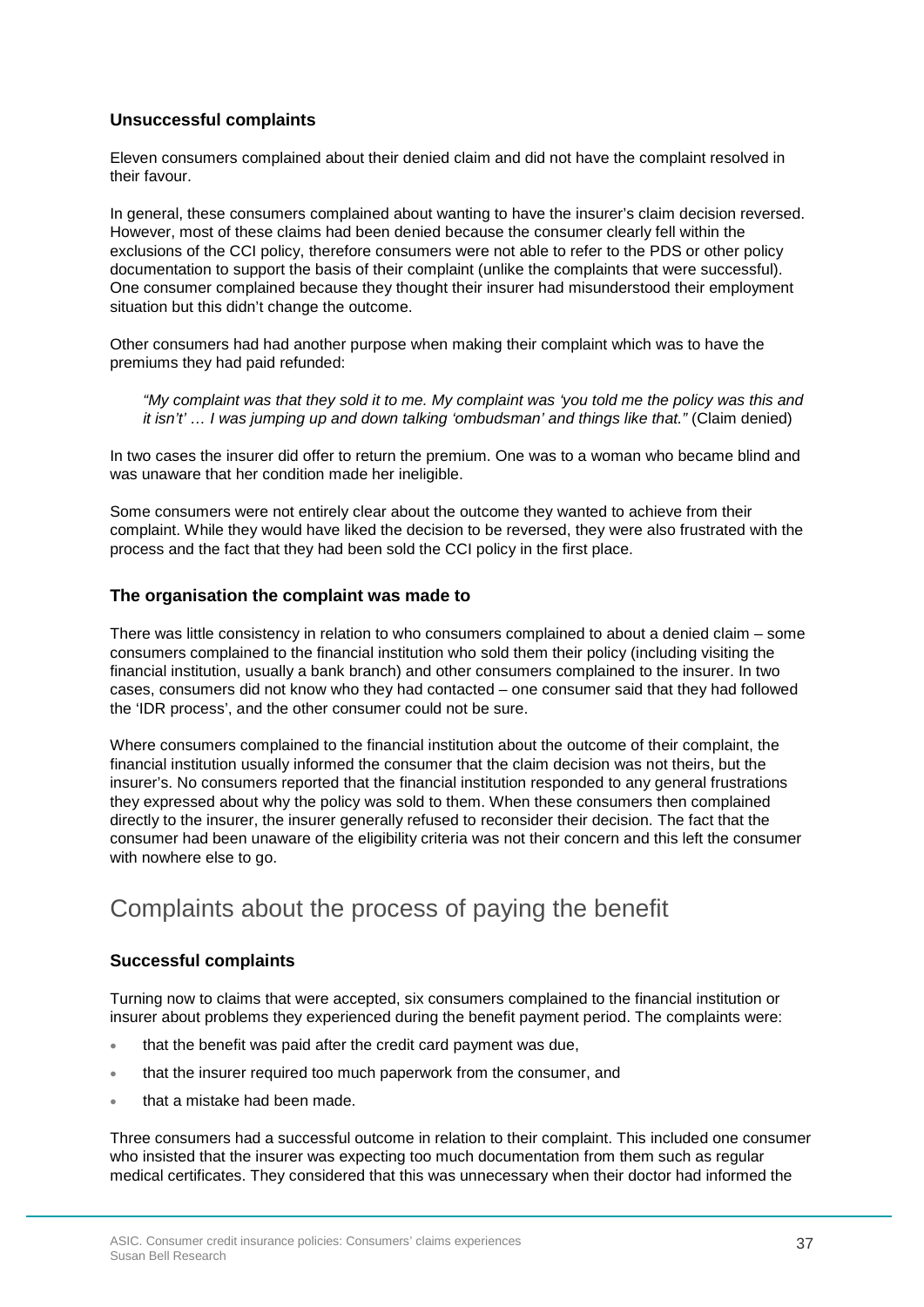### Unsuccessful complaints

Eleven consumers complained about their denied claim and did not have the complaint resolved in their favour.

In general, these consumers complained about wanting to have the insurer's claim decision reversed. However, most of these claims had been denied because the consumer clearly fell within the exclusions of the CCI policy, therefore consumers were not able to refer to the PDS or other policy documentation to support the basis of their complaint (unlike the complaints that were successful). One consumer complained because they thought their insurer had misunderstood their employment situation but this didn't change the outcome.

Other consumers had had another purpose when making their complaint which was to have the premiums they had paid refunded:

> *"My complaint was that they sold it to me. My complaint was 'you told me the policy was this and it isn't' … I was jumping up and down talking 'ombudsman' and things like that."* (Claim denied)

In two cases the insurer did offer to return the premium. One was to a woman who became blind and was unaware that her condition made her ineligible.

Some consumers were not entirely clear about the outcome they wanted to achieve from their complaint. While they would have liked the decision to be reversed, they were also frustrated with the process and the fact that they had been sold the CCI policy in the first place.

### The organisation the complaint was made to

There was little consistency in relation to who consumers complained to about a denied claim – some consumers complained to the financial institution who sold them their policy (including visiting the financial institution, usually a bank branch) and other consumers complained to the insurer. In two cases, consumers did not know who they had contacted – one consumer said that they had followed the 'IDR process', and the other consumer could not be sure.

Where consumers complained to the financial institution about the outcome of their complaint, the financial institution usually informed the consumer that the claim decision was not theirs, but the insurer's. No consumers reported that the financial institution responded to any general frustrations they expressed about why the policy was sold to them. When these consumers then complained directly to the insurer, the insurer generally refused to reconsider their decision. The fact that the consumer had been unaware of the eligibility criteria was not their concern and this left the consumer with nowhere else to go.

## Complaints about the process of paying the benefit

### Successful complaints

Turning now to claims that were accepted, six consumers complained to the financial institution or insurer about problems they experienced during the benefit payment period. The complaints were:

- that the benefit was paid after the credit card payment was due,
- that the insurer required too much paperwork from the consumer, and
- that a mistake had been made.

Three consumers had a successful outcome in relation to their complaint. This included one consumer who insisted that the insurer was expecting too much documentation from them such as regular medical certificates. They considered that this was unnecessary when their doctor had informed the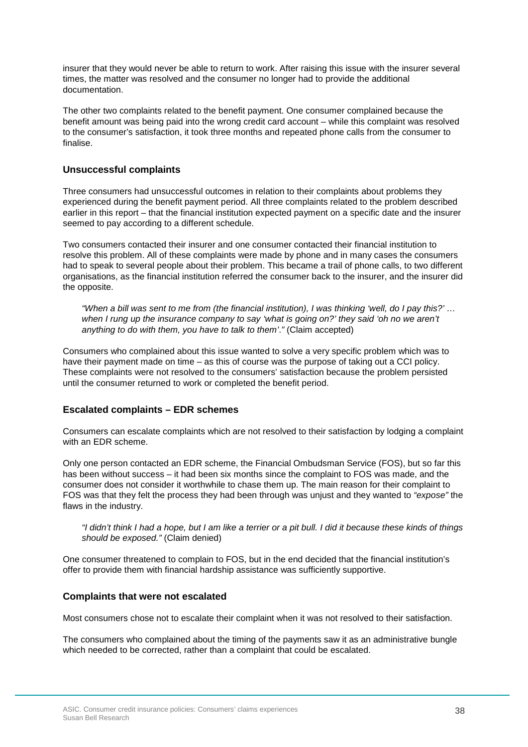insurer that they would never be able to return to work. After raising this issue with the insurer several times, the matter was resolved and the consumer no longer had to provide the additional documentation.

The other two complaints related to the benefit payment. One consumer complained because the benefit amount was being paid into the wrong credit card account – while this complaint was resolved to the consumer's satisfaction, it took three months and repeated phone calls from the consumer to finalise.

### Unsuccessful complaints

Three consumers had unsuccessful outcomes in relation to their complaints about problems they experienced during the benefit payment period. All three complaints related to the problem described earlier in this report – that the financial institution expected payment on a specific date and the insurer seemed to pay according to a different schedule.

Two consumers contacted their insurer and one consumer contacted their financial institution to resolve this problem. All of these complaints were made by phone and in many cases the consumers had to speak to several people about their problem. This became a trail of phone calls, to two different organisations, as the financial institution referred the consumer back to the insurer, and the insurer did the opposite.

> *"When a bill was sent to me from (the financial institution), I was thinking 'well, do I pay this?' … when I rung up the insurance company to say 'what is going on?' they said 'oh no we aren't anything to do with them, you have to talk to them'."* (Claim accepted)

Consumers who complained about this issue wanted to solve a very specific problem which was to have their payment made on time – as this of course was the purpose of taking out a CCI policy. These complaints were not resolved to the consumers' satisfaction because the problem persisted until the consumer returned to work or completed the benefit period.

### Escalated complaints – EDR schemes

Consumers can escalate complaints which are not resolved to their satisfaction by lodging a complaint with an EDR scheme.

Only one person contacted an EDR scheme, the Financial Ombudsman Service (FOS), but so far this has been without success – it had been six months since the complaint to FOS was made, and the consumer does not consider it worthwhile to chase them up. The main reason for their complaint to FOS was that they felt the process they had been through was unjust and they wanted to *"expose"* the flaws in the industry.

> *"I didn't think I had a hope, but I am like a terrier or a pit bull. I did it because these kinds of things should be exposed."* (Claim denied)

One consumer threatened to complain to FOS, but in the end decided that the financial institution's offer to provide them with financial hardship assistance was sufficiently supportive.

### Complaints that were not escalated

Most consumers chose not to escalate their complaint when it was not resolved to their satisfaction.

The consumers who complained about the timing of the payments saw it as an administrative bungle which needed to be corrected, rather than a complaint that could be escalated.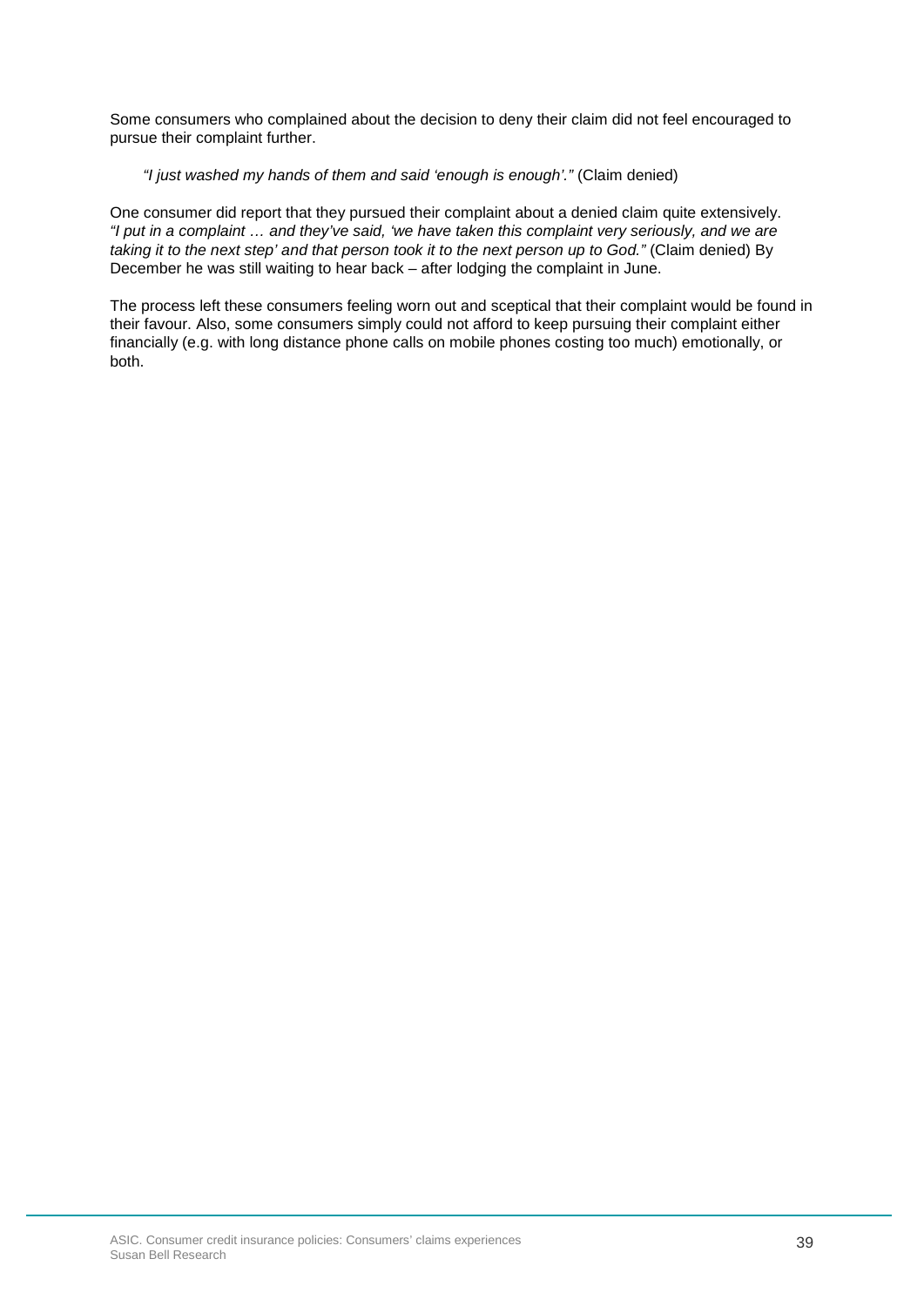Some consumers who complained about the decision to deny their claim did not feel encouraged to pursue their complaint further.

> *"I just washed my hands of them and said 'enough is enough'."* (Claim denied)

One consumer did report that they pursued their complaint about a denied claim quite extensively. *"I put in a complaint … and they've said, 'we have taken this complaint very seriously, and we are taking it to the next step' and that person took it to the next person up to God."* (Claim denied) By December he was still waiting to hear back – after lodging the complaint in June.

The process left these consumers feeling worn out and sceptical that their complaint would be found in their favour. Also, some consumers simply could not afford to keep pursuing their complaint either financially (e.g. with long distance phone calls on mobile phones costing too much) emotionally, or both.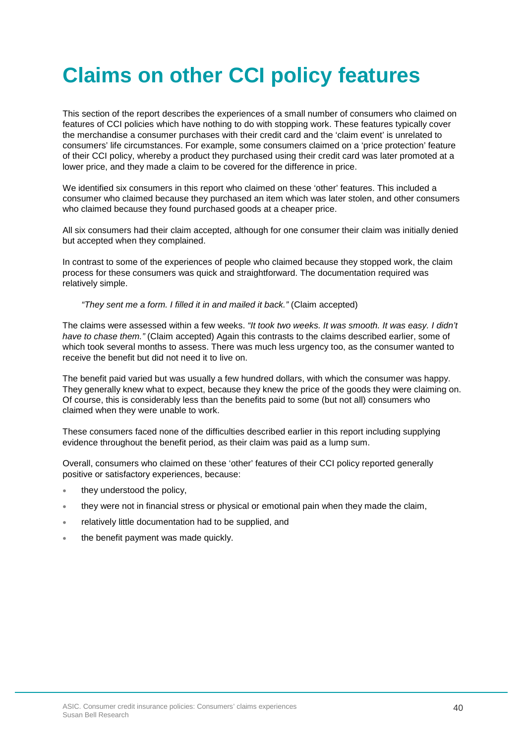# Claims on other CCI policy features

This section of the report describes the experiences of a small number of consumers who claimed on features of CCI policies which have nothing to do with stopping work. These features typically cover the merchandise a consumer purchases with their credit card and the 'claim event' is unrelated to consumers' life circumstances. For example, some consumers claimed on a 'price protection' feature of their CCI policy, whereby a product they purchased using their credit card was later promoted at a lower price, and they made a claim to be covered for the difference in price.

We identified six consumers in this report who claimed on these 'other' features. This included a consumer who claimed because they purchased an item which was later stolen, and other consumers who claimed because they found purchased goods at a cheaper price.

All six consumers had their claim accepted, although for one consumer their claim was initially denied but accepted when they complained.

In contrast to some of the experiences of people who claimed because they stopped work, the claim process for these consumers was quick and straightforward. The documentation required was relatively simple.

> *"They sent me a form. I filled it in and mailed it back."* (Claim accepted)

The claims were assessed within a few weeks. *"It took two weeks. It was smooth. It was easy. I didn't have to chase them."* (Claim accepted) Again this contrasts to the claims described earlier, some of which took several months to assess. There was much less urgency too, as the consumer wanted to receive the benefit but did not need it to live on.

The benefit paid varied but was usually a few hundred dollars, with which the consumer was happy. They generally knew what to expect, because they knew the price of the goods they were claiming on. Of course, this is considerably less than the benefits paid to some (but not all) consumers who claimed when they were unable to work.

These consumers faced none of the difficulties described earlier in this report including supplying evidence throughout the benefit period, as their claim was paid as a lump sum.

Overall, consumers who claimed on these 'other' features of their CCI policy reported generally positive or satisfactory experiences, because:

- they understood the policy,
- they were not in financial stress or physical or emotional pain when they made the claim,
- relatively little documentation had to be supplied, and
- the benefit payment was made quickly.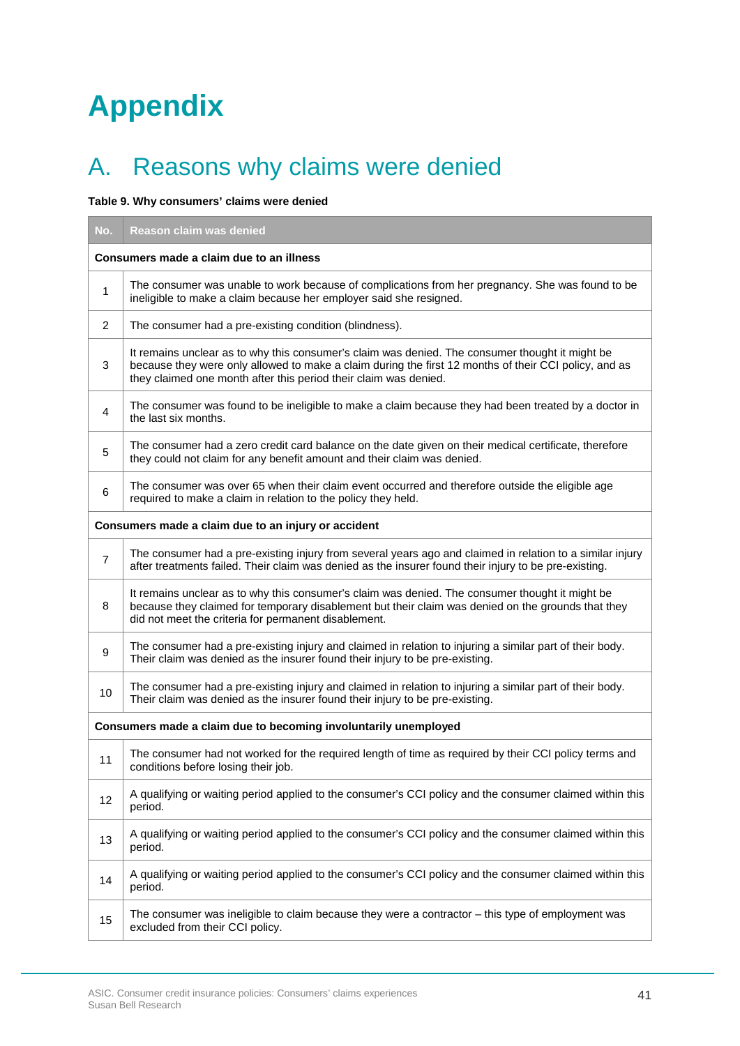# Appendix

## A. Reasons why claims were denied

**Table 9. Why consumers' claims were denied**

| No. | Reason claim was denied |
|---|---|
| **Consumers made a claim due to an illness** | |
| 1 | The consumer was unable to work because of complications from her pregnancy. She was found to be ineligible to make a claim because her employer said she resigned. |
| 2 | The consumer had a pre-existing condition (blindness). |
| 3 | It remains unclear as to why this consumer's claim was denied. The consumer thought it might be because they were only allowed to make a claim during the first 12 months of their CCI policy, and as they claimed one month after this period their claim was denied. |
| 4 | The consumer was found to be ineligible to make a claim because they had been treated by a doctor in the last six months. |
| 5 | The consumer had a zero credit card balance on the date given on their medical certificate, therefore they could not claim for any benefit amount and their claim was denied. |
| 6 | The consumer was over 65 when their claim event occurred and therefore outside the eligible age required to make a claim in relation to the policy they held. |
| **Consumers made a claim due to an injury or accident** | |
| 7 | The consumer had a pre-existing injury from several years ago and claimed in relation to a similar injury after treatments failed. Their claim was denied as the insurer found their injury to be pre-existing. |
| 8 | It remains unclear as to why this consumer's claim was denied. The consumer thought it might be because they claimed for temporary disablement but their claim was denied on the grounds that they did not meet the criteria for permanent disablement. |
| 9 | The consumer had a pre-existing injury and claimed in relation to injuring a similar part of their body. Their claim was denied as the insurer found their injury to be pre-existing. |
| 10 | The consumer had a pre-existing injury and claimed in relation to injuring a similar part of their body. Their claim was denied as the insurer found their injury to be pre-existing. |
| **Consumers made a claim due to becoming involuntarily unemployed** | |
| 11 | The consumer had not worked for the required length of time as required by their CCI policy terms and conditions before losing their job. |
| 12 | A qualifying or waiting period applied to the consumer's CCI policy and the consumer claimed within this period. |
| 13 | A qualifying or waiting period applied to the consumer's CCI policy and the consumer claimed within this period. |
| 14 | A qualifying or waiting period applied to the consumer's CCI policy and the consumer claimed within this period. |
| 15 | The consumer was ineligible to claim because they were a contractor – this type of employment was excluded from their CCI policy. |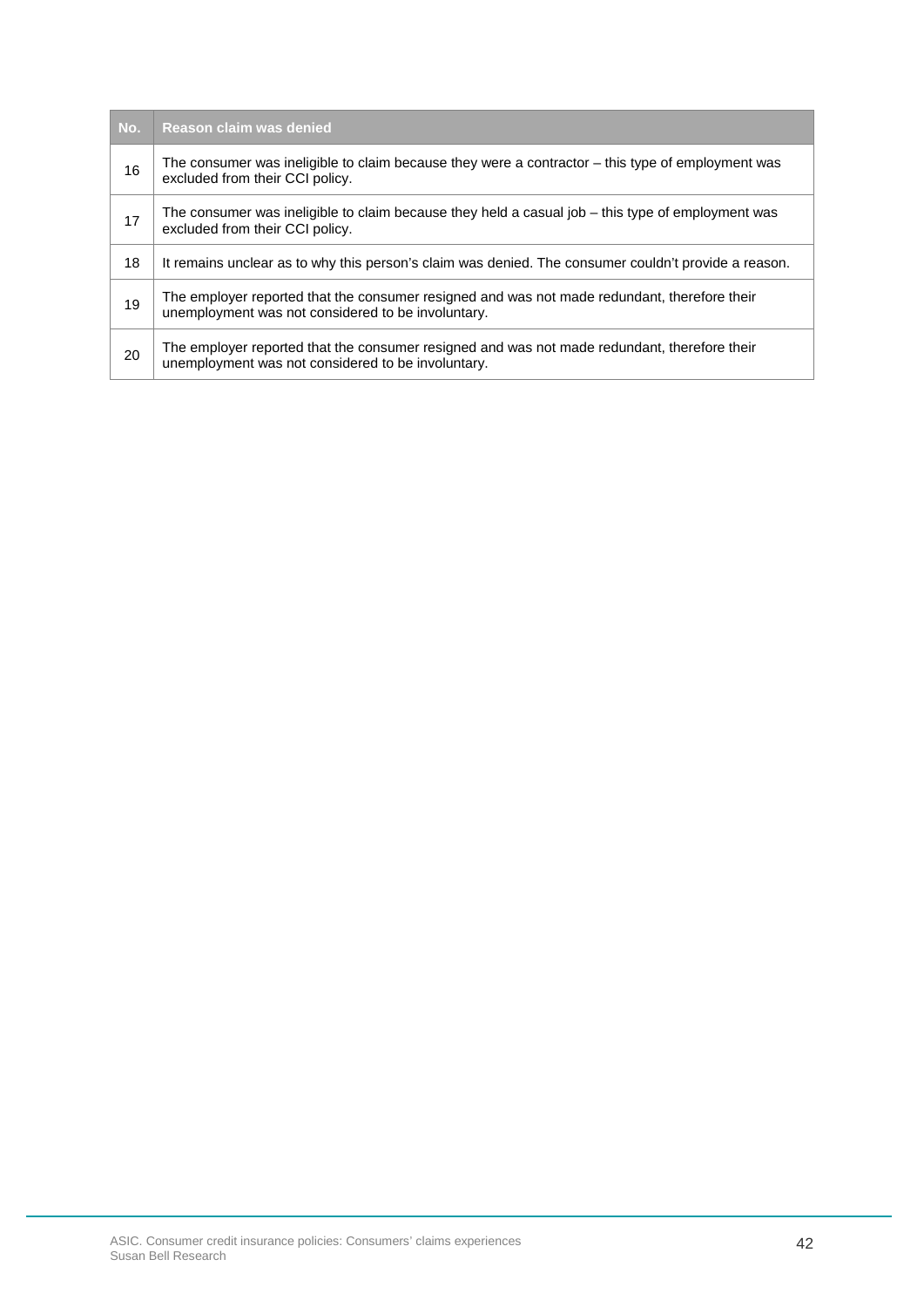| No. | Reason claim was denied |
|---|---|
| 16 | The consumer was ineligible to claim because they were a contractor – this type of employment was excluded from their CCI policy. |
| 17 | The consumer was ineligible to claim because they held a casual job – this type of employment was excluded from their CCI policy. |
| 18 | It remains unclear as to why this person's claim was denied. The consumer couldn't provide a reason. |
| 19 | The employer reported that the consumer resigned and was not made redundant, therefore their unemployment was not considered to be involuntary. |
| 20 | The employer reported that the consumer resigned and was not made redundant, therefore their unemployment was not considered to be involuntary. |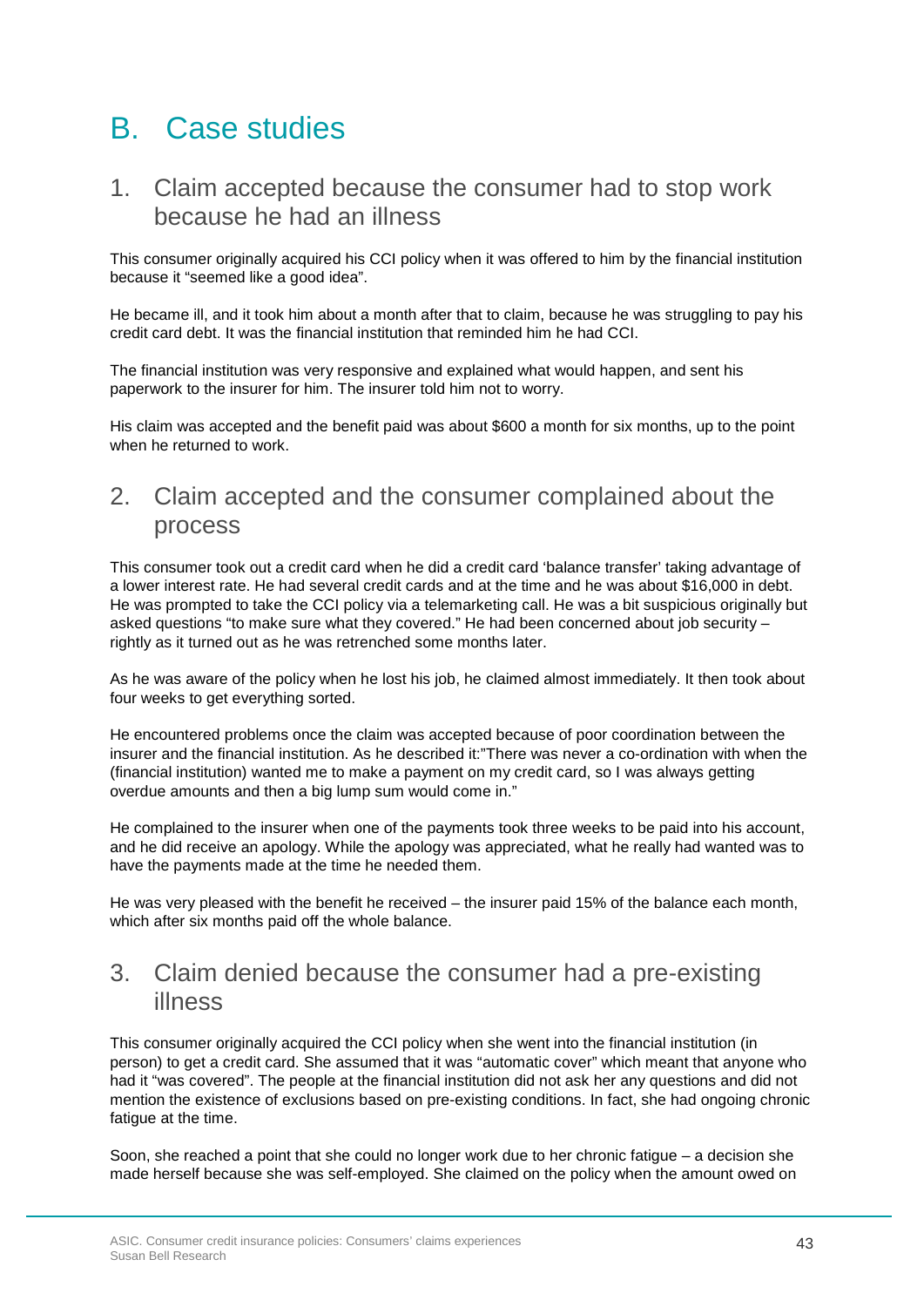# B. Case studies

## 1. Claim accepted because the consumer had to stop work because he had an illness

This consumer originally acquired his CCI policy when it was offered to him by the financial institution because it "seemed like a good idea".

He became ill, and it took him about a month after that to claim, because he was struggling to pay his credit card debt. It was the financial institution that reminded him he had CCI.

The financial institution was very responsive and explained what would happen, and sent his paperwork to the insurer for him. The insurer told him not to worry.

His claim was accepted and the benefit paid was about $600 a month for six months, up to the point when he returned to work.

## 2. Claim accepted and the consumer complained about the process

This consumer took out a credit card when he did a credit card 'balance transfer' taking advantage of a lower interest rate. He had several credit cards and at the time and he was about $16,000 in debt. He was prompted to take the CCI policy via a telemarketing call. He was a bit suspicious originally but asked questions "to make sure what they covered." He had been concerned about job security – rightly as it turned out as he was retrenched some months later.

As he was aware of the policy when he lost his job, he claimed almost immediately. It then took about four weeks to get everything sorted.

He encountered problems once the claim was accepted because of poor coordination between the insurer and the financial institution. As he described it:"There was never a co-ordination with when the (financial institution) wanted me to make a payment on my credit card, so I was always getting overdue amounts and then a big lump sum would come in."

He complained to the insurer when one of the payments took three weeks to be paid into his account, and he did receive an apology. While the apology was appreciated, what he really had wanted was to have the payments made at the time he needed them.

He was very pleased with the benefit he received – the insurer paid 15% of the balance each month, which after six months paid off the whole balance.

## 3. Claim denied because the consumer had a pre-existing illness

This consumer originally acquired the CCI policy when she went into the financial institution (in person) to get a credit card. She assumed that it was "automatic cover" which meant that anyone who had it "was covered". The people at the financial institution did not ask her any questions and did not mention the existence of exclusions based on pre-existing conditions. In fact, she had ongoing chronic fatigue at the time.

Soon, she reached a point that she could no longer work due to her chronic fatigue – a decision she made herself because she was self-employed. She claimed on the policy when the amount owed on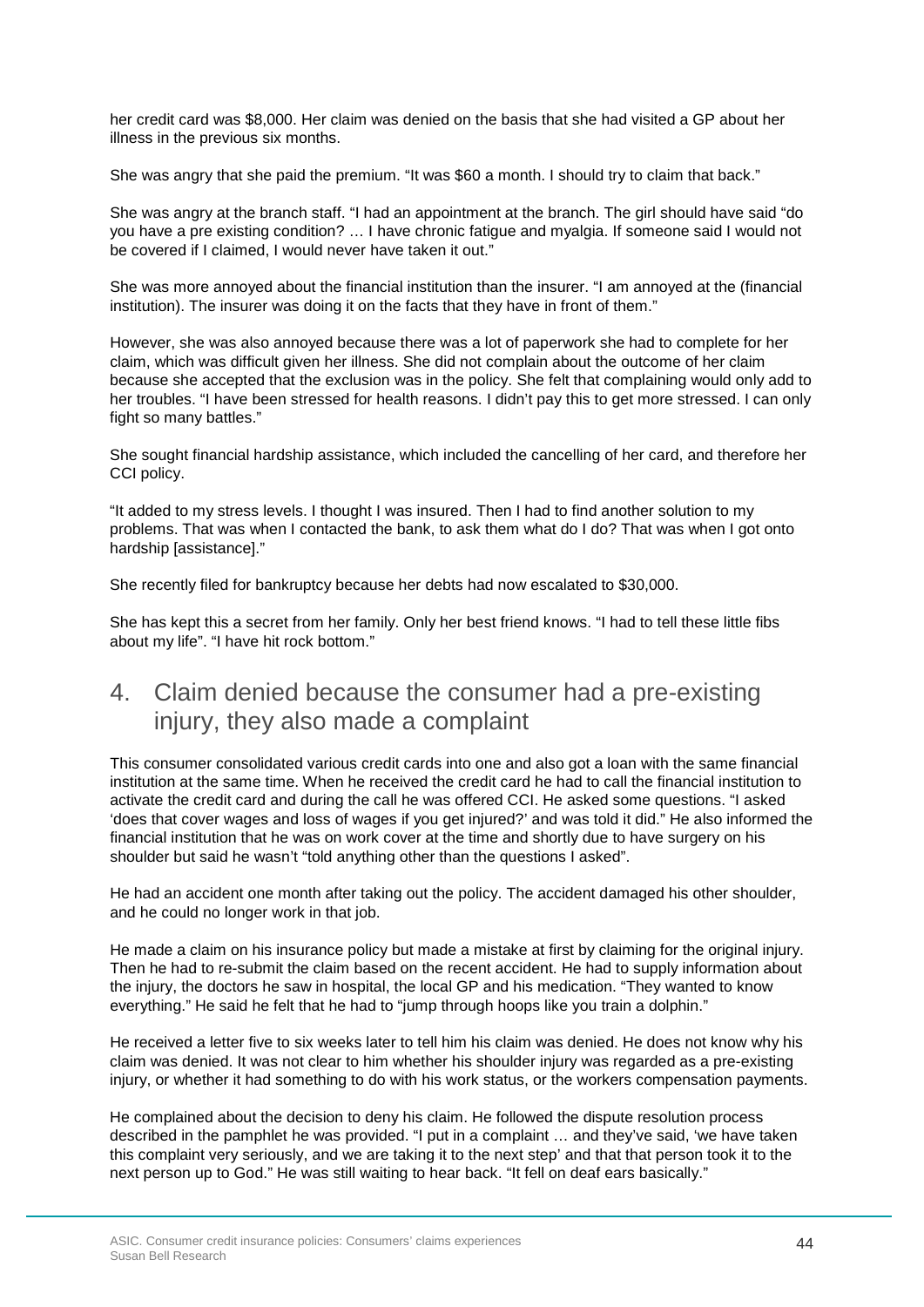her credit card was $8,000. Her claim was denied on the basis that she had visited a GP about her illness in the previous six months.

She was angry that she paid the premium. "It was $60 a month. I should try to claim that back."

She was angry at the branch staff. "I had an appointment at the branch. The girl should have said "do you have a pre existing condition? … I have chronic fatigue and myalgia. If someone said I would not be covered if I claimed, I would never have taken it out."

She was more annoyed about the financial institution than the insurer. "I am annoyed at the (financial institution). The insurer was doing it on the facts that they have in front of them."

However, she was also annoyed because there was a lot of paperwork she had to complete for her claim, which was difficult given her illness. She did not complain about the outcome of her claim because she accepted that the exclusion was in the policy. She felt that complaining would only add to her troubles. "I have been stressed for health reasons. I didn't pay this to get more stressed. I can only fight so many battles."

She sought financial hardship assistance, which included the cancelling of her card, and therefore her CCI policy.

"It added to my stress levels. I thought I was insured. Then I had to find another solution to my problems. That was when I contacted the bank, to ask them what do I do? That was when I got onto hardship [assistance]."

She recently filed for bankruptcy because her debts had now escalated to $30,000.

She has kept this a secret from her family. Only her best friend knows. "I had to tell these little fibs about my life". "I have hit rock bottom."

## 4. Claim denied because the consumer had a pre-existing injury, they also made a complaint

This consumer consolidated various credit cards into one and also got a loan with the same financial institution at the same time. When he received the credit card he had to call the financial institution to activate the credit card and during the call he was offered CCI. He asked some questions. "I asked 'does that cover wages and loss of wages if you get injured?' and was told it did." He also informed the financial institution that he was on work cover at the time and shortly due to have surgery on his shoulder but said he wasn't "told anything other than the questions I asked".

He had an accident one month after taking out the policy. The accident damaged his other shoulder, and he could no longer work in that job.

He made a claim on his insurance policy but made a mistake at first by claiming for the original injury. Then he had to re-submit the claim based on the recent accident. He had to supply information about the injury, the doctors he saw in hospital, the local GP and his medication. "They wanted to know everything." He said he felt that he had to "jump through hoops like you train a dolphin."

He received a letter five to six weeks later to tell him his claim was denied. He does not know why his claim was denied. It was not clear to him whether his shoulder injury was regarded as a pre-existing injury, or whether it had something to do with his work status, or the workers compensation payments.

He complained about the decision to deny his claim. He followed the dispute resolution process described in the pamphlet he was provided. "I put in a complaint … and they've said, 'we have taken this complaint very seriously, and we are taking it to the next step' and that that person took it to the next person up to God." He was still waiting to hear back. "It fell on deaf ears basically."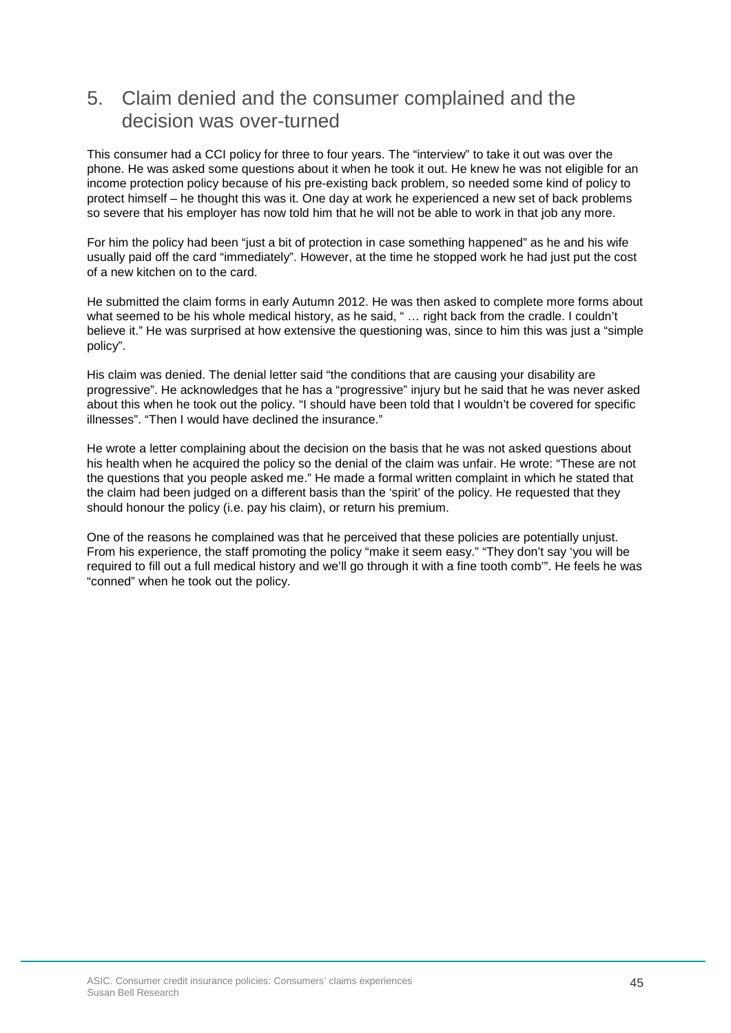## 5. Claim denied and the consumer complained and the decision was over-turned

This consumer had a CCI policy for three to four years. The "interview" to take it out was over the phone. He was asked some questions about it when he took it out. He knew he was not eligible for an income protection policy because of his pre-existing back problem, so needed some kind of policy to protect himself – he thought this was it. One day at work he experienced a new set of back problems so severe that his employer has now told him that he will not be able to work in that job any more.

For him the policy had been "just a bit of protection in case something happened" as he and his wife usually paid off the card "immediately". However, at the time he stopped work he had just put the cost of a new kitchen on to the card.

He submitted the claim forms in early Autumn 2012. He was then asked to complete more forms about what seemed to be his whole medical history, as he said, " … right back from the cradle. I couldn't believe it." He was surprised at how extensive the questioning was, since to him this was just a "simple policy".

His claim was denied. The denial letter said "the conditions that are causing your disability are progressive". He acknowledges that he has a "progressive" injury but he said that he was never asked about this when he took out the policy. "I should have been told that I wouldn't be covered for specific illnesses". "Then I would have declined the insurance."

He wrote a letter complaining about the decision on the basis that he was not asked questions about his health when he acquired the policy so the denial of the claim was unfair. He wrote: "These are not the questions that you people asked me." He made a formal written complaint in which he stated that the claim had been judged on a different basis than the 'spirit' of the policy. He requested that they should honour the policy (i.e. pay his claim), or return his premium.

One of the reasons he complained was that he perceived that these policies are potentially unjust. From his experience, the staff promoting the policy "make it seem easy." "They don't say 'you will be required to fill out a full medical history and we'll go through it with a fine tooth comb'". He feels he was "conned" when he took out the policy.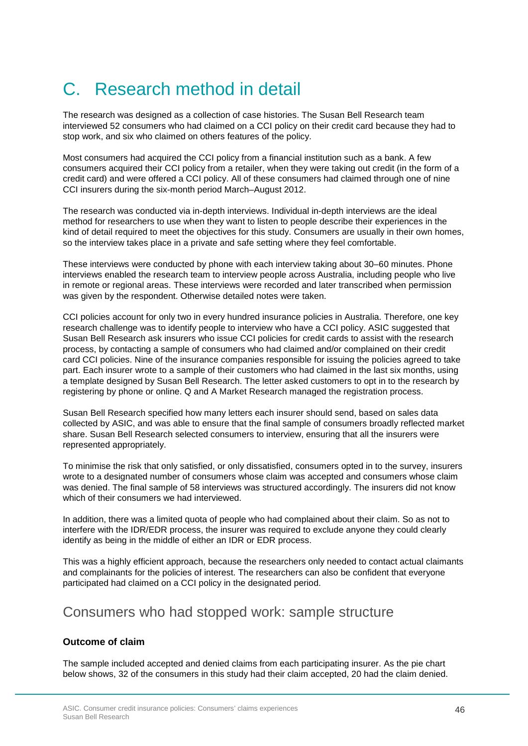# C. Research method in detail

The research was designed as a collection of case histories. The Susan Bell Research team interviewed 52 consumers who had claimed on a CCI policy on their credit card because they had to stop work, and six who claimed on others features of the policy.

Most consumers had acquired the CCI policy from a financial institution such as a bank. A few consumers acquired their CCI policy from a retailer, when they were taking out credit (in the form of a credit card) and were offered a CCI policy. All of these consumers had claimed through one of nine CCI insurers during the six-month period March–August 2012.

The research was conducted via in-depth interviews. Individual in-depth interviews are the ideal method for researchers to use when they want to listen to people describe their experiences in the kind of detail required to meet the objectives for this study. Consumers are usually in their own homes, so the interview takes place in a private and safe setting where they feel comfortable.

These interviews were conducted by phone with each interview taking about 30–60 minutes. Phone interviews enabled the research team to interview people across Australia, including people who live in remote or regional areas. These interviews were recorded and later transcribed when permission was given by the respondent. Otherwise detailed notes were taken.

CCI policies account for only two in every hundred insurance policies in Australia. Therefore, one key research challenge was to identify people to interview who have a CCI policy. ASIC suggested that Susan Bell Research ask insurers who issue CCI policies for credit cards to assist with the research process, by contacting a sample of consumers who had claimed and/or complained on their credit card CCI policies. Nine of the insurance companies responsible for issuing the policies agreed to take part. Each insurer wrote to a sample of their customers who had claimed in the last six months, using a template designed by Susan Bell Research. The letter asked customers to opt in to the research by registering by phone or online. Q and A Market Research managed the registration process.

Susan Bell Research specified how many letters each insurer should send, based on sales data collected by ASIC, and was able to ensure that the final sample of consumers broadly reflected market share. Susan Bell Research selected consumers to interview, ensuring that all the insurers were represented appropriately.

To minimise the risk that only satisfied, or only dissatisfied, consumers opted in to the survey, insurers wrote to a designated number of consumers whose claim was accepted and consumers whose claim was denied. The final sample of 58 interviews was structured accordingly. The insurers did not know which of their consumers we had interviewed.

In addition, there was a limited quota of people who had complained about their claim. So as not to interfere with the IDR/EDR process, the insurer was required to exclude anyone they could clearly identify as being in the middle of either an IDR or EDR process.

This was a highly efficient approach, because the researchers only needed to contact actual claimants and complainants for the policies of interest. The researchers can also be confident that everyone participated had claimed on a CCI policy in the designated period.

## Consumers who had stopped work: sample structure

### Outcome of claim

The sample included accepted and denied claims from each participating insurer. As the pie chart below shows, 32 of the consumers in this study had their claim accepted, 20 had the claim denied.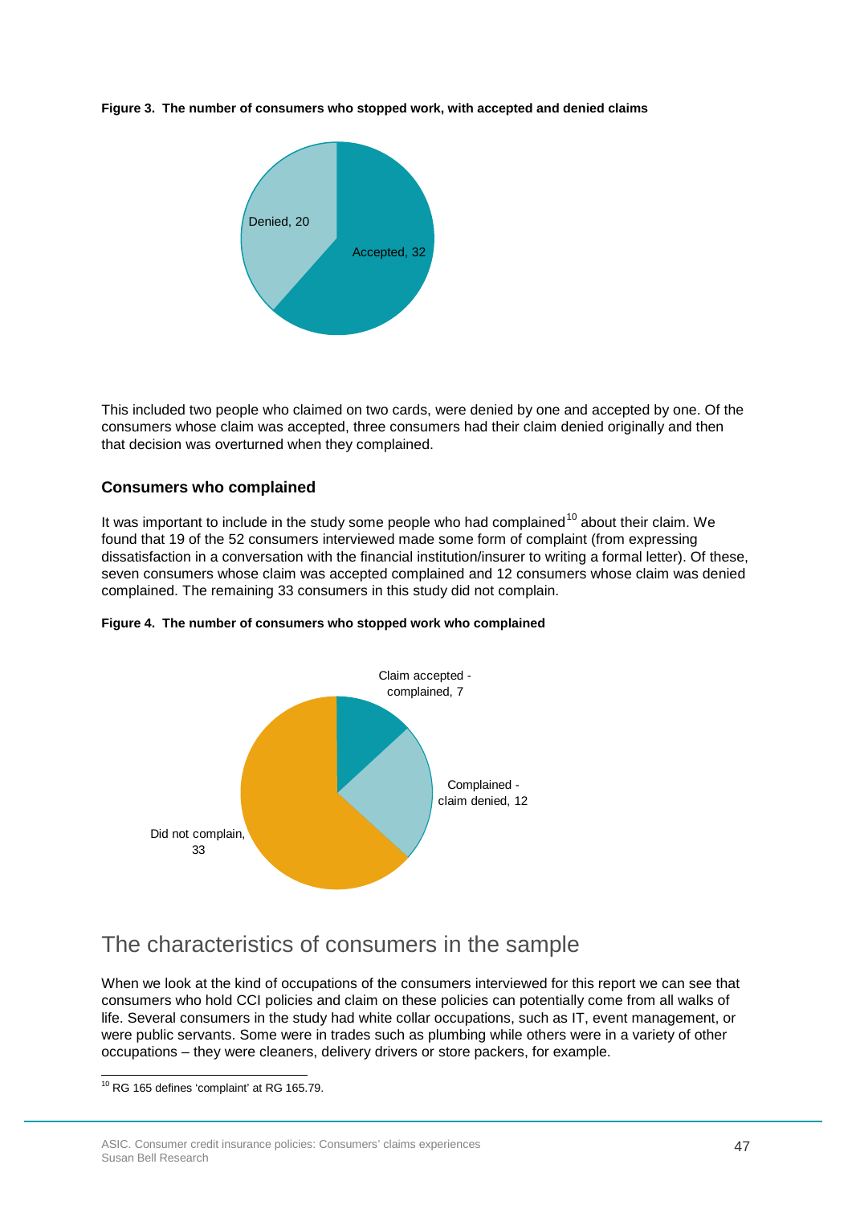**Figure 3. The number of consumers who stopped work, with accepted and denied claims**

Denied, 20

Accepted, 32

This included two people who claimed on two cards, were denied by one and accepted by one. Of the consumers whose claim was accepted, three consumers had their claim denied originally and then that decision was overturned when they complained.

### Consumers who complained

It was important to include in the study some people who had complained[10] about their claim. We found that 19 of the 52 consumers interviewed made some form of complaint (from expressing dissatisfaction in a conversation with the financial institution/insurer to writing a formal letter). Of these, seven consumers whose claim was accepted complained and 12 consumers whose claim was denied complained. The remaining 33 consumers in this study did not complain.

**Figure 4. The number of consumers who stopped work who complained**

Claim accepted - complained, 7

Complained - claim denied, 12

Did not complain, 33

## The characteristics of consumers in the sample

When we look at the kind of occupations of the consumers interviewed for this report we can see that consumers who hold CCI policies and claim on these policies can potentially come from all walks of life. Several consumers in the study had white collar occupations, such as IT, event management, or were public servants. Some were in trades such as plumbing while others were in a variety of other occupations – they were cleaners, delivery drivers or store packers, for example.

[10] RG 165 defines 'complaint' at RG 165.79.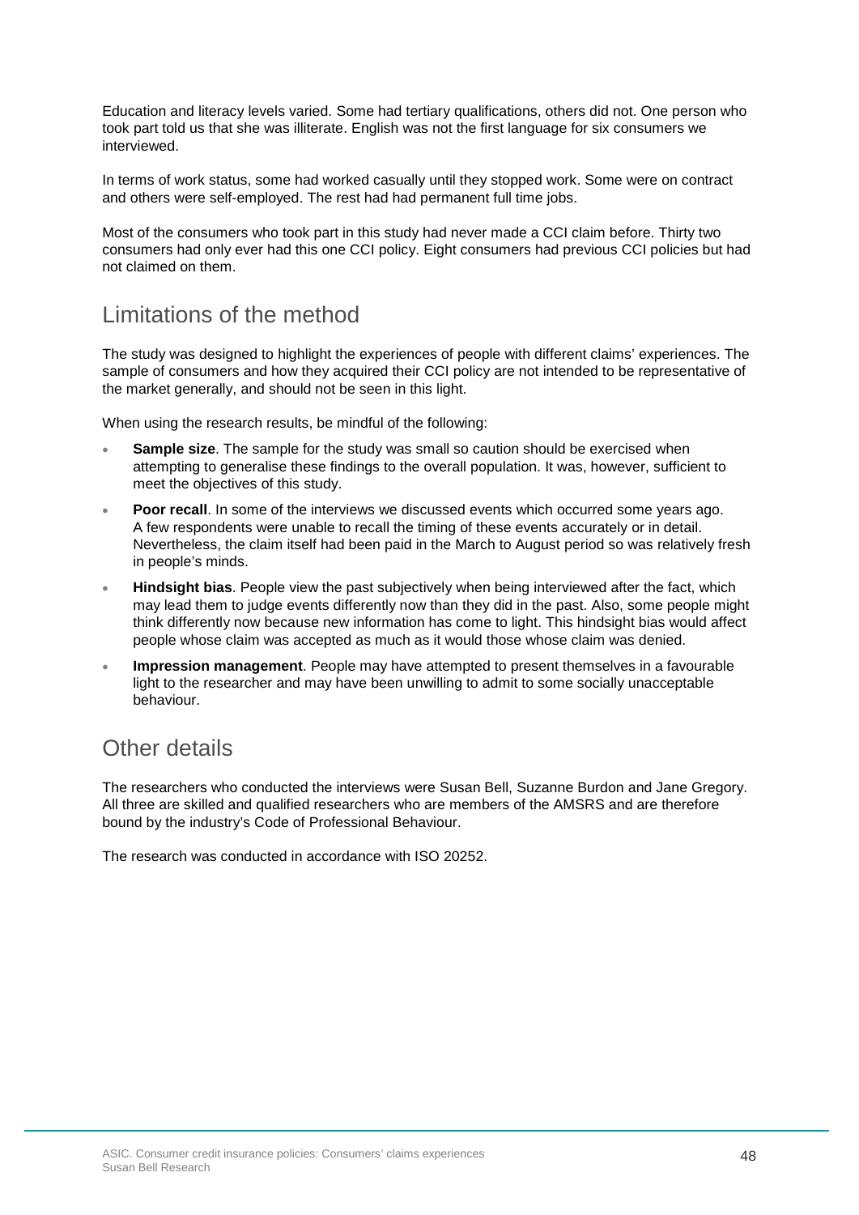Education and literacy levels varied. Some had tertiary qualifications, others did not. One person who took part told us that she was illiterate. English was not the first language for six consumers we interviewed.

In terms of work status, some had worked casually until they stopped work. Some were on contract and others were self-employed. The rest had had permanent full time jobs.

Most of the consumers who took part in this study had never made a CCI claim before. Thirty two consumers had only ever had this one CCI policy. Eight consumers had previous CCI policies but had not claimed on them.

## Limitations of the method

The study was designed to highlight the experiences of people with different claims' experiences. The sample of consumers and how they acquired their CCI policy are not intended to be representative of the market generally, and should not be seen in this light.

When using the research results, be mindful of the following:

- **Sample size**. The sample for the study was small so caution should be exercised when attempting to generalise these findings to the overall population. It was, however, sufficient to meet the objectives of this study.
- **Poor recall**. In some of the interviews we discussed events which occurred some years ago. A few respondents were unable to recall the timing of these events accurately or in detail. Nevertheless, the claim itself had been paid in the March to August period so was relatively fresh in people's minds.
- **Hindsight bias**. People view the past subjectively when being interviewed after the fact, which may lead them to judge events differently now than they did in the past. Also, some people might think differently now because new information has come to light. This hindsight bias would affect people whose claim was accepted as much as it would those whose claim was denied.
- **Impression management**. People may have attempted to present themselves in a favourable light to the researcher and may have been unwilling to admit to some socially unacceptable behaviour.

## Other details

The researchers who conducted the interviews were Susan Bell, Suzanne Burdon and Jane Gregory. All three are skilled and qualified researchers who are members of the AMSRS and are therefore bound by the industry's Code of Professional Behaviour.

The research was conducted in accordance with ISO 20252.